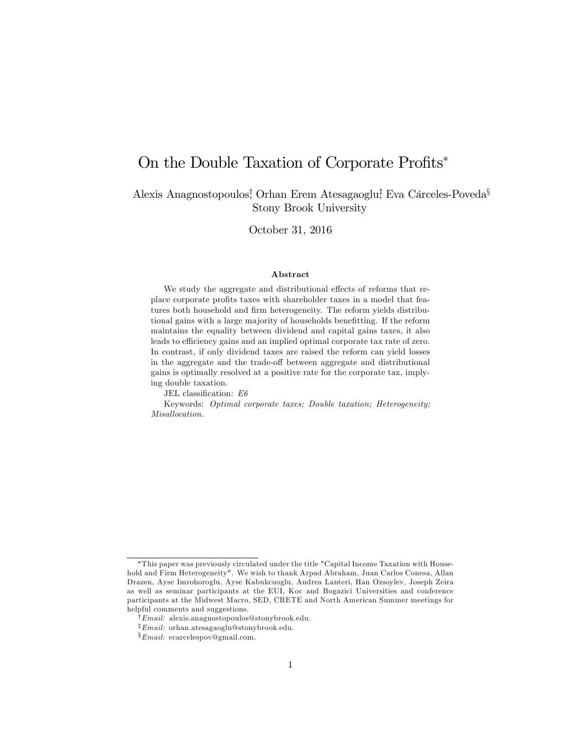# On the Double Taxation of Corporate Profits[*]

Alexis Anagnostopoulos[†], Orhan Erem Atesagaoglu[‡], Eva Cárceles-Poveda[§]
Stony Brook University

October 31, 2016

## Abstract

We study the aggregate and distributional effects of reforms that replace corporate profits taxes with shareholder taxes in a model that features both household and firm heterogeneity. The reform yields distributional gains with a large majority of households benefitting. If the reform maintains the equality between dividend and capital gains taxes, it also leads to efficiency gains and an implied optimal corporate tax rate of zero. In contrast, if only dividend taxes are raised the reform can yield losses in the aggregate and the trade-off between aggregate and distributional gains is optimally resolved at a positive rate for the corporate tax, implying double taxation.

JEL classification: *E6*

Keywords: *Optimal corporate taxes; Double taxation; Heterogeneity; Misallocation.*

---

[*]This paper was previously circulated under the title "Capital Income Taxation with Household and Firm Heterogeneity". We wish to thank Arpad Abraham, Juan Carlos Conesa, Allan Drazen, Ayse Imrohoroglu, Ayse Kabukcuoglu, Andrea Lanteri, Han Ozsoylev, Joseph Zeira as well as seminar participants at the EUI, Koc and Bogazici Universities and conference participants at the Midwest Macro, SED, CRETE and North American Summer meetings for helpful comments and suggestions.

[†]*Email:* alexis.anagnostopoulos@stonybrook.edu.

[‡]*Email:* orhan.atesagaoglu@stonybrook.edu.

[§]*Email:* ecarcelespov@gmail.com.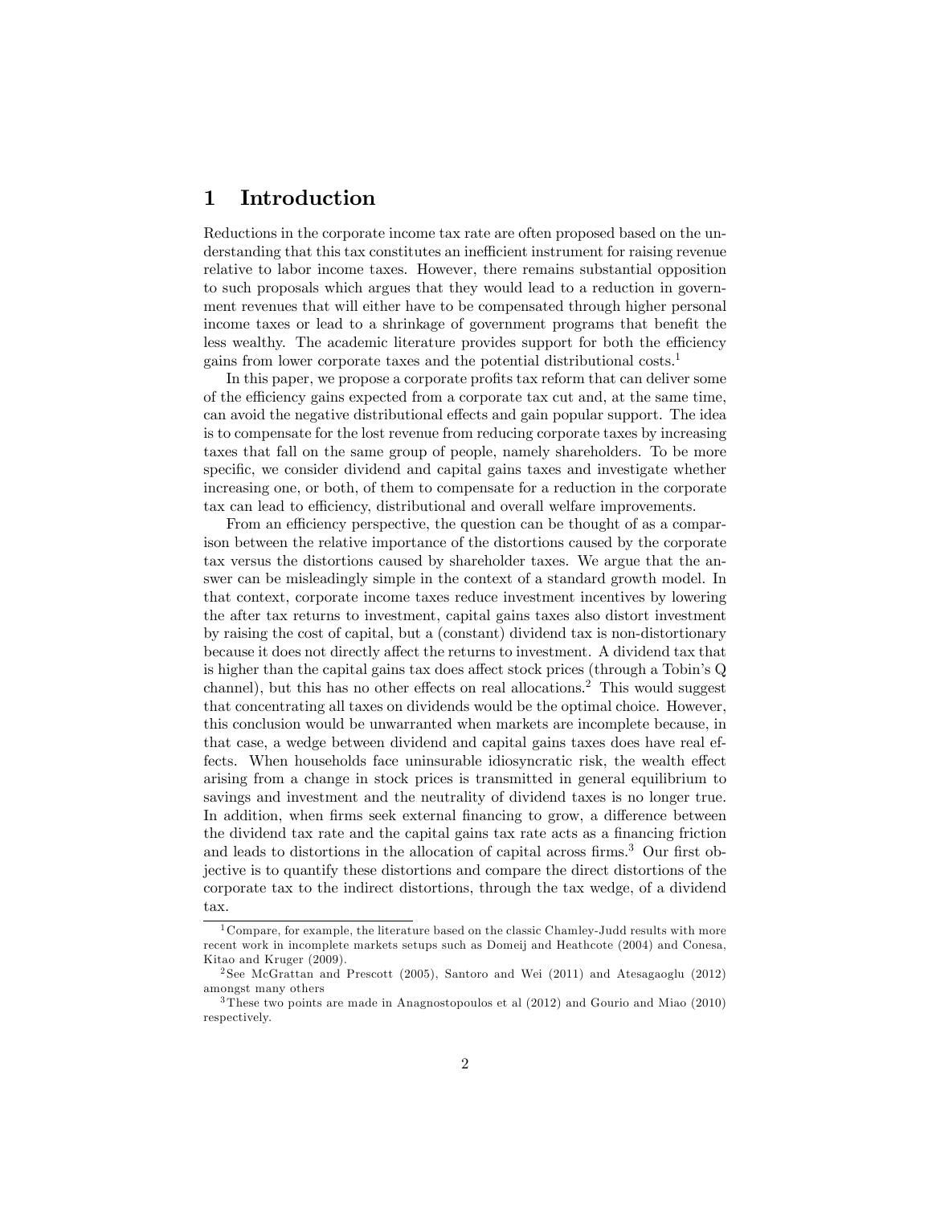# 1 Introduction

Reductions in the corporate income tax rate are often proposed based on the understanding that this tax constitutes an inefficient instrument for raising revenue relative to labor income taxes. However, there remains substantial opposition to such proposals which argues that they would lead to a reduction in government revenues that will either have to be compensated through higher personal income taxes or lead to a shrinkage of government programs that benefit the less wealthy. The academic literature provides support for both the efficiency gains from lower corporate taxes and the potential distributional costs.[1]

In this paper, we propose a corporate profits tax reform that can deliver some of the efficiency gains expected from a corporate tax cut and, at the same time, can avoid the negative distributional effects and gain popular support. The idea is to compensate for the lost revenue from reducing corporate taxes by increasing taxes that fall on the same group of people, namely shareholders. To be more specific, we consider dividend and capital gains taxes and investigate whether increasing one, or both, of them to compensate for a reduction in the corporate tax can lead to efficiency, distributional and overall welfare improvements.

From an efficiency perspective, the question can be thought of as a comparison between the relative importance of the distortions caused by the corporate tax versus the distortions caused by shareholder taxes. We argue that the answer can be misleadingly simple in the context of a standard growth model. In that context, corporate income taxes reduce investment incentives by lowering the after tax returns to investment, capital gains taxes also distort investment by raising the cost of capital, but a (constant) dividend tax is non-distortionary because it does not directly affect the returns to investment. A dividend tax that is higher than the capital gains tax does affect stock prices (through a Tobin's Q channel), but this has no other effects on real allocations.[2] This would suggest that concentrating all taxes on dividends would be the optimal choice. However, this conclusion would be unwarranted when markets are incomplete because, in that case, a wedge between dividend and capital gains taxes does have real effects. When households face uninsurable idiosyncratic risk, the wealth effect arising from a change in stock prices is transmitted in general equilibrium to savings and investment and the neutrality of dividend taxes is no longer true. In addition, when firms seek external financing to grow, a difference between the dividend tax rate and the capital gains tax rate acts as a financing friction and leads to distortions in the allocation of capital across firms.[3] Our first objective is to quantify these distortions and compare the direct distortions of the corporate tax to the indirect distortions, through the tax wedge, of a dividend tax.

[1] Compare, for example, the literature based on the classic Chamley-Judd results with more recent work in incomplete markets setups such as Domeij and Heathcote (2004) and Conesa, Kitao and Kruger (2009).

[2] See McGrattan and Prescott (2005), Santoro and Wei (2011) and Atesagaoglu (2012) amongst many others

[3] These two points are made in Anagnostopoulos et al (2012) and Gourio and Miao (2010) respectively.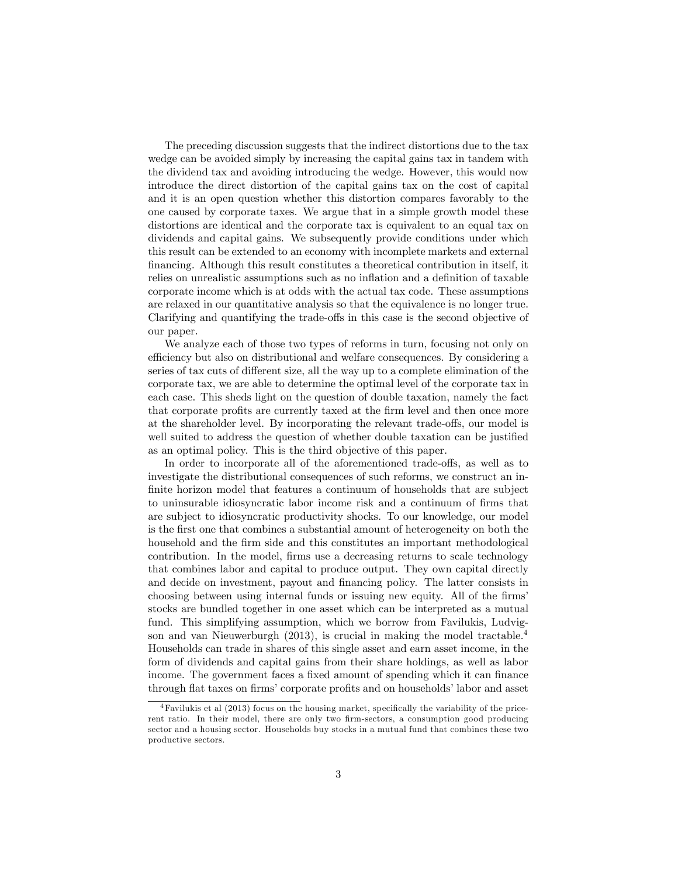The preceding discussion suggests that the indirect distortions due to the tax wedge can be avoided simply by increasing the capital gains tax in tandem with the dividend tax and avoiding introducing the wedge. However, this would now introduce the direct distortion of the capital gains tax on the cost of capital and it is an open question whether this distortion compares favorably to the one caused by corporate taxes. We argue that in a simple growth model these distortions are identical and the corporate tax is equivalent to an equal tax on dividends and capital gains. We subsequently provide conditions under which this result can be extended to an economy with incomplete markets and external financing. Although this result constitutes a theoretical contribution in itself, it relies on unrealistic assumptions such as no inflation and a definition of taxable corporate income which is at odds with the actual tax code. These assumptions are relaxed in our quantitative analysis so that the equivalence is no longer true. Clarifying and quantifying the trade-offs in this case is the second objective of our paper.

We analyze each of those two types of reforms in turn, focusing not only on efficiency but also on distributional and welfare consequences. By considering a series of tax cuts of different size, all the way up to a complete elimination of the corporate tax, we are able to determine the optimal level of the corporate tax in each case. This sheds light on the question of double taxation, namely the fact that corporate profits are currently taxed at the firm level and then once more at the shareholder level. By incorporating the relevant trade-offs, our model is well suited to address the question of whether double taxation can be justified as an optimal policy. This is the third objective of this paper.

In order to incorporate all of the aforementioned trade-offs, as well as to investigate the distributional consequences of such reforms, we construct an infinite horizon model that features a continuum of households that are subject to uninsurable idiosyncratic labor income risk and a continuum of firms that are subject to idiosyncratic productivity shocks. To our knowledge, our model is the first one that combines a substantial amount of heterogeneity on both the household and the firm side and this constitutes an important methodological contribution. In the model, firms use a decreasing returns to scale technology that combines labor and capital to produce output. They own capital directly and decide on investment, payout and financing policy. The latter consists in choosing between using internal funds or issuing new equity. All of the firms' stocks are bundled together in one asset which can be interpreted as a mutual fund. This simplifying assumption, which we borrow from Favilukis, Ludvigson and van Nieuwerburgh (2013), is crucial in making the model tractable.[4] Households can trade in shares of this single asset and earn asset income, in the form of dividends and capital gains from their share holdings, as well as labor income. The government faces a fixed amount of spending which it can finance through flat taxes on firms' corporate profits and on households' labor and asset

[4] Favilukis et al (2013) focus on the housing market, specifically the variability of the price-rent ratio. In their model, there are only two firm-sectors, a consumption good producing sector and a housing sector. Households buy stocks in a mutual fund that combines these two productive sectors.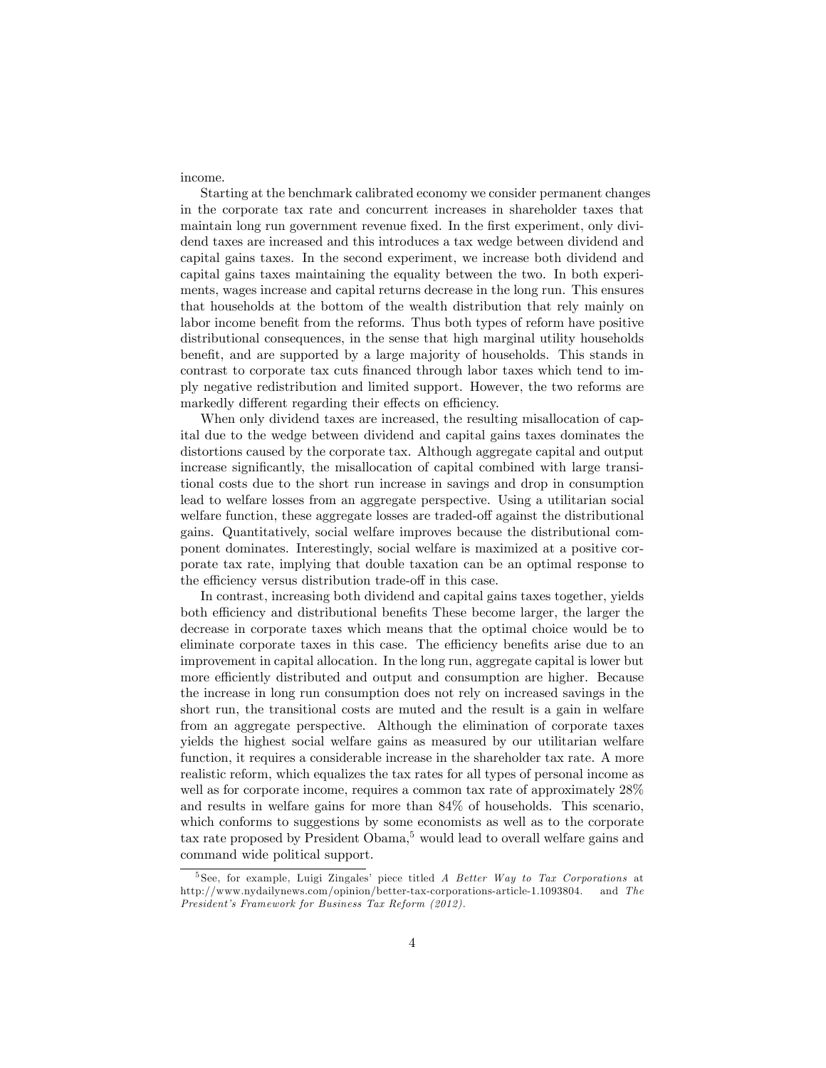income.

Starting at the benchmark calibrated economy we consider permanent changes in the corporate tax rate and concurrent increases in shareholder taxes that maintain long run government revenue fixed. In the first experiment, only dividend taxes are increased and this introduces a tax wedge between dividend and capital gains taxes. In the second experiment, we increase both dividend and capital gains taxes maintaining the equality between the two. In both experiments, wages increase and capital returns decrease in the long run. This ensures that households at the bottom of the wealth distribution that rely mainly on labor income benefit from the reforms. Thus both types of reform have positive distributional consequences, in the sense that high marginal utility households benefit, and are supported by a large majority of households. This stands in contrast to corporate tax cuts financed through labor taxes which tend to imply negative redistribution and limited support. However, the two reforms are markedly different regarding their effects on efficiency.

When only dividend taxes are increased, the resulting misallocation of capital due to the wedge between dividend and capital gains taxes dominates the distortions caused by the corporate tax. Although aggregate capital and output increase significantly, the misallocation of capital combined with large transitional costs due to the short run increase in savings and drop in consumption lead to welfare losses from an aggregate perspective. Using a utilitarian social welfare function, these aggregate losses are traded-off against the distributional gains. Quantitatively, social welfare improves because the distributional component dominates. Interestingly, social welfare is maximized at a positive corporate tax rate, implying that double taxation can be an optimal response to the efficiency versus distribution trade-off in this case.

In contrast, increasing both dividend and capital gains taxes together, yields both efficiency and distributional benefits These become larger, the larger the decrease in corporate taxes which means that the optimal choice would be to eliminate corporate taxes in this case. The efficiency benefits arise due to an improvement in capital allocation. In the long run, aggregate capital is lower but more efficiently distributed and output and consumption are higher. Because the increase in long run consumption does not rely on increased savings in the short run, the transitional costs are muted and the result is a gain in welfare from an aggregate perspective. Although the elimination of corporate taxes yields the highest social welfare gains as measured by our utilitarian welfare function, it requires a considerable increase in the shareholder tax rate. A more realistic reform, which equalizes the tax rates for all types of personal income as well as for corporate income, requires a common tax rate of approximately 28% and results in welfare gains for more than 84% of households. This scenario, which conforms to suggestions by some economists as well as to the corporate tax rate proposed by President Obama,[5] would lead to overall welfare gains and command wide political support.

[5] See, for example, Luigi Zingales' piece titled *A Better Way to Tax Corporations* at http://www.nydailynews.com/opinion/better-tax-corporations-article-1.1093804. and *The President's Framework for Business Tax Reform (2012).*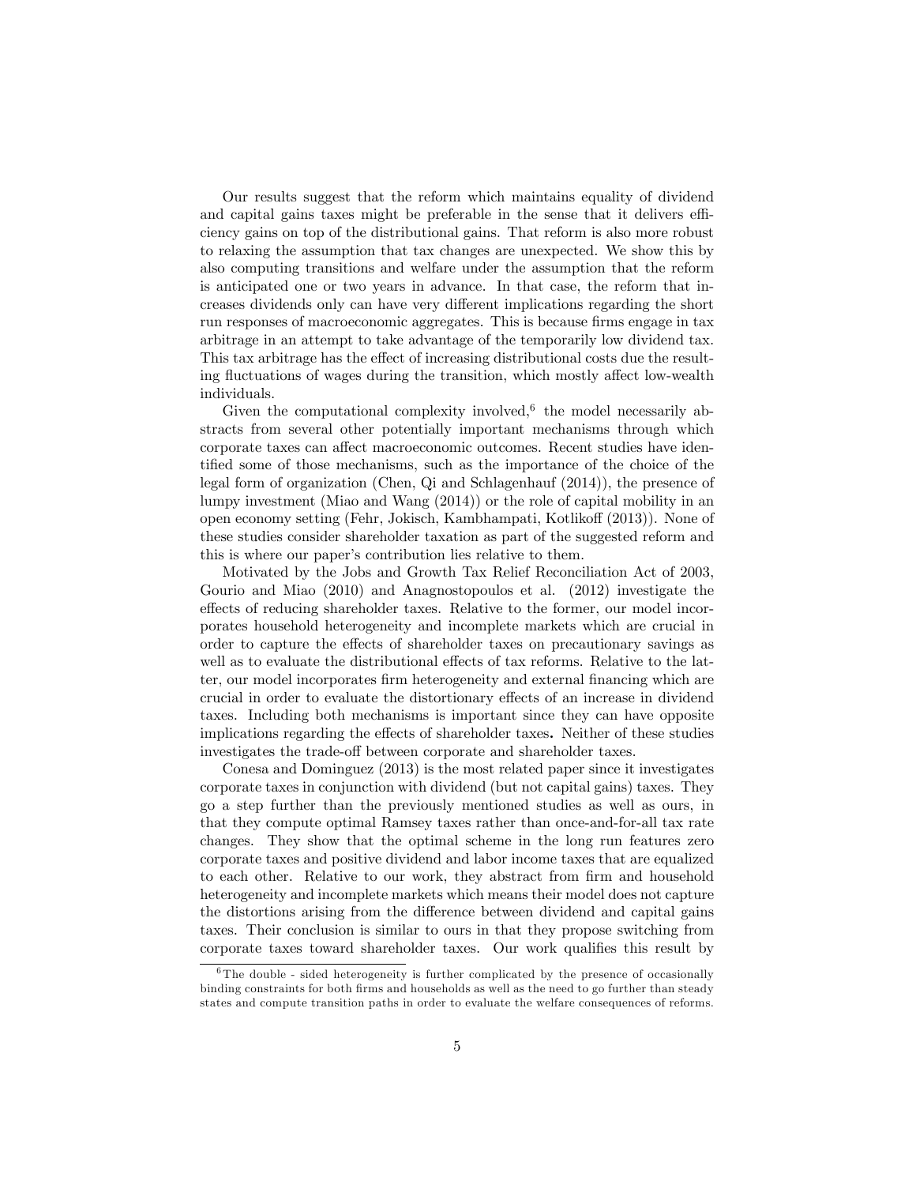Our results suggest that the reform which maintains equality of dividend and capital gains taxes might be preferable in the sense that it delivers efficiency gains on top of the distributional gains. That reform is also more robust to relaxing the assumption that tax changes are unexpected. We show this by also computing transitions and welfare under the assumption that the reform is anticipated one or two years in advance. In that case, the reform that increases dividends only can have very different implications regarding the short run responses of macroeconomic aggregates. This is because firms engage in tax arbitrage in an attempt to take advantage of the temporarily low dividend tax. This tax arbitrage has the effect of increasing distributional costs due the resulting fluctuations of wages during the transition, which mostly affect low-wealth individuals.

Given the computational complexity involved,[6] the model necessarily abstracts from several other potentially important mechanisms through which corporate taxes can affect macroeconomic outcomes. Recent studies have identified some of those mechanisms, such as the importance of the choice of the legal form of organization (Chen, Qi and Schlagenhauf (2014)), the presence of lumpy investment (Miao and Wang (2014)) or the role of capital mobility in an open economy setting (Fehr, Jokisch, Kambhampati, Kotlikoff (2013)). None of these studies consider shareholder taxation as part of the suggested reform and this is where our paper's contribution lies relative to them.

Motivated by the Jobs and Growth Tax Relief Reconciliation Act of 2003, Gourio and Miao (2010) and Anagnostopoulos et al. (2012) investigate the effects of reducing shareholder taxes. Relative to the former, our model incorporates household heterogeneity and incomplete markets which are crucial in order to capture the effects of shareholder taxes on precautionary savings as well as to evaluate the distributional effects of tax reforms. Relative to the latter, our model incorporates firm heterogeneity and external financing which are crucial in order to evaluate the distortionary effects of an increase in dividend taxes. Including both mechanisms is important since they can have opposite implications regarding the effects of shareholder taxes**.** Neither of these studies investigates the trade-off between corporate and shareholder taxes.

Conesa and Dominguez (2013) is the most related paper since it investigates corporate taxes in conjunction with dividend (but not capital gains) taxes. They go a step further than the previously mentioned studies as well as ours, in that they compute optimal Ramsey taxes rather than once-and-for-all tax rate changes. They show that the optimal scheme in the long run features zero corporate taxes and positive dividend and labor income taxes that are equalized to each other. Relative to our work, they abstract from firm and household heterogeneity and incomplete markets which means their model does not capture the distortions arising from the difference between dividend and capital gains taxes. Their conclusion is similar to ours in that they propose switching from corporate taxes toward shareholder taxes. Our work qualifies this result by

[6] The double - sided heterogeneity is further complicated by the presence of occasionally binding constraints for both firms and households as well as the need to go further than steady states and compute transition paths in order to evaluate the welfare consequences of reforms.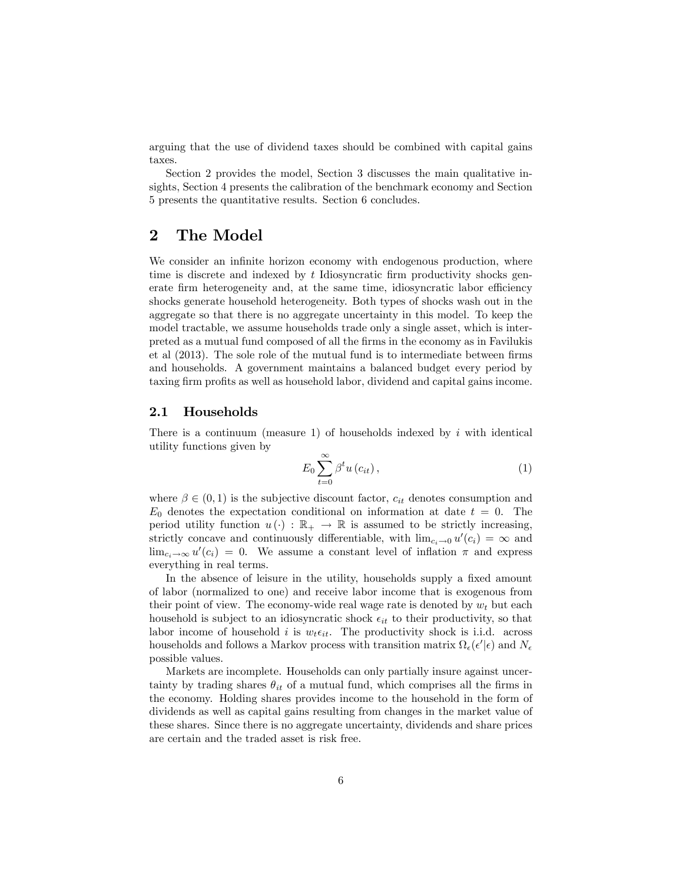arguing that the use of dividend taxes should be combined with capital gains taxes.

Section 2 provides the model, Section 3 discusses the main qualitative insights, Section 4 presents the calibration of the benchmark economy and Section 5 presents the quantitative results. Section 6 concludes.

# 2 The Model

We consider an infinite horizon economy with endogenous production, where time is discrete and indexed by $t$ Idiosyncratic firm productivity shocks generate firm heterogeneity and, at the same time, idiosyncratic labor efficiency shocks generate household heterogeneity. Both types of shocks wash out in the aggregate so that there is no aggregate uncertainty in this model. To keep the model tractable, we assume households trade only a single asset, which is interpreted as a mutual fund composed of all the firms in the economy as in Favilukis et al (2013). The sole role of the mutual fund is to intermediate between firms and households. A government maintains a balanced budget every period by taxing firm profits as well as household labor, dividend and capital gains income.

## 2.1 Households

There is a continuum (measure 1) of households indexed by $i$ with identical utility functions given by

$$E_0 \sum_{t=0}^{\infty} \beta^t u\left(c_{it}\right), \tag{1}$$

where $\beta \in (0,1)$ is the subjective discount factor, $c_{it}$ denotes consumption and $E_0$ denotes the expectation conditional on information at date $t = 0$. The period utility function $u(\cdot) : \mathbb{R}_+ \to \mathbb{R}$ is assumed to be strictly increasing, strictly concave and continuously differentiable, with $\lim_{c_i \to 0} u'(c_i) = \infty$ and $\lim_{c_i \to \infty} u'(c_i) = 0$. We assume a constant level of inflation $\pi$ and express everything in real terms.

In the absence of leisure in the utility, households supply a fixed amount of labor (normalized to one) and receive labor income that is exogenous from their point of view. The economy-wide real wage rate is denoted by $w_t$ but each household is subject to an idiosyncratic shock $\epsilon_{it}$ to their productivity, so that labor income of household $i$ is $w_t \epsilon_{it}$. The productivity shock is i.i.d. across households and follows a Markov process with transition matrix $\Omega_\epsilon(\epsilon'|\epsilon)$ and $N_\epsilon$ possible values.

Markets are incomplete. Households can only partially insure against uncertainty by trading shares $\theta_{it}$ of a mutual fund, which comprises all the firms in the economy. Holding shares provides income to the household in the form of dividends as well as capital gains resulting from changes in the market value of these shares. Since there is no aggregate uncertainty, dividends and share prices are certain and the traded asset is risk free.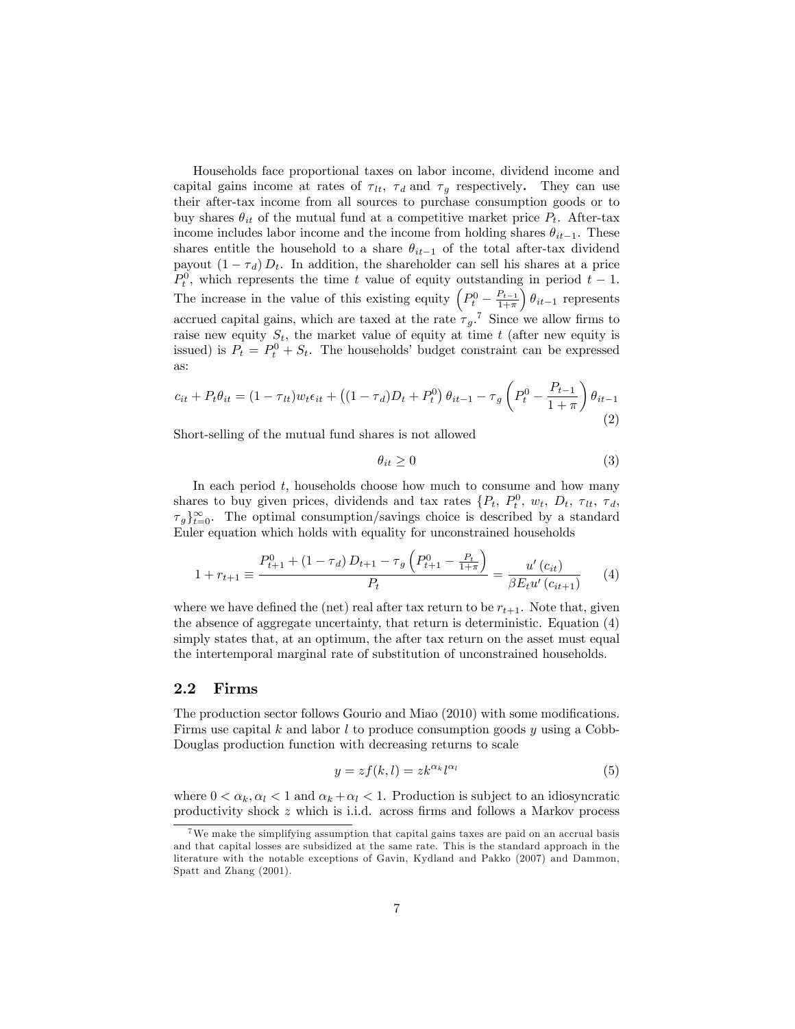Households face proportional taxes on labor income, dividend income and capital gains income at rates of $\tau_{lt}$, $\tau_d$ and $\tau_g$ respectively. They can use their after-tax income from all sources to purchase consumption goods or to buy shares $\theta_{it}$ of the mutual fund at a competitive market price $P_t$. After-tax income includes labor income and the income from holding shares $\theta_{it-1}$. These shares entitle the household to a share $\theta_{it-1}$ of the total after-tax dividend payout $(1-\tau_d)\,D_t$. In addition, the shareholder can sell his shares at a price $P_t^0$, which represents the time $t$ value of equity outstanding in period $t-1$. The increase in the value of this existing equity $\left(P_t^0 - \frac{P_{t-1}}{1+\pi}\right)\theta_{it-1}$ represents accrued capital gains, which are taxed at the rate $\tau_g$.[7] Since we allow firms to raise new equity $S_t$, the market value of equity at time $t$ (after new equity is issued) is $P_t = P_t^0 + S_t$. The households' budget constraint can be expressed as:

$$
c_{it} + P_t\theta_{it} = (1-\tau_{lt})w_t\epsilon_{it} + \left((1-\tau_d)D_t + P_t^0\right)\theta_{it-1} - \tau_g\left(P_t^0 - \frac{P_{t-1}}{1+\pi}\right)\theta_{it-1} \tag{2}
$$

Short-selling of the mutual fund shares is not allowed

$$
\theta_{it} \geq 0 \tag{3}
$$

In each period $t$, households choose how much to consume and how many shares to buy given prices, dividends and tax rates $\{P_t,\, P_t^0,\, w_t,\, D_t,\, \tau_{lt},\, \tau_d,\, \tau_g\}_{t=0}^{\infty}$. The optimal consumption/savings choice is described by a standard Euler equation which holds with equality for unconstrained households

$$
1 + r_{t+1} \equiv \frac{P_{t+1}^0 + (1-\tau_d)\,D_{t+1} - \tau_g\left(P_{t+1}^0 - \frac{P_t}{1+\pi}\right)}{P_t} = \frac{u'(c_{it})}{\beta E_t u'(c_{it+1})} \tag{4}
$$

where we have defined the (net) real after tax return to be $r_{t+1}$. Note that, given the absence of aggregate uncertainty, that return is deterministic. Equation (4) simply states that, at an optimum, the after tax return on the asset must equal the intertemporal marginal rate of substitution of unconstrained households.

## 2.2 Firms

The production sector follows Gourio and Miao (2010) with some modifications. Firms use capital $k$ and labor $l$ to produce consumption goods $y$ using a Cobb-Douglas production function with decreasing returns to scale

$$
y = zf(k,l) = zk^{\alpha_k}l^{\alpha_l} \tag{5}
$$

where $0 < \alpha_k, \alpha_l < 1$ and $\alpha_k + \alpha_l < 1$. Production is subject to an idiosyncratic productivity shock $z$ which is i.i.d. across firms and follows a Markov process

[7] We make the simplifying assumption that capital gains taxes are paid on an accrual basis and that capital losses are subsidized at the same rate. This is the standard approach in the literature with the notable exceptions of Gavin, Kydland and Pakko (2007) and Dammon, Spatt and Zhang (2001).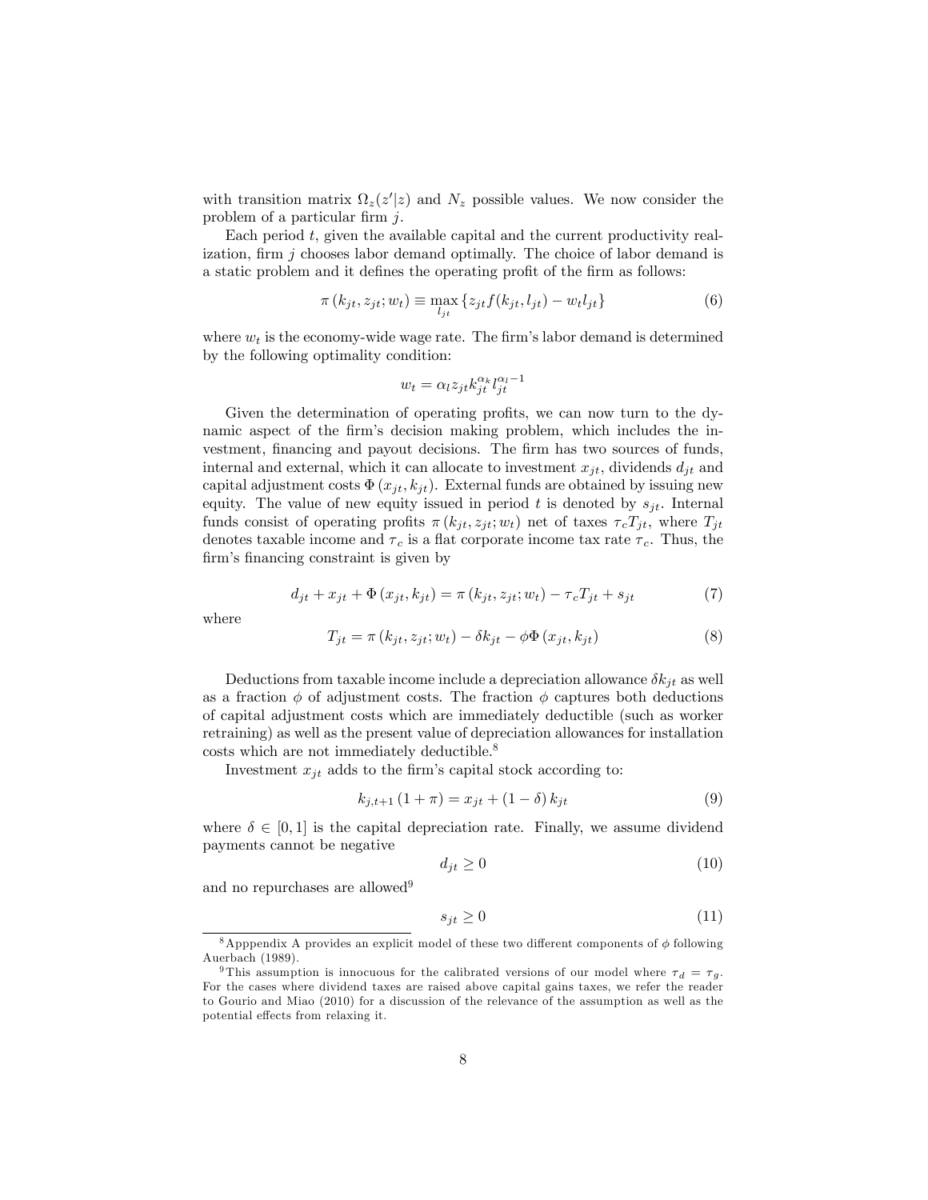with transition matrix $\Omega_z(z'|z)$ and $N_z$ possible values. We now consider the problem of a particular firm $j$.

Each period $t$, given the available capital and the current productivity realization, firm $j$ chooses labor demand optimally. The choice of labor demand is a static problem and it defines the operating profit of the firm as follows:

$$\pi\left(k_{jt}, z_{jt}; w_t\right) \equiv \max_{l_{jt}} \left\{ z_{jt} f(k_{jt}, l_{jt}) - w_t l_{jt} \right\} \tag{6}$$

where $w_t$ is the economy-wide wage rate. The firm's labor demand is determined by the following optimality condition:

$$w_t = \alpha_l z_{jt} k_{jt}^{\alpha_k} l_{jt}^{\alpha_l - 1}$$

Given the determination of operating profits, we can now turn to the dynamic aspect of the firm's decision making problem, which includes the investment, financing and payout decisions. The firm has two sources of funds, internal and external, which it can allocate to investment $x_{jt}$, dividends $d_{jt}$ and capital adjustment costs $\Phi\left(x_{jt}, k_{jt}\right)$. External funds are obtained by issuing new equity. The value of new equity issued in period $t$ is denoted by $s_{jt}$. Internal funds consist of operating profits $\pi\left(k_{jt}, z_{jt}; w_t\right)$ net of taxes $\tau_c T_{jt}$, where $T_{jt}$ denotes taxable income and $\tau_c$ is a flat corporate income tax rate $\tau_c$. Thus, the firm's financing constraint is given by

$$d_{jt} + x_{jt} + \Phi\left(x_{jt}, k_{jt}\right) = \pi\left(k_{jt}, z_{jt}; w_t\right) - \tau_c T_{jt} + s_{jt} \tag{7}$$

where

$$T_{jt} = \pi\left(k_{jt}, z_{jt}; w_t\right) - \delta k_{jt} - \phi \Phi\left(x_{jt}, k_{jt}\right) \tag{8}$$

Deductions from taxable income include a depreciation allowance $\delta k_{jt}$ as well as a fraction $\phi$ of adjustment costs. The fraction $\phi$ captures both deductions of capital adjustment costs which are immediately deductible (such as worker retraining) as well as the present value of depreciation allowances for installation costs which are not immediately deductible.[8]

Investment $x_{jt}$ adds to the firm's capital stock according to:

$$k_{j,t+1}\left(1+\pi\right) = x_{jt} + \left(1-\delta\right) k_{jt} \tag{9}$$

where $\delta \in [0,1]$ is the capital depreciation rate. Finally, we assume dividend payments cannot be negative

$$d_{jt} \geq 0 \tag{10}$$

and no repurchases are allowed[9]

$$s_{jt} \geq 0 \tag{11}$$

---

[8] Apppendix A provides an explicit model of these two different components of $\phi$ following Auerbach (1989).

[9] This assumption is innocuous for the calibrated versions of our model where $\tau_d = \tau_g$. For the cases where dividend taxes are raised above capital gains taxes, we refer the reader to Gourio and Miao (2010) for a discussion of the relevance of the assumption as well as the potential effects from relaxing it.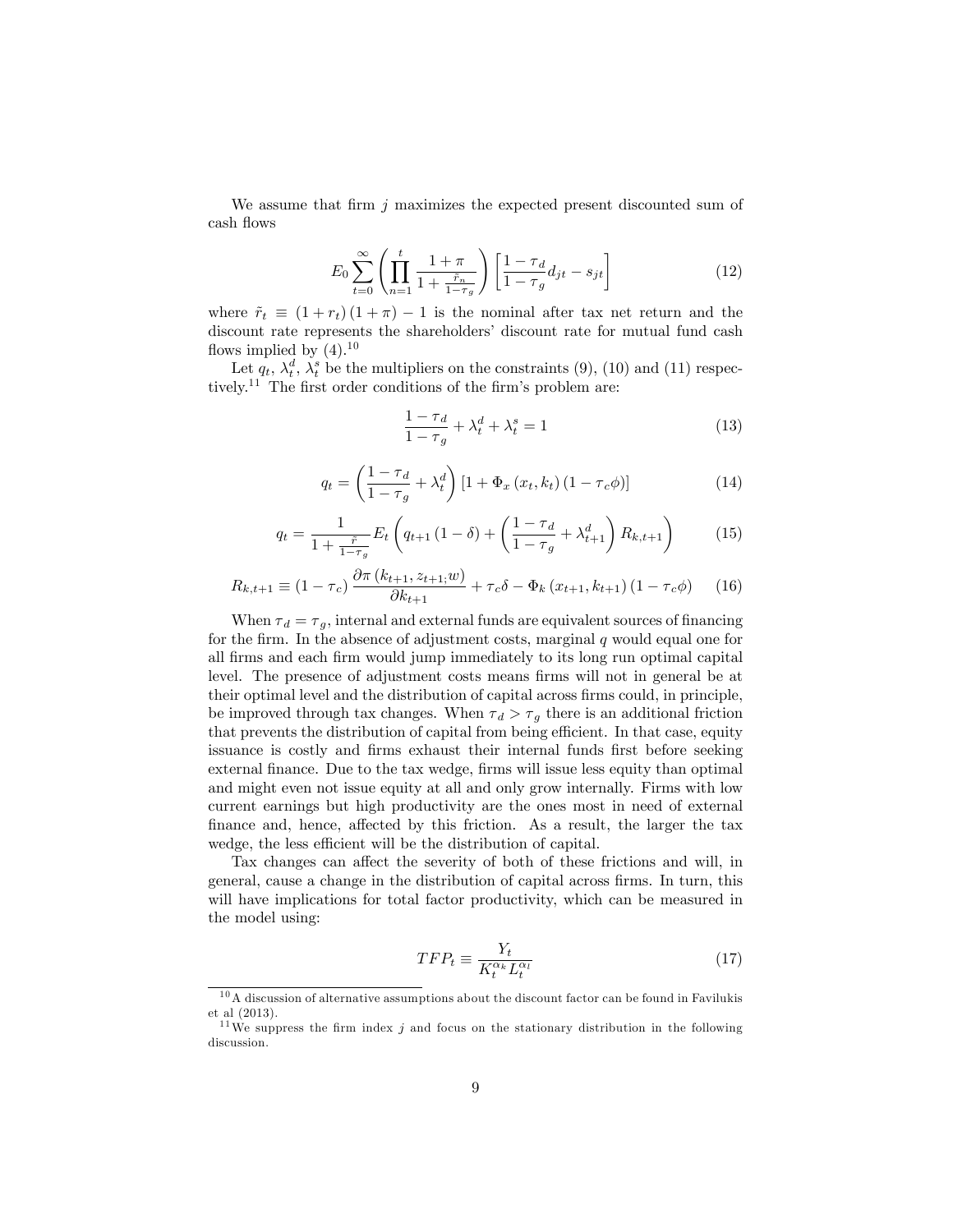We assume that firm $j$ maximizes the expected present discounted sum of cash flows

$$E_0 \sum_{t=0}^{\infty} \left( \prod_{n=1}^{t} \frac{1+\pi}{1+\frac{\tilde{r}_n}{1-\tau_g}} \right) \left[ \frac{1-\tau_d}{1-\tau_g} d_{jt} - s_{jt} \right] \tag{12}$$

where $\tilde{r}_t \equiv (1+r_t)(1+\pi) - 1$ is the nominal after tax net return and the discount rate represents the shareholders' discount rate for mutual fund cash flows implied by (4).[10]

Let $q_t$, $\lambda_t^d$, $\lambda_t^s$ be the multipliers on the constraints (9), (10) and (11) respectively.[11] The first order conditions of the firm's problem are:

$$\frac{1-\tau_d}{1-\tau_g} + \lambda_t^d + \lambda_t^s = 1 \tag{13}$$

$$q_t = \left( \frac{1-\tau_d}{1-\tau_g} + \lambda_t^d \right) \left[ 1 + \Phi_x(x_t, k_t)(1-\tau_c \phi) \right] \tag{14}$$

$$q_t = \frac{1}{1+\frac{\tilde{r}}{1-\tau_g}} E_t \left( q_{t+1}(1-\delta) + \left( \frac{1-\tau_d}{1-\tau_g} + \lambda_{t+1}^d \right) R_{k,t+1} \right) \tag{15}$$

$$R_{k,t+1} \equiv (1-\tau_c) \frac{\partial \pi(k_{t+1}, z_{t+1;} w)}{\partial k_{t+1}} + \tau_c \delta - \Phi_k(x_{t+1}, k_{t+1})(1-\tau_c \phi) \tag{16}$$

When $\tau_d = \tau_g$, internal and external funds are equivalent sources of financing for the firm. In the absence of adjustment costs, marginal $q$ would equal one for all firms and each firm would jump immediately to its long run optimal capital level. The presence of adjustment costs means firms will not in general be at their optimal level and the distribution of capital across firms could, in principle, be improved through tax changes. When $\tau_d > \tau_g$ there is an additional friction that prevents the distribution of capital from being efficient. In that case, equity issuance is costly and firms exhaust their internal funds first before seeking external finance. Due to the tax wedge, firms will issue less equity than optimal and might even not issue equity at all and only grow internally. Firms with low current earnings but high productivity are the ones most in need of external finance and, hence, affected by this friction. As a result, the larger the tax wedge, the less efficient will be the distribution of capital.

Tax changes can affect the severity of both of these frictions and will, in general, cause a change in the distribution of capital across firms. In turn, this will have implications for total factor productivity, which can be measured in the model using:

$$TFP_t \equiv \frac{Y_t}{K_t^{\alpha_k} L_t^{\alpha_l}} \tag{17}$$

[10] A discussion of alternative assumptions about the discount factor can be found in Favilukis et al (2013).

[11] We suppress the firm index $j$ and focus on the stationary distribution in the following discussion.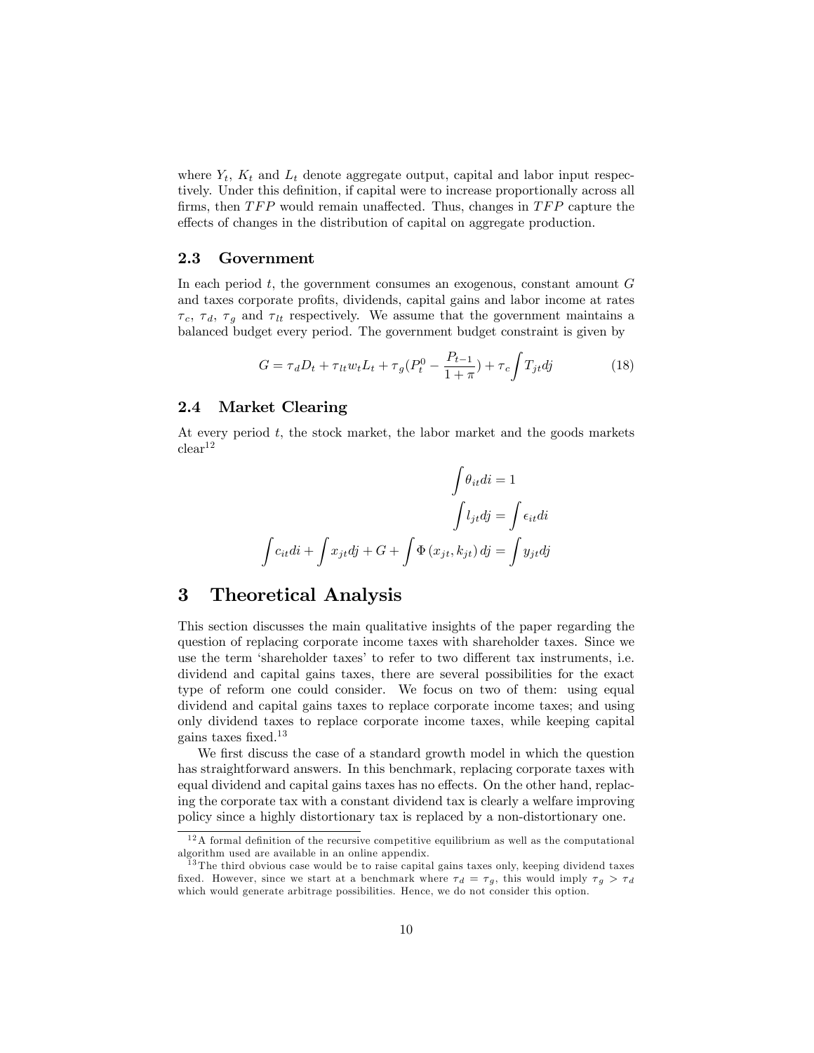where $Y_t$, $K_t$ and $L_t$ denote aggregate output, capital and labor input respectively. Under this definition, if capital were to increase proportionally across all firms, then $TFP$ would remain unaffected. Thus, changes in $TFP$ capture the effects of changes in the distribution of capital on aggregate production.

### 2.3 Government

In each period $t$, the government consumes an exogenous, constant amount $G$ and taxes corporate profits, dividends, capital gains and labor income at rates $\tau_c$, $\tau_d$, $\tau_g$ and $\tau_{lt}$ respectively. We assume that the government maintains a balanced budget every period. The government budget constraint is given by

$$G = \tau_d D_t + \tau_{lt} w_t L_t + \tau_g (P_t^0 - \frac{P_{t-1}}{1+\pi}) + \tau_c \int T_{jt} dj \tag{18}$$

### 2.4 Market Clearing

At every period $t$, the stock market, the labor market and the goods markets clear[12]

$$\int \theta_{it} di = 1$$

$$\int l_{jt} dj = \int \epsilon_{it} di$$

$$\int c_{it} di + \int x_{jt} dj + G + \int \Phi(x_{jt}, k_{jt}) dj = \int y_{jt} dj$$

## 3 Theoretical Analysis

This section discusses the main qualitative insights of the paper regarding the question of replacing corporate income taxes with shareholder taxes. Since we use the term 'shareholder taxes' to refer to two different tax instruments, i.e. dividend and capital gains taxes, there are several possibilities for the exact type of reform one could consider. We focus on two of them: using equal dividend and capital gains taxes to replace corporate income taxes; and using only dividend taxes to replace corporate income taxes, while keeping capital gains taxes fixed.[13]

We first discuss the case of a standard growth model in which the question has straightforward answers. In this benchmark, replacing corporate taxes with equal dividend and capital gains taxes has no effects. On the other hand, replacing the corporate tax with a constant dividend tax is clearly a welfare improving policy since a highly distortionary tax is replaced by a non-distortionary one.

---

[12] A formal definition of the recursive competitive equilibrium as well as the computational algorithm used are available in an online appendix.

[13] The third obvious case would be to raise capital gains taxes only, keeping dividend taxes fixed. However, since we start at a benchmark where $\tau_d = \tau_g$, this would imply $\tau_g > \tau_d$ which would generate arbitrage possibilities. Hence, we do not consider this option.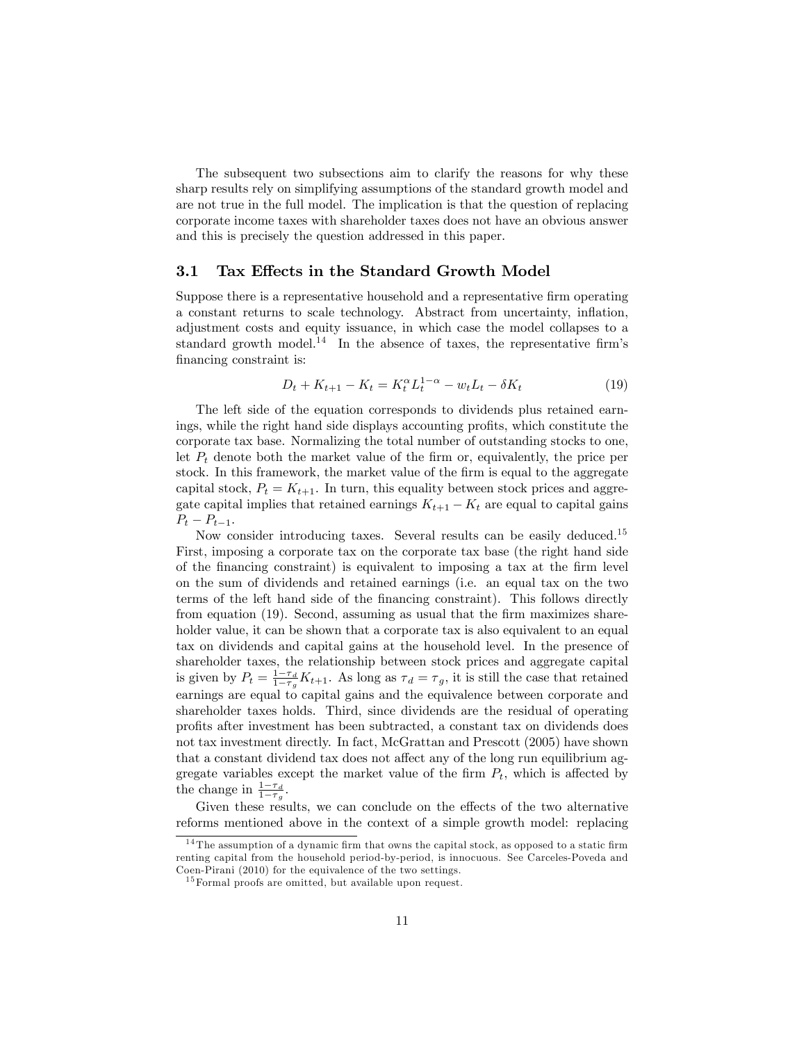The subsequent two subsections aim to clarify the reasons for why these sharp results rely on simplifying assumptions of the standard growth model and are not true in the full model. The implication is that the question of replacing corporate income taxes with shareholder taxes does not have an obvious answer and this is precisely the question addressed in this paper.

## 3.1 Tax Effects in the Standard Growth Model

Suppose there is a representative household and a representative firm operating a constant returns to scale technology. Abstract from uncertainty, inflation, adjustment costs and equity issuance, in which case the model collapses to a standard growth model.[14] In the absence of taxes, the representative firm's financing constraint is:

$$D_t + K_{t+1} - K_t = K_t^{\alpha} L_t^{1-\alpha} - w_t L_t - \delta K_t \tag{19}$$

The left side of the equation corresponds to dividends plus retained earnings, while the right hand side displays accounting profits, which constitute the corporate tax base. Normalizing the total number of outstanding stocks to one, let $P_t$ denote both the market value of the firm or, equivalently, the price per stock. In this framework, the market value of the firm is equal to the aggregate capital stock, $P_t = K_{t+1}$. In turn, this equality between stock prices and aggregate capital implies that retained earnings $K_{t+1} - K_t$ are equal to capital gains $P_t - P_{t-1}$.

Now consider introducing taxes. Several results can be easily deduced.[15] First, imposing a corporate tax on the corporate tax base (the right hand side of the financing constraint) is equivalent to imposing a tax at the firm level on the sum of dividends and retained earnings (i.e. an equal tax on the two terms of the left hand side of the financing constraint). This follows directly from equation (19). Second, assuming as usual that the firm maximizes shareholder value, it can be shown that a corporate tax is also equivalent to an equal tax on dividends and capital gains at the household level. In the presence of shareholder taxes, the relationship between stock prices and aggregate capital is given by $P_t = \frac{1-\tau_d}{1-\tau_g} K_{t+1}$. As long as $\tau_d = \tau_g$, it is still the case that retained earnings are equal to capital gains and the equivalence between corporate and shareholder taxes holds. Third, since dividends are the residual of operating profits after investment has been subtracted, a constant tax on dividends does not tax investment directly. In fact, McGrattan and Prescott (2005) have shown that a constant dividend tax does not affect any of the long run equilibrium aggregate variables except the market value of the firm $P_t$, which is affected by the change in $\frac{1-\tau_d}{1-\tau_g}$.

Given these results, we can conclude on the effects of the two alternative reforms mentioned above in the context of a simple growth model: replacing

[14] The assumption of a dynamic firm that owns the capital stock, as opposed to a static firm renting capital from the household period-by-period, is innocuous. See Carceles-Poveda and Coen-Pirani (2010) for the equivalence of the two settings.

[15] Formal proofs are omitted, but available upon request.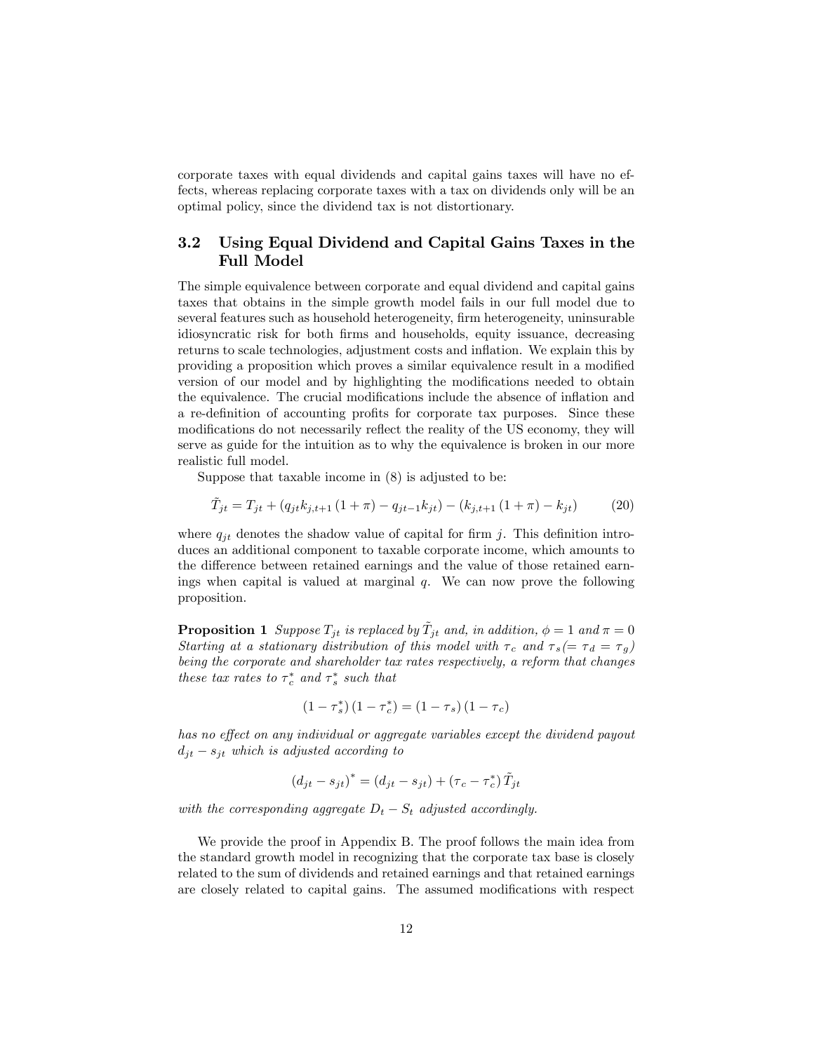corporate taxes with equal dividends and capital gains taxes will have no effects, whereas replacing corporate taxes with a tax on dividends only will be an optimal policy, since the dividend tax is not distortionary.

### 3.2 Using Equal Dividend and Capital Gains Taxes in the Full Model

The simple equivalence between corporate and equal dividend and capital gains taxes that obtains in the simple growth model fails in our full model due to several features such as household heterogeneity, firm heterogeneity, uninsurable idiosyncratic risk for both firms and households, equity issuance, decreasing returns to scale technologies, adjustment costs and inflation. We explain this by providing a proposition which proves a similar equivalence result in a modified version of our model and by highlighting the modifications needed to obtain the equivalence. The crucial modifications include the absence of inflation and a re-definition of accounting profits for corporate tax purposes. Since these modifications do not necessarily reflect the reality of the US economy, they will serve as guide for the intuition as to why the equivalence is broken in our more realistic full model.

Suppose that taxable income in (8) is adjusted to be:

$$\tilde{T}_{jt} = T_{jt} + (q_{jt} k_{j,t+1} (1 + \pi) - q_{jt-1} k_{jt}) - (k_{j,t+1} (1 + \pi) - k_{jt}) \tag{20}$$

where $q_{jt}$ denotes the shadow value of capital for firm $j$. This definition introduces an additional component to taxable corporate income, which amounts to the difference between retained earnings and the value of those retained earnings when capital is valued at marginal $q$. We can now prove the following proposition.

**Proposition 1** *Suppose $T_{jt}$ is replaced by $\tilde{T}_{jt}$ and, in addition, $\phi = 1$ and $\pi = 0$ Starting at a stationary distribution of this model with $\tau_c$ and $\tau_s (= \tau_d = \tau_g)$ being the corporate and shareholder tax rates respectively, a reform that changes these tax rates to $\tau_c^*$ and $\tau_s^*$ such that*

$$(1 - \tau_s^*)(1 - \tau_c^*) = (1 - \tau_s)(1 - \tau_c)$$

*has no effect on any individual or aggregate variables except the dividend payout $d_{jt} - s_{jt}$ which is adjusted according to*

$$(d_{jt} - s_{jt})^* = (d_{jt} - s_{jt}) + (\tau_c - \tau_c^*) \tilde{T}_{jt}$$

*with the corresponding aggregate $D_t - S_t$ adjusted accordingly.*

We provide the proof in Appendix B. The proof follows the main idea from the standard growth model in recognizing that the corporate tax base is closely related to the sum of dividends and retained earnings and that retained earnings are closely related to capital gains. The assumed modifications with respect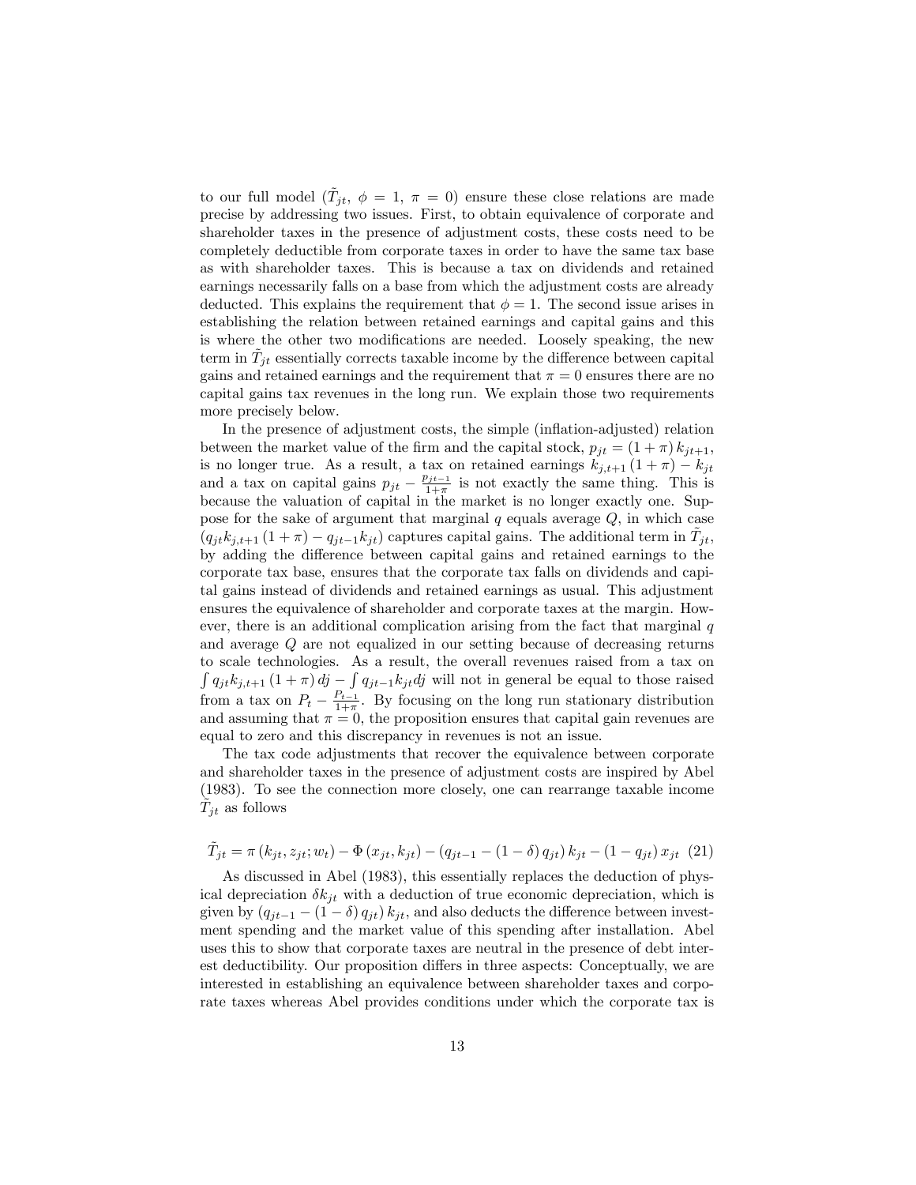to our full model ($\tilde{T}_{jt}$, $\phi = 1$, $\pi = 0$) ensure these close relations are made precise by addressing two issues. First, to obtain equivalence of corporate and shareholder taxes in the presence of adjustment costs, these costs need to be completely deductible from corporate taxes in order to have the same tax base as with shareholder taxes. This is because a tax on dividends and retained earnings necessarily falls on a base from which the adjustment costs are already deducted. This explains the requirement that $\phi = 1$. The second issue arises in establishing the relation between retained earnings and capital gains and this is where the other two modifications are needed. Loosely speaking, the new term in $\tilde{T}_{jt}$ essentially corrects taxable income by the difference between capital gains and retained earnings and the requirement that $\pi = 0$ ensures there are no capital gains tax revenues in the long run. We explain those two requirements more precisely below.

In the presence of adjustment costs, the simple (inflation-adjusted) relation between the market value of the firm and the capital stock, $p_{jt} = (1 + \pi) k_{jt+1}$, is no longer true. As a result, a tax on retained earnings $k_{j,t+1}(1 + \pi) - k_{jt}$ and a tax on capital gains $p_{jt} - \frac{p_{jt-1}}{1+\pi}$ is not exactly the same thing. This is because the valuation of capital in the market is no longer exactly one. Suppose for the sake of argument that marginal $q$ equals average $Q$, in which case $(q_{jt} k_{j,t+1}(1 + \pi) - q_{jt-1} k_{jt})$ captures capital gains. The additional term in $\tilde{T}_{jt}$, by adding the difference between capital gains and retained earnings to the corporate tax base, ensures that the corporate tax falls on dividends and capital gains instead of dividends and retained earnings as usual. This adjustment ensures the equivalence of shareholder and corporate taxes at the margin. However, there is an additional complication arising from the fact that marginal $q$ and average $Q$ are not equalized in our setting because of decreasing returns to scale technologies. As a result, the overall revenues raised from a tax on $\int q_{jt} k_{j,t+1}(1 + \pi)\, dj - \int q_{jt-1} k_{jt} dj$ will not in general be equal to those raised from a tax on $P_t - \frac{P_{t-1}}{1+\pi}$. By focusing on the long run stationary distribution and assuming that $\pi = 0$, the proposition ensures that capital gain revenues are equal to zero and this discrepancy in revenues is not an issue.

The tax code adjustments that recover the equivalence between corporate and shareholder taxes in the presence of adjustment costs are inspired by Abel (1983). To see the connection more closely, one can rearrange taxable income $\tilde{T}_{jt}$ as follows

$$\tilde{T}_{jt} = \pi(k_{jt}, z_{jt}; w_t) - \Phi(x_{jt}, k_{jt}) - (q_{jt-1} - (1 - \delta) q_{jt}) k_{jt} - (1 - q_{jt}) x_{jt} \quad (21)$$

As discussed in Abel (1983), this essentially replaces the deduction of physical depreciation $\delta k_{jt}$ with a deduction of true economic depreciation, which is given by $(q_{jt-1} - (1 - \delta) q_{jt}) k_{jt}$, and also deducts the difference between investment spending and the market value of this spending after installation. Abel uses this to show that corporate taxes are neutral in the presence of debt interest deductibility. Our proposition differs in three aspects: Conceptually, we are interested in establishing an equivalence between shareholder taxes and corporate taxes whereas Abel provides conditions under which the corporate tax is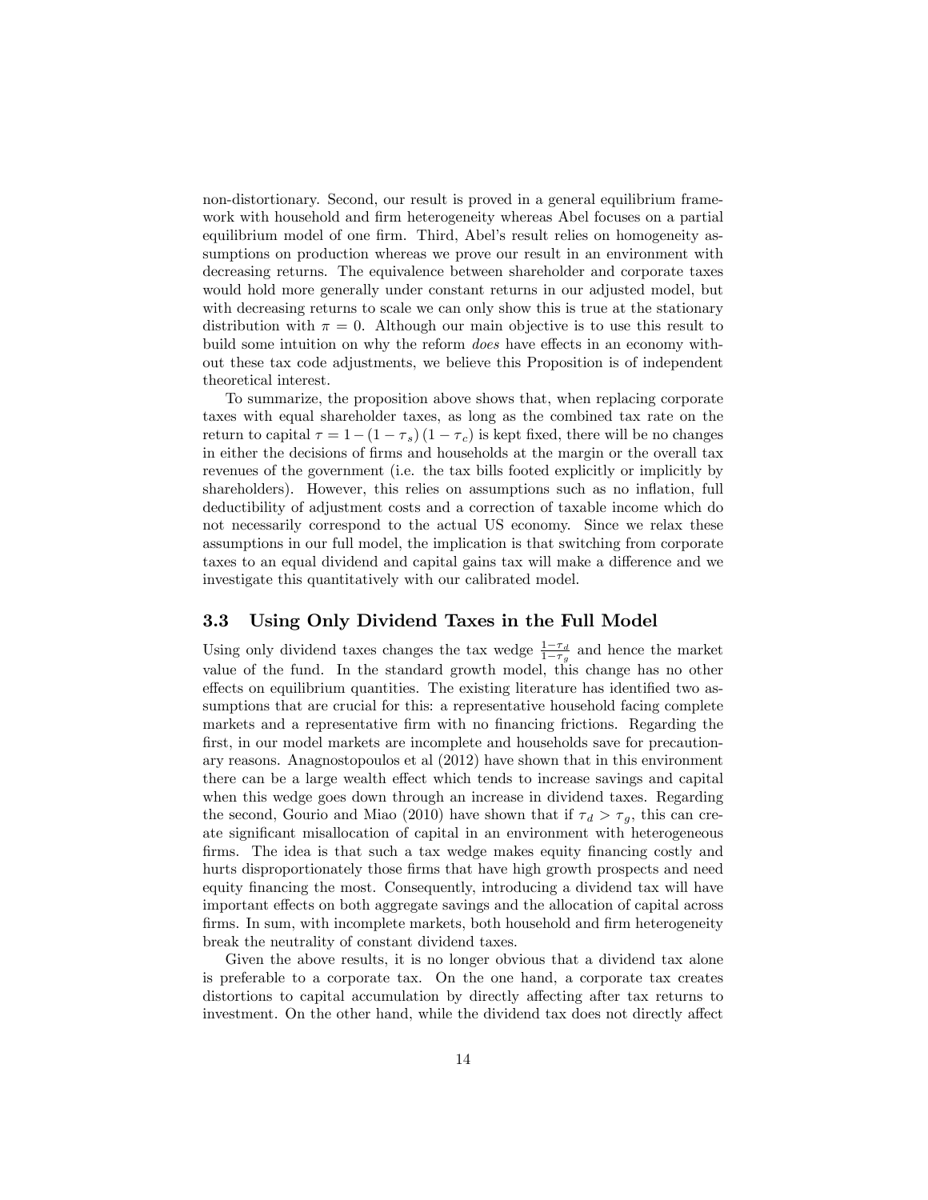non-distortionary. Second, our result is proved in a general equilibrium framework with household and firm heterogeneity whereas Abel focuses on a partial equilibrium model of one firm. Third, Abel's result relies on homogeneity assumptions on production whereas we prove our result in an environment with decreasing returns. The equivalence between shareholder and corporate taxes would hold more generally under constant returns in our adjusted model, but with decreasing returns to scale we can only show this is true at the stationary distribution with $\pi = 0$. Although our main objective is to use this result to build some intuition on why the reform *does* have effects in an economy without these tax code adjustments, we believe this Proposition is of independent theoretical interest.

To summarize, the proposition above shows that, when replacing corporate taxes with equal shareholder taxes, as long as the combined tax rate on the return to capital $\tau = 1 - (1 - \tau_s)(1 - \tau_c)$ is kept fixed, there will be no changes in either the decisions of firms and households at the margin or the overall tax revenues of the government (i.e. the tax bills footed explicitly or implicitly by shareholders). However, this relies on assumptions such as no inflation, full deductibility of adjustment costs and a correction of taxable income which do not necessarily correspond to the actual US economy. Since we relax these assumptions in our full model, the implication is that switching from corporate taxes to an equal dividend and capital gains tax will make a difference and we investigate this quantitatively with our calibrated model.

### 3.3 Using Only Dividend Taxes in the Full Model

Using only dividend taxes changes the tax wedge $\frac{1-\tau_d}{1-\tau_g}$ and hence the market value of the fund. In the standard growth model, this change has no other effects on equilibrium quantities. The existing literature has identified two assumptions that are crucial for this: a representative household facing complete markets and a representative firm with no financing frictions. Regarding the first, in our model markets are incomplete and households save for precautionary reasons. Anagnostopoulos et al (2012) have shown that in this environment there can be a large wealth effect which tends to increase savings and capital when this wedge goes down through an increase in dividend taxes. Regarding the second, Gourio and Miao (2010) have shown that if $\tau_d > \tau_g$, this can create significant misallocation of capital in an environment with heterogeneous firms. The idea is that such a tax wedge makes equity financing costly and hurts disproportionately those firms that have high growth prospects and need equity financing the most. Consequently, introducing a dividend tax will have important effects on both aggregate savings and the allocation of capital across firms. In sum, with incomplete markets, both household and firm heterogeneity break the neutrality of constant dividend taxes.

Given the above results, it is no longer obvious that a dividend tax alone is preferable to a corporate tax. On the one hand, a corporate tax creates distortions to capital accumulation by directly affecting after tax returns to investment. On the other hand, while the dividend tax does not directly affect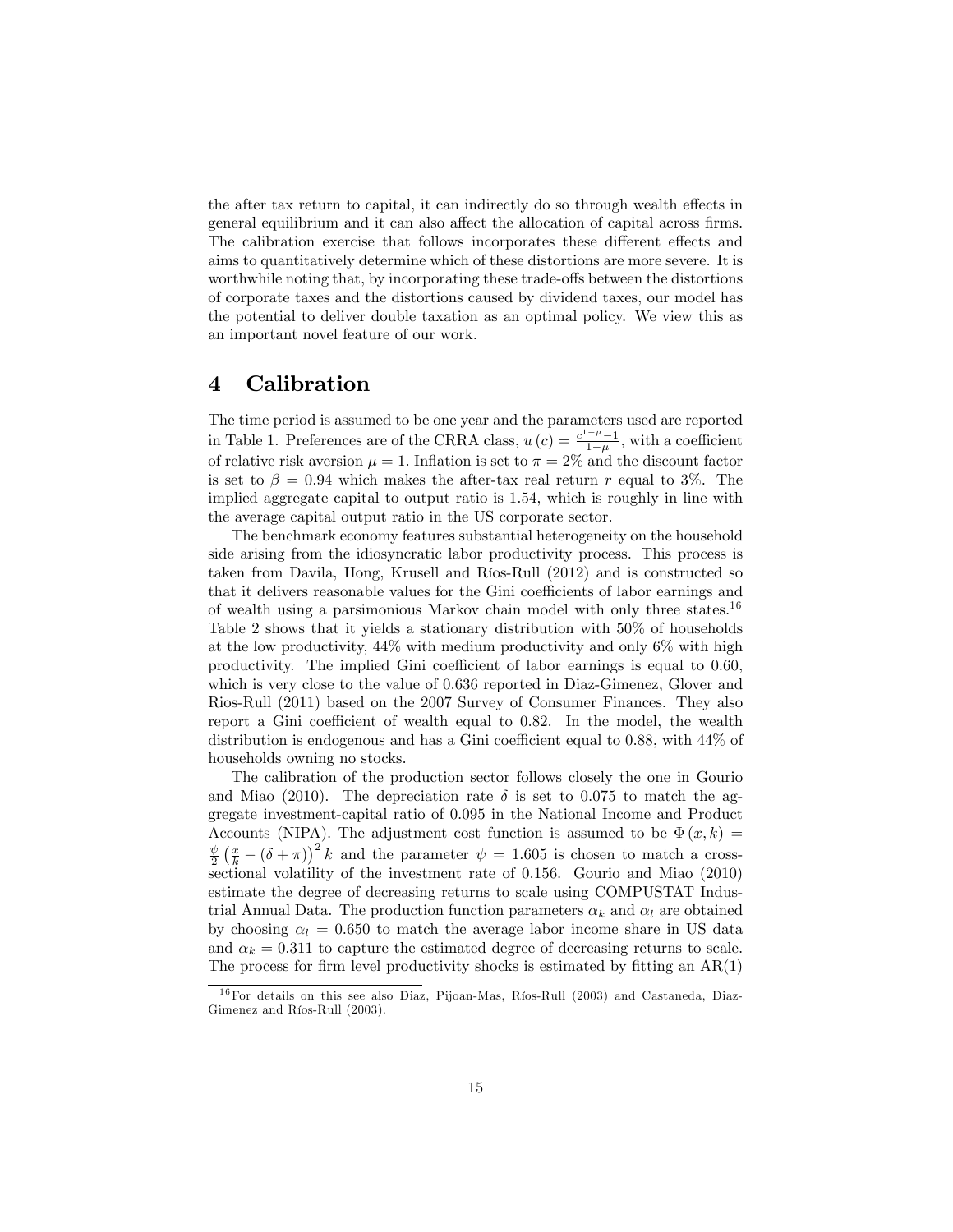the after tax return to capital, it can indirectly do so through wealth effects in general equilibrium and it can also affect the allocation of capital across firms. The calibration exercise that follows incorporates these different effects and aims to quantitatively determine which of these distortions are more severe. It is worthwhile noting that, by incorporating these trade-offs between the distortions of corporate taxes and the distortions caused by dividend taxes, our model has the potential to deliver double taxation as an optimal policy. We view this as an important novel feature of our work.

# 4 Calibration

The time period is assumed to be one year and the parameters used are reported in Table 1. Preferences are of the CRRA class, $u(c) = \frac{c^{1-\mu}-1}{1-\mu}$, with a coefficient of relative risk aversion $\mu = 1$. Inflation is set to $\pi = 2\%$ and the discount factor is set to $\beta = 0.94$ which makes the after-tax real return $r$ equal to 3%. The implied aggregate capital to output ratio is 1.54, which is roughly in line with the average capital output ratio in the US corporate sector.

The benchmark economy features substantial heterogeneity on the household side arising from the idiosyncratic labor productivity process. This process is taken from Davila, Hong, Krusell and Ríos-Rull (2012) and is constructed so that it delivers reasonable values for the Gini coefficients of labor earnings and of wealth using a parsimonious Markov chain model with only three states.[16] Table 2 shows that it yields a stationary distribution with 50% of households at the low productivity, 44% with medium productivity and only 6% with high productivity. The implied Gini coefficient of labor earnings is equal to 0.60, which is very close to the value of 0.636 reported in Diaz-Gimenez, Glover and Rios-Rull (2011) based on the 2007 Survey of Consumer Finances. They also report a Gini coefficient of wealth equal to 0.82. In the model, the wealth distribution is endogenous and has a Gini coefficient equal to 0.88, with 44% of households owning no stocks.

The calibration of the production sector follows closely the one in Gourio and Miao (2010). The depreciation rate $\delta$ is set to 0.075 to match the aggregate investment-capital ratio of 0.095 in the National Income and Product Accounts (NIPA). The adjustment cost function is assumed to be $\Phi(x,k) = \frac{\psi}{2}\left(\frac{x}{k} - (\delta + \pi)\right)^2 k$ and the parameter $\psi = 1.605$ is chosen to match a cross-sectional volatility of the investment rate of 0.156. Gourio and Miao (2010) estimate the degree of decreasing returns to scale using COMPUSTAT Industrial Annual Data. The production function parameters $\alpha_k$ and $\alpha_l$ are obtained by choosing $\alpha_l = 0.650$ to match the average labor income share in US data and $\alpha_k = 0.311$ to capture the estimated degree of decreasing returns to scale. The process for firm level productivity shocks is estimated by fitting an AR(1)

[16] For details on this see also Diaz, Pijoan-Mas, Ríos-Rull (2003) and Castaneda, Diaz-Gimenez and Ríos-Rull (2003).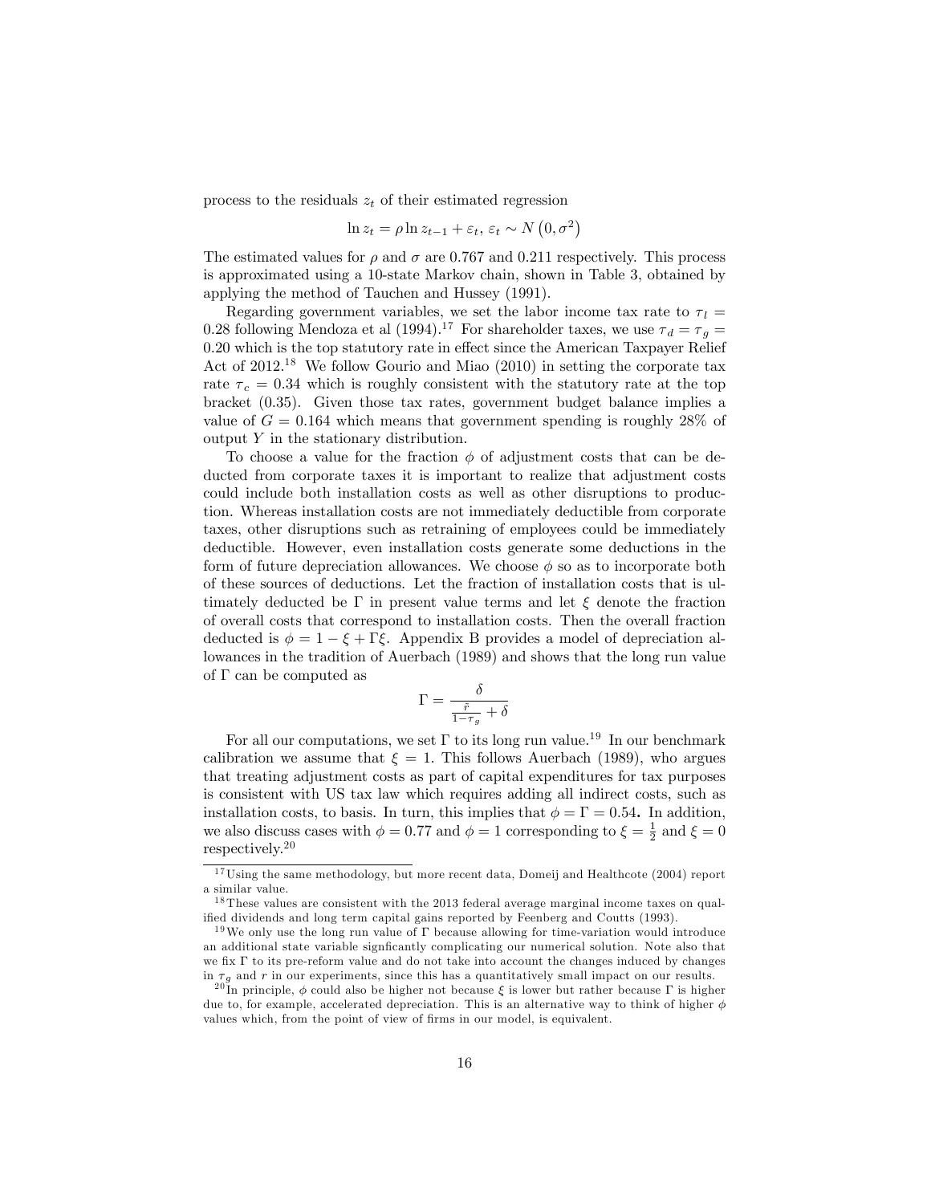process to the residuals $z_t$ of their estimated regression

$$\ln z_t = \rho \ln z_{t-1} + \varepsilon_t,\ \varepsilon_t \sim N\left(0, \sigma^2\right)$$

The estimated values for $\rho$ and $\sigma$ are 0.767 and 0.211 respectively. This process is approximated using a 10-state Markov chain, shown in Table 3, obtained by applying the method of Tauchen and Hussey (1991).

Regarding government variables, we set the labor income tax rate to $\tau_l = 0.28$ following Mendoza et al (1994).[17] For shareholder taxes, we use $\tau_d = \tau_g = 0.20$ which is the top statutory rate in effect since the American Taxpayer Relief Act of 2012.[18] We follow Gourio and Miao (2010) in setting the corporate tax rate $\tau_c = 0.34$ which is roughly consistent with the statutory rate at the top bracket (0.35). Given those tax rates, government budget balance implies a value of $G = 0.164$ which means that government spending is roughly 28% of output $Y$ in the stationary distribution.

To choose a value for the fraction $\phi$ of adjustment costs that can be deducted from corporate taxes it is important to realize that adjustment costs could include both installation costs as well as other disruptions to production. Whereas installation costs are not immediately deductible from corporate taxes, other disruptions such as retraining of employees could be immediately deductible. However, even installation costs generate some deductions in the form of future depreciation allowances. We choose $\phi$ so as to incorporate both of these sources of deductions. Let the fraction of installation costs that is ultimately deducted be $\Gamma$ in present value terms and let $\xi$ denote the fraction of overall costs that correspond to installation costs. Then the overall fraction deducted is $\phi = 1 - \xi + \Gamma\xi$. Appendix B provides a model of depreciation allowances in the tradition of Auerbach (1989) and shows that the long run value of $\Gamma$ can be computed as

$$\Gamma = \frac{\delta}{\frac{\tilde{r}}{1-\tau_g} + \delta}$$

For all our computations, we set $\Gamma$ to its long run value.[19] In our benchmark calibration we assume that $\xi = 1$. This follows Auerbach (1989), who argues that treating adjustment costs as part of capital expenditures for tax purposes is consistent with US tax law which requires adding all indirect costs, such as installation costs, to basis. In turn, this implies that $\phi = \Gamma = 0.54$**.** In addition, we also discuss cases with $\phi = 0.77$ and $\phi = 1$ corresponding to $\xi = \frac{1}{2}$ and $\xi = 0$ respectively.[20]

---

[17] Using the same methodology, but more recent data, Domeij and Healthcote (2004) report a similar value.

[18] These values are consistent with the 2013 federal average marginal income taxes on qualified dividends and long term capital gains reported by Feenberg and Coutts (1993).

[19] We only use the long run value of $\Gamma$ because allowing for time-variation would introduce an additional state variable signficantly complicating our numerical solution. Note also that we fix $\Gamma$ to its pre-reform value and do not take into account the changes induced by changes in $\tau_g$ and $r$ in our experiments, since this has a quantitatively small impact on our results.

[20] In principle, $\phi$ could also be higher not because $\xi$ is lower but rather because $\Gamma$ is higher due to, for example, accelerated depreciation. This is an alternative way to think of higher $\phi$ values which, from the point of view of firms in our model, is equivalent.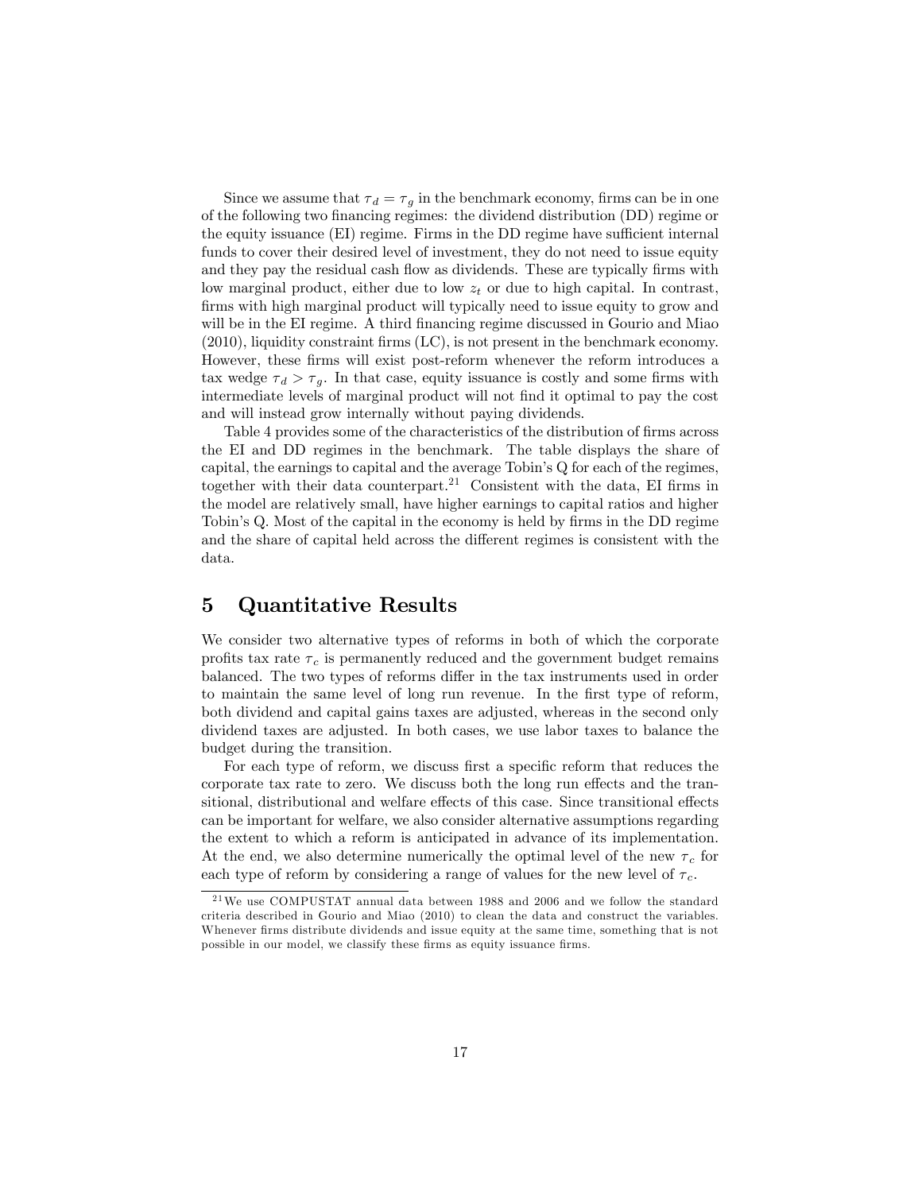Since we assume that $\tau_d = \tau_g$ in the benchmark economy, firms can be in one of the following two financing regimes: the dividend distribution (DD) regime or the equity issuance (EI) regime. Firms in the DD regime have sufficient internal funds to cover their desired level of investment, they do not need to issue equity and they pay the residual cash flow as dividends. These are typically firms with low marginal product, either due to low $z_t$ or due to high capital. In contrast, firms with high marginal product will typically need to issue equity to grow and will be in the EI regime. A third financing regime discussed in Gourio and Miao (2010), liquidity constraint firms (LC), is not present in the benchmark economy. However, these firms will exist post-reform whenever the reform introduces a tax wedge $\tau_d > \tau_g$. In that case, equity issuance is costly and some firms with intermediate levels of marginal product will not find it optimal to pay the cost and will instead grow internally without paying dividends.

Table 4 provides some of the characteristics of the distribution of firms across the EI and DD regimes in the benchmark. The table displays the share of capital, the earnings to capital and the average Tobin's Q for each of the regimes, together with their data counterpart.[21] Consistent with the data, EI firms in the model are relatively small, have higher earnings to capital ratios and higher Tobin's Q. Most of the capital in the economy is held by firms in the DD regime and the share of capital held across the different regimes is consistent with the data.

# 5 Quantitative Results

We consider two alternative types of reforms in both of which the corporate profits tax rate $\tau_c$ is permanently reduced and the government budget remains balanced. The two types of reforms differ in the tax instruments used in order to maintain the same level of long run revenue. In the first type of reform, both dividend and capital gains taxes are adjusted, whereas in the second only dividend taxes are adjusted. In both cases, we use labor taxes to balance the budget during the transition.

For each type of reform, we discuss first a specific reform that reduces the corporate tax rate to zero. We discuss both the long run effects and the transitional, distributional and welfare effects of this case. Since transitional effects can be important for welfare, we also consider alternative assumptions regarding the extent to which a reform is anticipated in advance of its implementation. At the end, we also determine numerically the optimal level of the new $\tau_c$ for each type of reform by considering a range of values for the new level of $\tau_c$.

[21] We use COMPUSTAT annual data between 1988 and 2006 and we follow the standard criteria described in Gourio and Miao (2010) to clean the data and construct the variables. Whenever firms distribute dividends and issue equity at the same time, something that is not possible in our model, we classify these firms as equity issuance firms.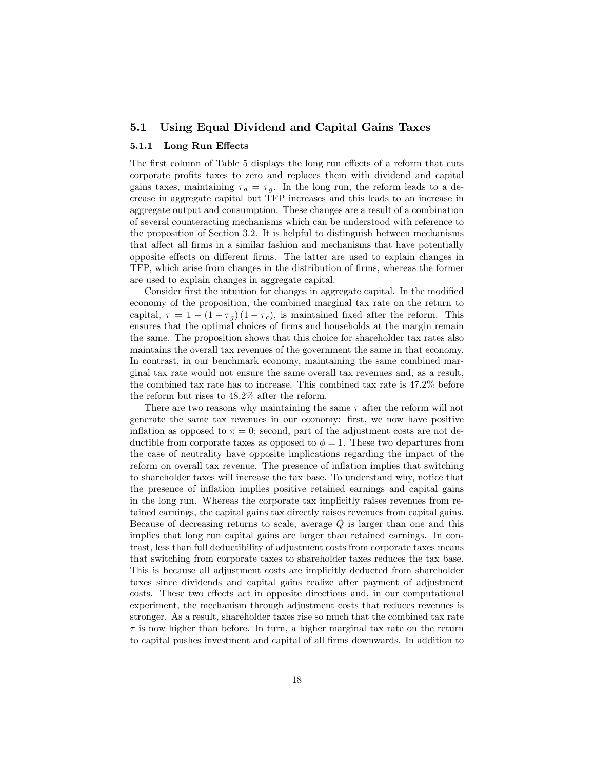## 5.1 Using Equal Dividend and Capital Gains Taxes

### 5.1.1 Long Run Effects

The first column of Table 5 displays the long run effects of a reform that cuts corporate profits taxes to zero and replaces them with dividend and capital gains taxes, maintaining $\tau_d = \tau_g$. In the long run, the reform leads to a decrease in aggregate capital but TFP increases and this leads to an increase in aggregate output and consumption. These changes are a result of a combination of several counteracting mechanisms which can be understood with reference to the proposition of Section 3.2. It is helpful to distinguish between mechanisms that affect all firms in a similar fashion and mechanisms that have potentially opposite effects on different firms. The latter are used to explain changes in TFP, which arise from changes in the distribution of firms, whereas the former are used to explain changes in aggregate capital.

Consider first the intuition for changes in aggregate capital. In the modified economy of the proposition, the combined marginal tax rate on the return to capital, $\tau = 1 - (1 - \tau_g)(1 - \tau_c)$, is maintained fixed after the reform. This ensures that the optimal choices of firms and households at the margin remain the same. The proposition shows that this choice for shareholder tax rates also maintains the overall tax revenues of the government the same in that economy. In contrast, in our benchmark economy, maintaining the same combined marginal tax rate would not ensure the same overall tax revenues and, as a result, the combined tax rate has to increase. This combined tax rate is 47.2% before the reform but rises to 48.2% after the reform.

There are two reasons why maintaining the same $\tau$ after the reform will not generate the same tax revenues in our economy: first, we now have positive inflation as opposed to $\pi = 0$; second, part of the adjustment costs are not deductible from corporate taxes as opposed to $\phi = 1$. These two departures from the case of neutrality have opposite implications regarding the impact of the reform on overall tax revenue. The presence of inflation implies that switching to shareholder taxes will increase the tax base. To understand why, notice that the presence of inflation implies positive retained earnings and capital gains in the long run. Whereas the corporate tax implicitly raises revenues from retained earnings, the capital gains tax directly raises revenues from capital gains. Because of decreasing returns to scale, average $Q$ is larger than one and this implies that long run capital gains are larger than retained earnings. In contrast, less than full deductibility of adjustment costs from corporate taxes means that switching from corporate taxes to shareholder taxes reduces the tax base. This is because all adjustment costs are implicitly deducted from shareholder taxes since dividends and capital gains realize after payment of adjustment costs. These two effects act in opposite directions and, in our computational experiment, the mechanism through adjustment costs that reduces revenues is stronger. As a result, shareholder taxes rise so much that the combined tax rate $\tau$ is now higher than before. In turn, a higher marginal tax rate on the return to capital pushes investment and capital of all firms downwards. In addition to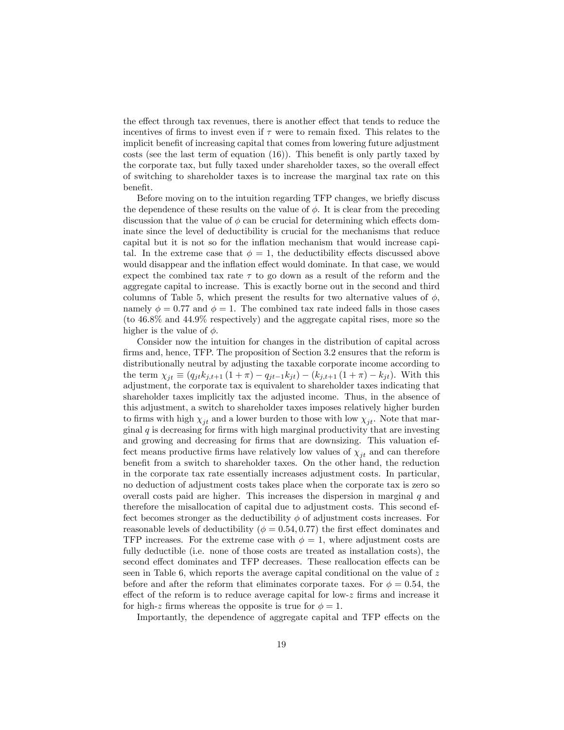the effect through tax revenues, there is another effect that tends to reduce the incentives of firms to invest even if $\tau$ were to remain fixed. This relates to the implicit benefit of increasing capital that comes from lowering future adjustment costs (see the last term of equation (16)). This benefit is only partly taxed by the corporate tax, but fully taxed under shareholder taxes, so the overall effect of switching to shareholder taxes is to increase the marginal tax rate on this benefit.

Before moving on to the intuition regarding TFP changes, we briefly discuss the dependence of these results on the value of $\phi$. It is clear from the preceding discussion that the value of $\phi$ can be crucial for determining which effects dominate since the level of deductibility is crucial for the mechanisms that reduce capital but it is not so for the inflation mechanism that would increase capital. In the extreme case that $\phi = 1$, the deductibility effects discussed above would disappear and the inflation effect would dominate. In that case, we would expect the combined tax rate $\tau$ to go down as a result of the reform and the aggregate capital to increase. This is exactly borne out in the second and third columns of Table 5, which present the results for two alternative values of $\phi$, namely $\phi = 0.77$ and $\phi = 1$. The combined tax rate indeed falls in those cases (to 46.8% and 44.9% respectively) and the aggregate capital rises, more so the higher is the value of $\phi$.

Consider now the intuition for changes in the distribution of capital across firms and, hence, TFP. The proposition of Section 3.2 ensures that the reform is distributionally neutral by adjusting the taxable corporate income according to the term $\chi_{jt} \equiv (q_{jt}k_{j,t+1}(1+\pi) - q_{jt-1}k_{jt}) - (k_{j,t+1}(1+\pi) - k_{jt})$. With this adjustment, the corporate tax is equivalent to shareholder taxes indicating that shareholder taxes implicitly tax the adjusted income. Thus, in the absence of this adjustment, a switch to shareholder taxes imposes relatively higher burden to firms with high $\chi_{jt}$ and a lower burden to those with low $\chi_{jt}$. Note that marginal $q$ is decreasing for firms with high marginal productivity that are investing and growing and decreasing for firms that are downsizing. This valuation effect means productive firms have relatively low values of $\chi_{jt}$ and can therefore benefit from a switch to shareholder taxes. On the other hand, the reduction in the corporate tax rate essentially increases adjustment costs. In particular, no deduction of adjustment costs takes place when the corporate tax is zero so overall costs paid are higher. This increases the dispersion in marginal $q$ and therefore the misallocation of capital due to adjustment costs. This second effect becomes stronger as the deductibility $\phi$ of adjustment costs increases. For reasonable levels of deductibility ($\phi = 0.54, 0.77$) the first effect dominates and TFP increases. For the extreme case with $\phi = 1$, where adjustment costs are fully deductible (i.e. none of those costs are treated as installation costs), the second effect dominates and TFP decreases. These reallocation effects can be seen in Table 6, which reports the average capital conditional on the value of $z$ before and after the reform that eliminates corporate taxes. For $\phi = 0.54$, the effect of the reform is to reduce average capital for low-$z$ firms and increase it for high-$z$ firms whereas the opposite is true for $\phi = 1$.

Importantly, the dependence of aggregate capital and TFP effects on the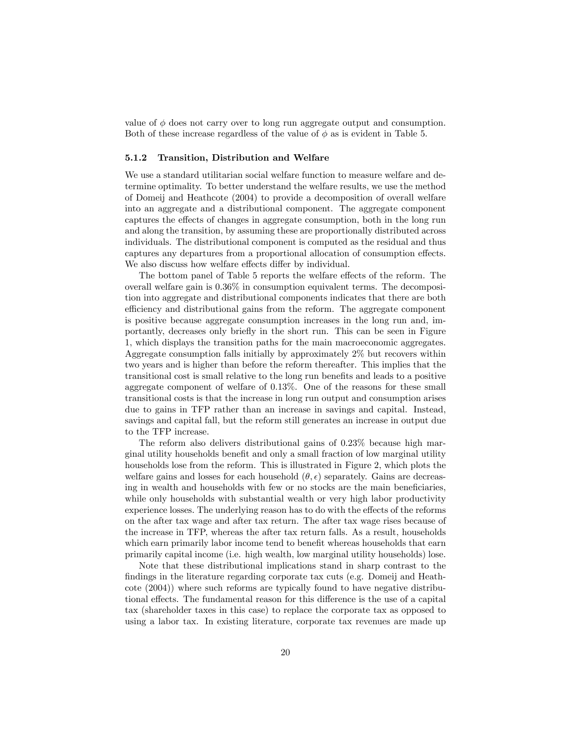value of $\phi$ does not carry over to long run aggregate output and consumption. Both of these increase regardless of the value of $\phi$ as is evident in Table 5.

#### 5.1.2 Transition, Distribution and Welfare

We use a standard utilitarian social welfare function to measure welfare and determine optimality. To better understand the welfare results, we use the method of Domeij and Heathcote (2004) to provide a decomposition of overall welfare into an aggregate and a distributional component. The aggregate component captures the effects of changes in aggregate consumption, both in the long run and along the transition, by assuming these are proportionally distributed across individuals. The distributional component is computed as the residual and thus captures any departures from a proportional allocation of consumption effects. We also discuss how welfare effects differ by individual.

The bottom panel of Table 5 reports the welfare effects of the reform. The overall welfare gain is 0.36% in consumption equivalent terms. The decomposition into aggregate and distributional components indicates that there are both efficiency and distributional gains from the reform. The aggregate component is positive because aggregate consumption increases in the long run and, importantly, decreases only briefly in the short run. This can be seen in Figure 1, which displays the transition paths for the main macroeconomic aggregates. Aggregate consumption falls initially by approximately 2% but recovers within two years and is higher than before the reform thereafter. This implies that the transitional cost is small relative to the long run benefits and leads to a positive aggregate component of welfare of 0.13%. One of the reasons for these small transitional costs is that the increase in long run output and consumption arises due to gains in TFP rather than an increase in savings and capital. Instead, savings and capital fall, but the reform still generates an increase in output due to the TFP increase.

The reform also delivers distributional gains of 0.23% because high marginal utility households benefit and only a small fraction of low marginal utility households lose from the reform. This is illustrated in Figure 2, which plots the welfare gains and losses for each household $(\theta, \epsilon)$ separately. Gains are decreasing in wealth and households with few or no stocks are the main beneficiaries, while only households with substantial wealth or very high labor productivity experience losses. The underlying reason has to do with the effects of the reforms on the after tax wage and after tax return. The after tax wage rises because of the increase in TFP, whereas the after tax return falls. As a result, households which earn primarily labor income tend to benefit whereas households that earn primarily capital income (i.e. high wealth, low marginal utility households) lose.

Note that these distributional implications stand in sharp contrast to the findings in the literature regarding corporate tax cuts (e.g. Domeij and Heathcote (2004)) where such reforms are typically found to have negative distributional effects. The fundamental reason for this difference is the use of a capital tax (shareholder taxes in this case) to replace the corporate tax as opposed to using a labor tax. In existing literature, corporate tax revenues are made up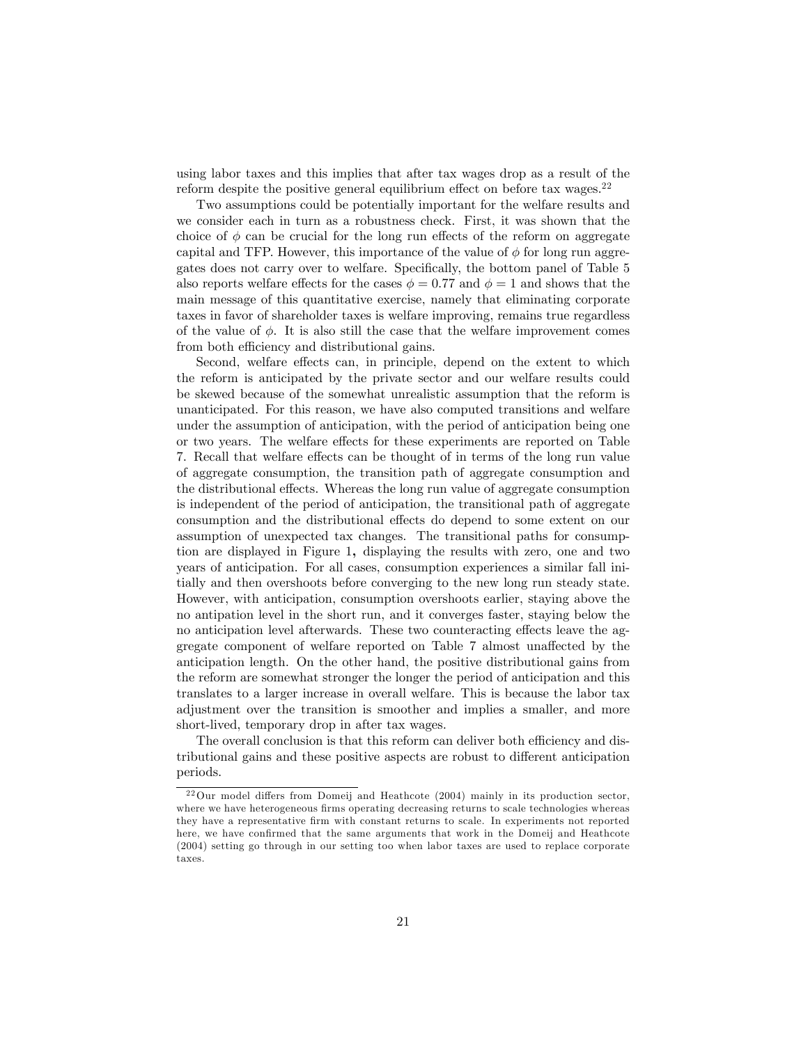using labor taxes and this implies that after tax wages drop as a result of the reform despite the positive general equilibrium effect on before tax wages.[22]

Two assumptions could be potentially important for the welfare results and we consider each in turn as a robustness check. First, it was shown that the choice of $\phi$ can be crucial for the long run effects of the reform on aggregate capital and TFP. However, this importance of the value of $\phi$ for long run aggregates does not carry over to welfare. Specifically, the bottom panel of Table 5 also reports welfare effects for the cases $\phi = 0.77$ and $\phi = 1$ and shows that the main message of this quantitative exercise, namely that eliminating corporate taxes in favor of shareholder taxes is welfare improving, remains true regardless of the value of $\phi$. It is also still the case that the welfare improvement comes from both efficiency and distributional gains.

Second, welfare effects can, in principle, depend on the extent to which the reform is anticipated by the private sector and our welfare results could be skewed because of the somewhat unrealistic assumption that the reform is unanticipated. For this reason, we have also computed transitions and welfare under the assumption of anticipation, with the period of anticipation being one or two years. The welfare effects for these experiments are reported on Table 7. Recall that welfare effects can be thought of in terms of the long run value of aggregate consumption, the transition path of aggregate consumption and the distributional effects. Whereas the long run value of aggregate consumption is independent of the period of anticipation, the transitional path of aggregate consumption and the distributional effects do depend to some extent on our assumption of unexpected tax changes. The transitional paths for consumption are displayed in Figure 1**,** displaying the results with zero, one and two years of anticipation. For all cases, consumption experiences a similar fall initially and then overshoots before converging to the new long run steady state. However, with anticipation, consumption overshoots earlier, staying above the no antipation level in the short run, and it converges faster, staying below the no anticipation level afterwards. These two counteracting effects leave the aggregate component of welfare reported on Table 7 almost unaffected by the anticipation length. On the other hand, the positive distributional gains from the reform are somewhat stronger the longer the period of anticipation and this translates to a larger increase in overall welfare. This is because the labor tax adjustment over the transition is smoother and implies a smaller, and more short-lived, temporary drop in after tax wages.

The overall conclusion is that this reform can deliver both efficiency and distributional gains and these positive aspects are robust to different anticipation periods.

[22] Our model differs from Domeij and Heathcote (2004) mainly in its production sector, where we have heterogeneous firms operating decreasing returns to scale technologies whereas they have a representative firm with constant returns to scale. In experiments not reported here, we have confirmed that the same arguments that work in the Domeij and Heathcote (2004) setting go through in our setting too when labor taxes are used to replace corporate taxes.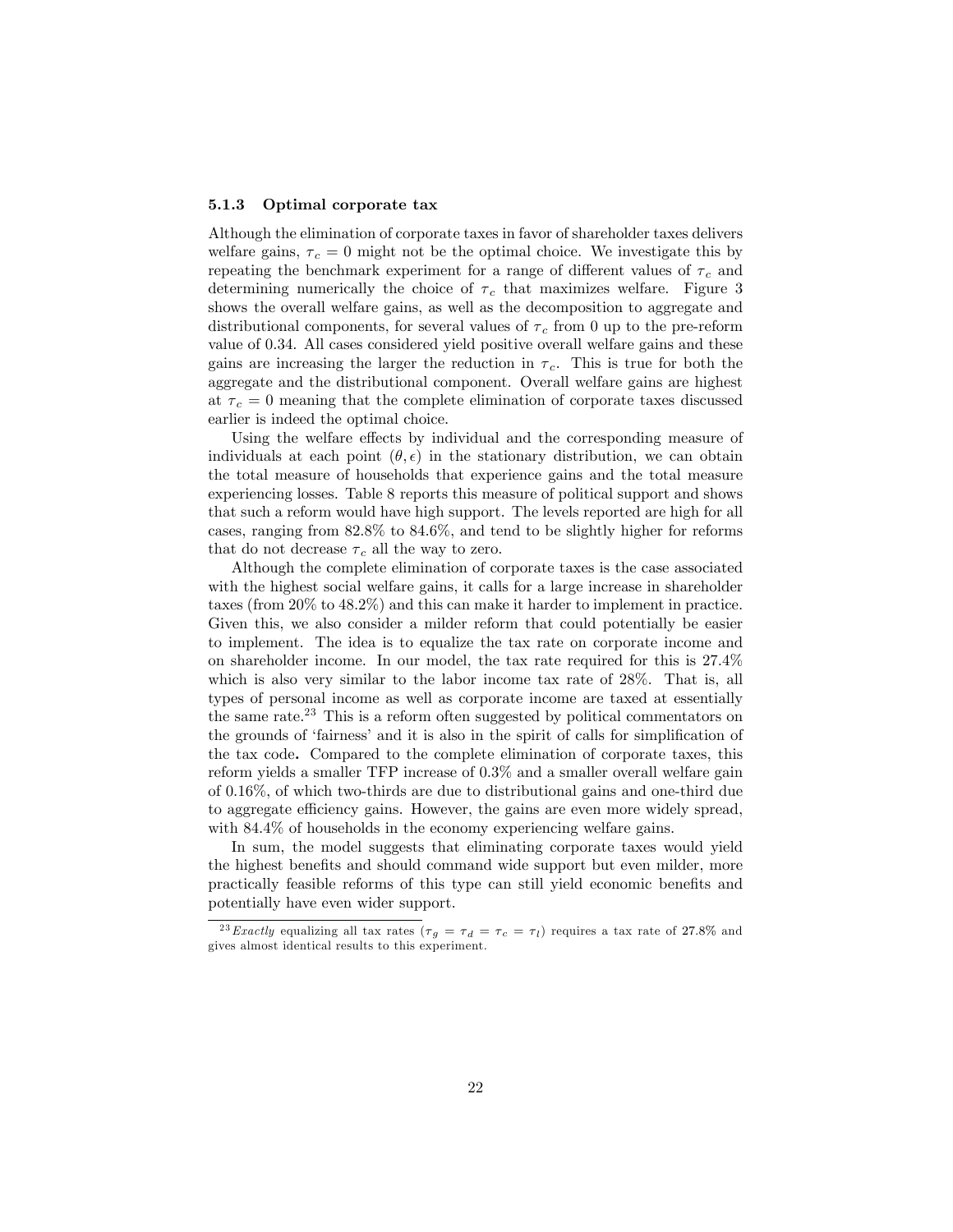### 5.1.3 Optimal corporate tax

Although the elimination of corporate taxes in favor of shareholder taxes delivers welfare gains, $\tau_c = 0$ might not be the optimal choice. We investigate this by repeating the benchmark experiment for a range of different values of $\tau_c$ and determining numerically the choice of $\tau_c$ that maximizes welfare. Figure 3 shows the overall welfare gains, as well as the decomposition to aggregate and distributional components, for several values of $\tau_c$ from 0 up to the pre-reform value of 0.34. All cases considered yield positive overall welfare gains and these gains are increasing the larger the reduction in $\tau_c$. This is true for both the aggregate and the distributional component. Overall welfare gains are highest at $\tau_c = 0$ meaning that the complete elimination of corporate taxes discussed earlier is indeed the optimal choice.

Using the welfare effects by individual and the corresponding measure of individuals at each point $(\theta, \epsilon)$ in the stationary distribution, we can obtain the total measure of households that experience gains and the total measure experiencing losses. Table 8 reports this measure of political support and shows that such a reform would have high support. The levels reported are high for all cases, ranging from 82.8% to 84.6%, and tend to be slightly higher for reforms that do not decrease $\tau_c$ all the way to zero.

Although the complete elimination of corporate taxes is the case associated with the highest social welfare gains, it calls for a large increase in shareholder taxes (from 20% to 48.2%) and this can make it harder to implement in practice. Given this, we also consider a milder reform that could potentially be easier to implement. The idea is to equalize the tax rate on corporate income and on shareholder income. In our model, the tax rate required for this is 27.4% which is also very similar to the labor income tax rate of 28%. That is, all types of personal income as well as corporate income are taxed at essentially the same rate.[23] This is a reform often suggested by political commentators on the grounds of 'fairness' and it is also in the spirit of calls for simplification of the tax code. Compared to the complete elimination of corporate taxes, this reform yields a smaller TFP increase of 0.3% and a smaller overall welfare gain of 0.16%, of which two-thirds are due to distributional gains and one-third due to aggregate efficiency gains. However, the gains are even more widely spread, with 84.4% of households in the economy experiencing welfare gains.

In sum, the model suggests that eliminating corporate taxes would yield the highest benefits and should command wide support but even milder, more practically feasible reforms of this type can still yield economic benefits and potentially have even wider support.

[23] *Exactly* equalizing all tax rates ($\tau_g = \tau_d = \tau_c = \tau_l$) requires a tax rate of 27.8% and gives almost identical results to this experiment.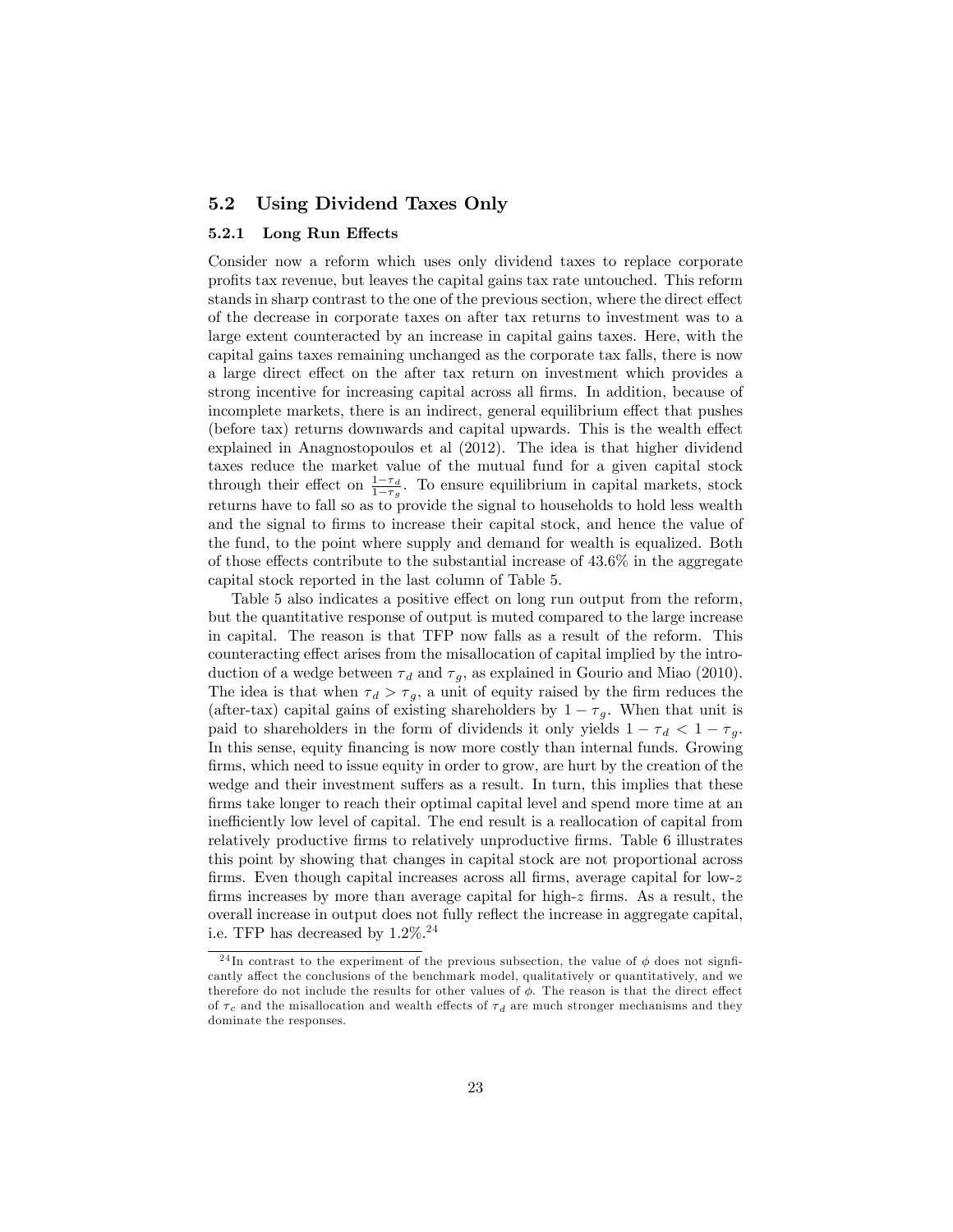## 5.2 Using Dividend Taxes Only

### 5.2.1 Long Run Effects

Consider now a reform which uses only dividend taxes to replace corporate profits tax revenue, but leaves the capital gains tax rate untouched. This reform stands in sharp contrast to the one of the previous section, where the direct effect of the decrease in corporate taxes on after tax returns to investment was to a large extent counteracted by an increase in capital gains taxes. Here, with the capital gains taxes remaining unchanged as the corporate tax falls, there is now a large direct effect on the after tax return on investment which provides a strong incentive for increasing capital across all firms. In addition, because of incomplete markets, there is an indirect, general equilibrium effect that pushes (before tax) returns downwards and capital upwards. This is the wealth effect explained in Anagnostopoulos et al (2012). The idea is that higher dividend taxes reduce the market value of the mutual fund for a given capital stock through their effect on $\frac{1-\tau_d}{1-\tau_g}$. To ensure equilibrium in capital markets, stock returns have to fall so as to provide the signal to households to hold less wealth and the signal to firms to increase their capital stock, and hence the value of the fund, to the point where supply and demand for wealth is equalized. Both of those effects contribute to the substantial increase of 43.6% in the aggregate capital stock reported in the last column of Table 5.

Table 5 also indicates a positive effect on long run output from the reform, but the quantitative response of output is muted compared to the large increase in capital. The reason is that TFP now falls as a result of the reform. This counteracting effect arises from the misallocation of capital implied by the introduction of a wedge between $\tau_d$ and $\tau_g$, as explained in Gourio and Miao (2010). The idea is that when $\tau_d > \tau_g$, a unit of equity raised by the firm reduces the (after-tax) capital gains of existing shareholders by $1 - \tau_g$. When that unit is paid to shareholders in the form of dividends it only yields $1 - \tau_d < 1 - \tau_g$. In this sense, equity financing is now more costly than internal funds. Growing firms, which need to issue equity in order to grow, are hurt by the creation of the wedge and their investment suffers as a result. In turn, this implies that these firms take longer to reach their optimal capital level and spend more time at an inefficiently low level of capital. The end result is a reallocation of capital from relatively productive firms to relatively unproductive firms. Table 6 illustrates this point by showing that changes in capital stock are not proportional across firms. Even though capital increases across all firms, average capital for low-$z$ firms increases by more than average capital for high-$z$ firms. As a result, the overall increase in output does not fully reflect the increase in aggregate capital, i.e. TFP has decreased by 1.2%.[24]

[24] In contrast to the experiment of the previous subsection, the value of $\phi$ does not signficantly affect the conclusions of the benchmark model, qualitatively or quantitatively, and we therefore do not include the results for other values of $\phi$. The reason is that the direct effect of $\tau_c$ and the misallocation and wealth effects of $\tau_d$ are much stronger mechanisms and they dominate the responses.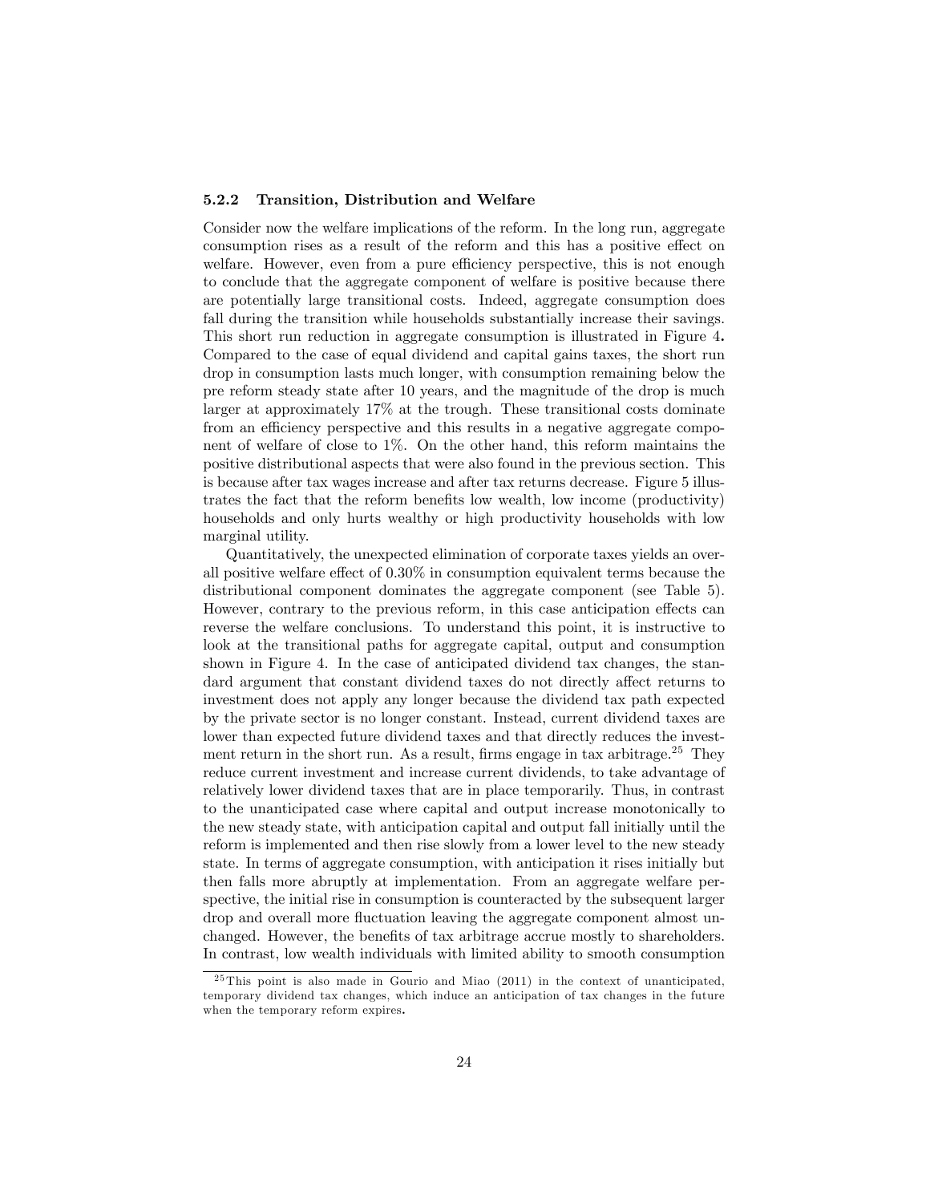#### 5.2.2 Transition, Distribution and Welfare

Consider now the welfare implications of the reform. In the long run, aggregate consumption rises as a result of the reform and this has a positive effect on welfare. However, even from a pure efficiency perspective, this is not enough to conclude that the aggregate component of welfare is positive because there are potentially large transitional costs. Indeed, aggregate consumption does fall during the transition while households substantially increase their savings. This short run reduction in aggregate consumption is illustrated in Figure 4**.** Compared to the case of equal dividend and capital gains taxes, the short run drop in consumption lasts much longer, with consumption remaining below the pre reform steady state after 10 years, and the magnitude of the drop is much larger at approximately 17% at the trough. These transitional costs dominate from an efficiency perspective and this results in a negative aggregate component of welfare of close to 1%. On the other hand, this reform maintains the positive distributional aspects that were also found in the previous section. This is because after tax wages increase and after tax returns decrease. Figure 5 illustrates the fact that the reform benefits low wealth, low income (productivity) households and only hurts wealthy or high productivity households with low marginal utility.

Quantitatively, the unexpected elimination of corporate taxes yields an overall positive welfare effect of 0.30% in consumption equivalent terms because the distributional component dominates the aggregate component (see Table 5). However, contrary to the previous reform, in this case anticipation effects can reverse the welfare conclusions. To understand this point, it is instructive to look at the transitional paths for aggregate capital, output and consumption shown in Figure 4. In the case of anticipated dividend tax changes, the standard argument that constant dividend taxes do not directly affect returns to investment does not apply any longer because the dividend tax path expected by the private sector is no longer constant. Instead, current dividend taxes are lower than expected future dividend taxes and that directly reduces the investment return in the short run. As a result, firms engage in tax arbitrage.[25] They reduce current investment and increase current dividends, to take advantage of relatively lower dividend taxes that are in place temporarily. Thus, in contrast to the unanticipated case where capital and output increase monotonically to the new steady state, with anticipation capital and output fall initially until the reform is implemented and then rise slowly from a lower level to the new steady state. In terms of aggregate consumption, with anticipation it rises initially but then falls more abruptly at implementation. From an aggregate welfare perspective, the initial rise in consumption is counteracted by the subsequent larger drop and overall more fluctuation leaving the aggregate component almost unchanged. However, the benefits of tax arbitrage accrue mostly to shareholders. In contrast, low wealth individuals with limited ability to smooth consumption

[25] This point is also made in Gourio and Miao (2011) in the context of unanticipated, temporary dividend tax changes, which induce an anticipation of tax changes in the future when the temporary reform expires**.**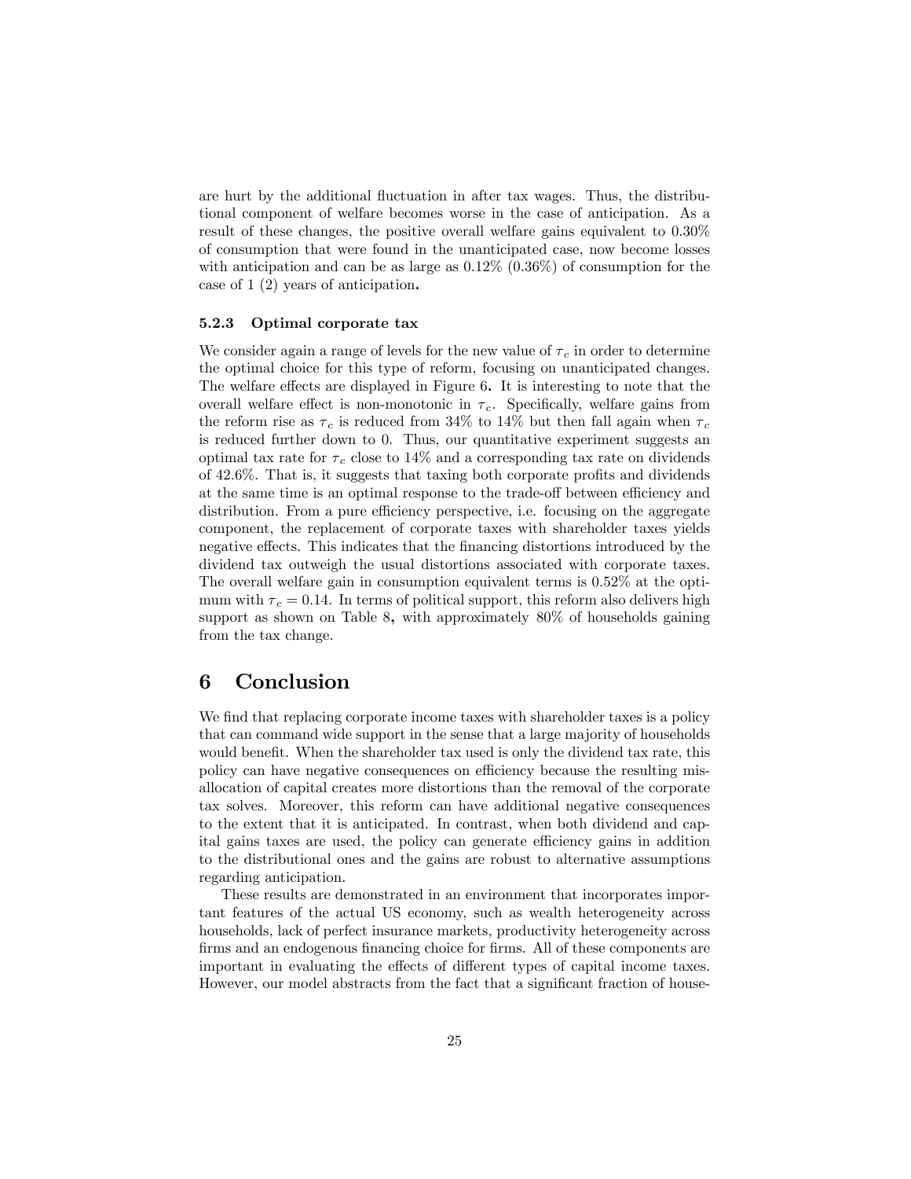are hurt by the additional fluctuation in after tax wages. Thus, the distributional component of welfare becomes worse in the case of anticipation. As a result of these changes, the positive overall welfare gains equivalent to 0.30% of consumption that were found in the unanticipated case, now become losses with anticipation and can be as large as 0.12% (0.36%) of consumption for the case of 1 (2) years of anticipation**.**

#### 5.2.3 Optimal corporate tax

We consider again a range of levels for the new value of $\tau_c$ in order to determine the optimal choice for this type of reform, focusing on unanticipated changes. The welfare effects are displayed in Figure 6**.** It is interesting to note that the overall welfare effect is non-monotonic in $\tau_c$. Specifically, welfare gains from the reform rise as $\tau_c$ is reduced from 34% to 14% but then fall again when $\tau_c$ is reduced further down to 0. Thus, our quantitative experiment suggests an optimal tax rate for $\tau_c$ close to 14% and a corresponding tax rate on dividends of 42.6%. That is, it suggests that taxing both corporate profits and dividends at the same time is an optimal response to the trade-off between efficiency and distribution. From a pure efficiency perspective, i.e. focusing on the aggregate component, the replacement of corporate taxes with shareholder taxes yields negative effects. This indicates that the financing distortions introduced by the dividend tax outweigh the usual distortions associated with corporate taxes. The overall welfare gain in consumption equivalent terms is 0.52% at the optimum with $\tau_c = 0.14$. In terms of political support, this reform also delivers high support as shown on Table 8**,** with approximately 80% of households gaining from the tax change.

# 6 Conclusion

We find that replacing corporate income taxes with shareholder taxes is a policy that can command wide support in the sense that a large majority of households would benefit. When the shareholder tax used is only the dividend tax rate, this policy can have negative consequences on efficiency because the resulting misallocation of capital creates more distortions than the removal of the corporate tax solves. Moreover, this reform can have additional negative consequences to the extent that it is anticipated. In contrast, when both dividend and capital gains taxes are used, the policy can generate efficiency gains in addition to the distributional ones and the gains are robust to alternative assumptions regarding anticipation.

These results are demonstrated in an environment that incorporates important features of the actual US economy, such as wealth heterogeneity across households, lack of perfect insurance markets, productivity heterogeneity across firms and an endogenous financing choice for firms. All of these components are important in evaluating the effects of different types of capital income taxes. However, our model abstracts from the fact that a significant fraction of house-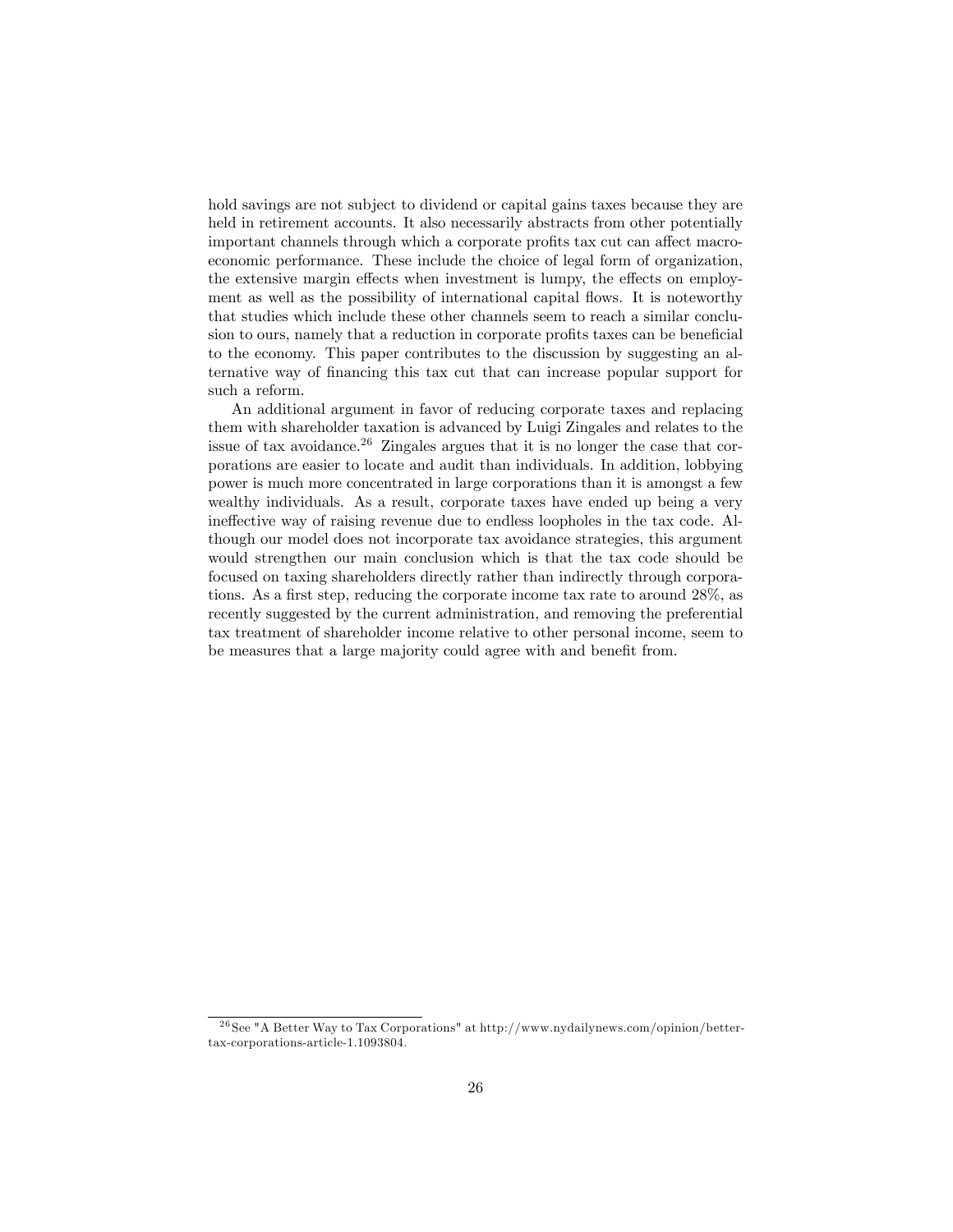hold savings are not subject to dividend or capital gains taxes because they are held in retirement accounts. It also necessarily abstracts from other potentially important channels through which a corporate profits tax cut can affect macroeconomic performance. These include the choice of legal form of organization, the extensive margin effects when investment is lumpy, the effects on employment as well as the possibility of international capital flows. It is noteworthy that studies which include these other channels seem to reach a similar conclusion to ours, namely that a reduction in corporate profits taxes can be beneficial to the economy. This paper contributes to the discussion by suggesting an alternative way of financing this tax cut that can increase popular support for such a reform.

An additional argument in favor of reducing corporate taxes and replacing them with shareholder taxation is advanced by Luigi Zingales and relates to the issue of tax avoidance.[26] Zingales argues that it is no longer the case that corporations are easier to locate and audit than individuals. In addition, lobbying power is much more concentrated in large corporations than it is amongst a few wealthy individuals. As a result, corporate taxes have ended up being a very ineffective way of raising revenue due to endless loopholes in the tax code. Although our model does not incorporate tax avoidance strategies, this argument would strengthen our main conclusion which is that the tax code should be focused on taxing shareholders directly rather than indirectly through corporations. As a first step, reducing the corporate income tax rate to around 28%, as recently suggested by the current administration, and removing the preferential tax treatment of shareholder income relative to other personal income, seem to be measures that a large majority could agree with and benefit from.

[26] See "A Better Way to Tax Corporations" at http://www.nydailynews.com/opinion/better-tax-corporations-article-1.1093804.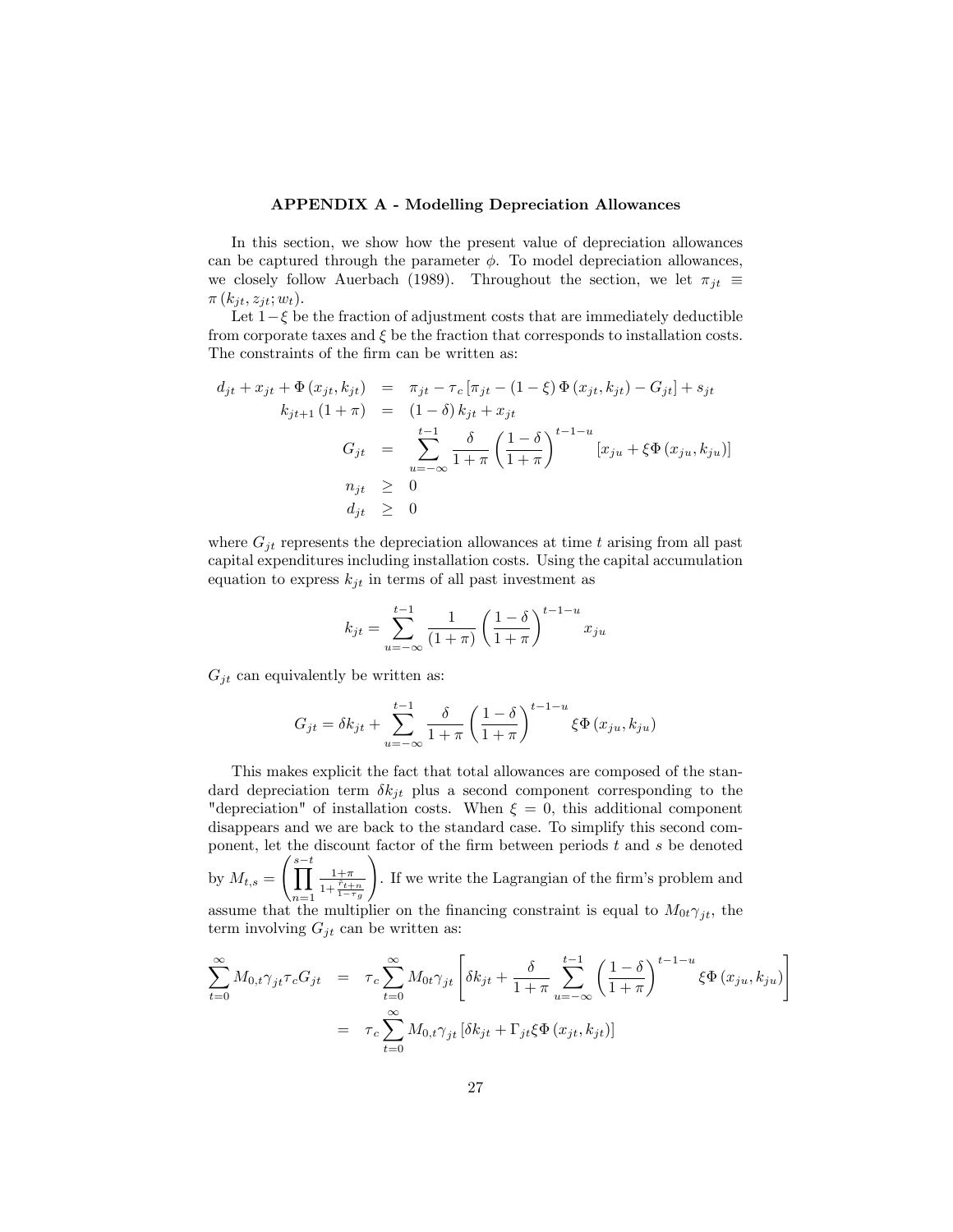## APPENDIX A - Modelling Depreciation Allowances

In this section, we show how the present value of depreciation allowances can be captured through the parameter $\phi$. To model depreciation allowances, we closely follow Auerbach (1989). Throughout the section, we let $\pi_{jt} \equiv \pi(k_{jt}, z_{jt}; w_t)$.

Let $1-\xi$ be the fraction of adjustment costs that are immediately deductible from corporate taxes and $\xi$ be the fraction that corresponds to installation costs. The constraints of the firm can be written as:

$$
\begin{aligned}
d_{jt} + x_{jt} + \Phi(x_{jt}, k_{jt}) &= \pi_{jt} - \tau_c \left[\pi_{jt} - (1-\xi)\Phi(x_{jt}, k_{jt}) - G_{jt}\right] + s_{jt} \\
k_{jt+1}(1+\pi) &= (1-\delta) k_{jt} + x_{jt} \\
G_{jt} &= \sum_{u=-\infty}^{t-1} \frac{\delta}{1+\pi} \left(\frac{1-\delta}{1+\pi}\right)^{t-1-u} \left[x_{ju} + \xi \Phi(x_{ju}, k_{ju})\right] \\
n_{jt} &\geq 0 \\
d_{jt} &\geq 0
\end{aligned}
$$

where $G_{jt}$ represents the depreciation allowances at time $t$ arising from all past capital expenditures including installation costs. Using the capital accumulation equation to express $k_{jt}$ in terms of all past investment as

$$
k_{jt} = \sum_{u=-\infty}^{t-1} \frac{1}{(1+\pi)} \left(\frac{1-\delta}{1+\pi}\right)^{t-1-u} x_{ju}
$$

$G_{jt}$ can equivalently be written as:

$$
G_{jt} = \delta k_{jt} + \sum_{u=-\infty}^{t-1} \frac{\delta}{1+\pi} \left(\frac{1-\delta}{1+\pi}\right)^{t-1-u} \xi \Phi(x_{ju}, k_{ju})
$$

This makes explicit the fact that total allowances are composed of the standard depreciation term $\delta k_{jt}$ plus a second component corresponding to the "depreciation" of installation costs. When $\xi = 0$, this additional component disappears and we are back to the standard case. To simplify this second component, let the discount factor of the firm between periods $t$ and $s$ be denoted by $M_{t,s} = \left(\prod_{n=1}^{s-t} \frac{1+\pi}{1+\frac{\bar{r}_{t+n}}{1-\tau_g}}\right)$. If we write the Lagrangian of the firm's problem and assume that the multiplier on the financing constraint is equal to $M_{0t}\gamma_{jt}$, the term involving $G_{jt}$ can be written as:

$$
\begin{aligned}
\sum_{t=0}^{\infty} M_{0,t} \gamma_{jt} \tau_c G_{jt} &= \tau_c \sum_{t=0}^{\infty} M_{0t} \gamma_{jt} \left[\delta k_{jt} + \frac{\delta}{1+\pi} \sum_{u=-\infty}^{t-1} \left(\frac{1-\delta}{1+\pi}\right)^{t-1-u} \xi \Phi(x_{ju}, k_{ju})\right] \\
&= \tau_c \sum_{t=0}^{\infty} M_{0,t} \gamma_{jt} \left[\delta k_{jt} + \Gamma_{jt} \xi \Phi(x_{jt}, k_{jt})\right]
\end{aligned}
$$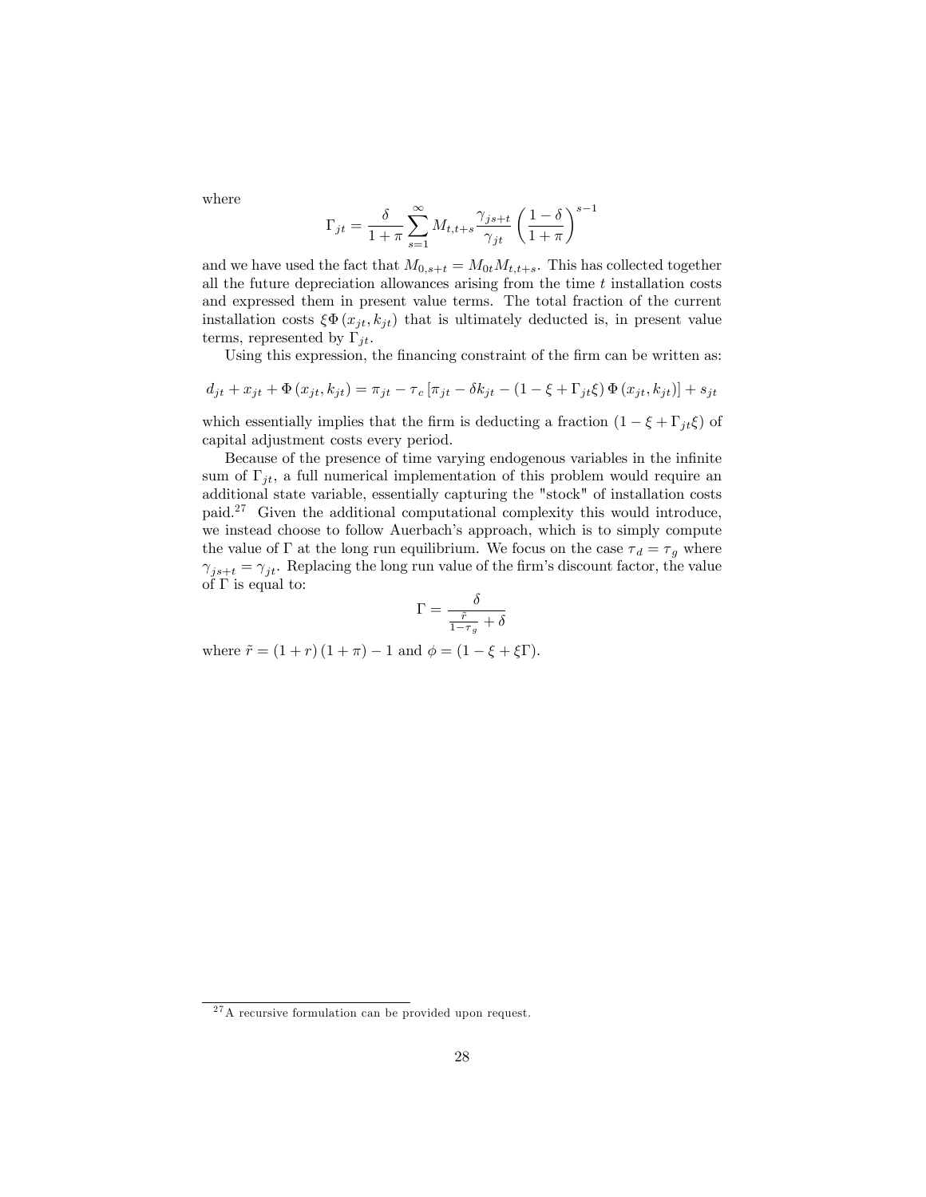where

$$\Gamma_{jt} = \frac{\delta}{1+\pi} \sum_{s=1}^{\infty} M_{t,t+s} \frac{\gamma_{js+t}}{\gamma_{jt}} \left( \frac{1-\delta}{1+\pi} \right)^{s-1}$$

and we have used the fact that $M_{0,s+t} = M_{0t} M_{t,t+s}$. This has collected together all the future depreciation allowances arising from the time $t$ installation costs and expressed them in present value terms. The total fraction of the current installation costs $\xi \Phi (x_{jt}, k_{jt})$ that is ultimately deducted is, in present value terms, represented by $\Gamma_{jt}$.

Using this expression, the financing constraint of the firm can be written as:

$$d_{jt} + x_{jt} + \Phi (x_{jt}, k_{jt}) = \pi_{jt} - \tau_c \left[ \pi_{jt} - \delta k_{jt} - (1 - \xi + \Gamma_{jt} \xi) \Phi (x_{jt}, k_{jt}) \right] + s_{jt}$$

which essentially implies that the firm is deducting a fraction $(1 - \xi + \Gamma_{jt} \xi)$ of capital adjustment costs every period.

Because of the presence of time varying endogenous variables in the infinite sum of $\Gamma_{jt}$, a full numerical implementation of this problem would require an additional state variable, essentially capturing the "stock" of installation costs paid.[27] Given the additional computational complexity this would introduce, we instead choose to follow Auerbach's approach, which is to simply compute the value of $\Gamma$ at the long run equilibrium. We focus on the case $\tau_d = \tau_g$ where $\gamma_{js+t} = \gamma_{jt}$. Replacing the long run value of the firm's discount factor, the value of $\Gamma$ is equal to:

$$\Gamma = \frac{\delta}{\frac{\tilde{r}}{1-\tau_g} + \delta}$$

where $\tilde{r} = (1 + r)(1 + \pi) - 1$ and $\phi = (1 - \xi + \xi \Gamma)$.

[27] A recursive formulation can be provided upon request.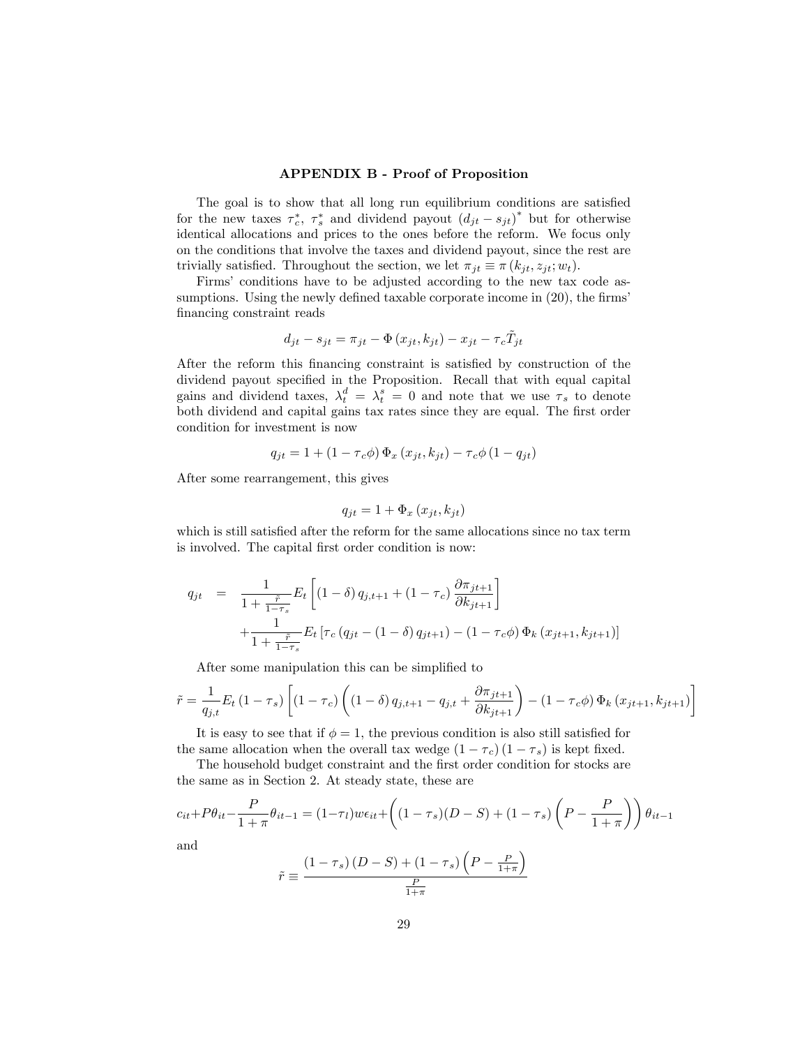### APPENDIX B - Proof of Proposition

The goal is to show that all long run equilibrium conditions are satisfied for the new taxes $\tau_c^*$, $\tau_s^*$ and dividend payout $(d_{jt} - s_{jt})^*$ but for otherwise identical allocations and prices to the ones before the reform. We focus only on the conditions that involve the taxes and dividend payout, since the rest are trivially satisfied. Throughout the section, we let $\pi_{jt} \equiv \pi(k_{jt}, z_{jt}; w_t)$.

Firms' conditions have to be adjusted according to the new tax code assumptions. Using the newly defined taxable corporate income in (20), the firms' financing constraint reads

$$d_{jt} - s_{jt} = \pi_{jt} - \Phi(x_{jt}, k_{jt}) - x_{jt} - \tau_c \tilde{T}_{jt}$$

After the reform this financing constraint is satisfied by construction of the dividend payout specified in the Proposition. Recall that with equal capital gains and dividend taxes, $\lambda_t^d = \lambda_t^s = 0$ and note that we use $\tau_s$ to denote both dividend and capital gains tax rates since they are equal. The first order condition for investment is now

$$q_{jt} = 1 + (1 - \tau_c \phi) \Phi_x(x_{jt}, k_{jt}) - \tau_c \phi (1 - q_{jt})$$

After some rearrangement, this gives

$$q_{jt} = 1 + \Phi_x(x_{jt}, k_{jt})$$

which is still satisfied after the reform for the same allocations since no tax term is involved. The capital first order condition is now:

$$\begin{aligned} q_{jt} &= \frac{1}{1 + \frac{\tilde{r}}{1-\tau_s}} E_t \left[ (1-\delta) q_{j,t+1} + (1-\tau_c) \frac{\partial \pi_{jt+1}}{\partial k_{jt+1}} \right] \\ &\quad + \frac{1}{1 + \frac{\tilde{r}}{1-\tau_s}} E_t \left[ \tau_c (q_{jt} - (1-\delta) q_{jt+1}) - (1 - \tau_c \phi) \Phi_k(x_{jt+1}, k_{jt+1}) \right] \end{aligned}$$

After some manipulation this can be simplified to

$$\tilde{r} = \frac{1}{q_{j,t}} E_t (1-\tau_s) \left[ (1-\tau_c) \left( (1-\delta) q_{j,t+1} - q_{j,t} + \frac{\partial \pi_{jt+1}}{\partial k_{jt+1}} \right) - (1-\tau_c \phi) \Phi_k(x_{jt+1}, k_{jt+1}) \right]$$

It is easy to see that if $\phi = 1$, the previous condition is also still satisfied for the same allocation when the overall tax wedge $(1-\tau_c)(1-\tau_s)$ is kept fixed.

The household budget constraint and the first order condition for stocks are the same as in Section 2. At steady state, these are

$$c_{it} + P\theta_{it} - \frac{P}{1+\pi}\theta_{it-1} = (1-\tau_l) w \epsilon_{it} + \left( (1-\tau_s)(D-S) + (1-\tau_s)\left(P - \frac{P}{1+\pi}\right) \right) \theta_{it-1}$$

and

$$\tilde{r} \equiv \frac{(1-\tau_s)(D-S) + (1-\tau_s)\left(P - \frac{P}{1+\pi}\right)}{\frac{P}{1+\pi}}$$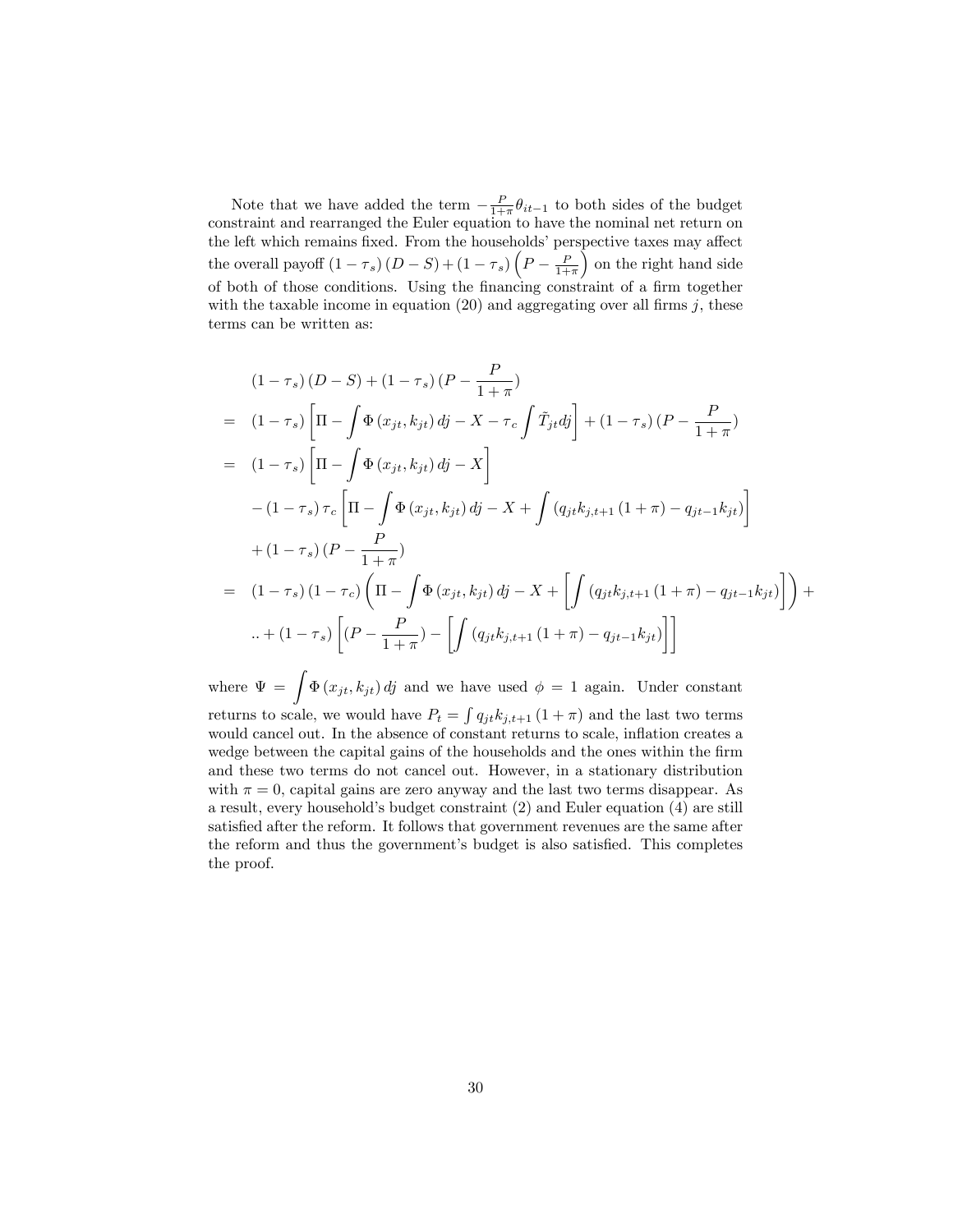Note that we have added the term $-\frac{P}{1+\pi}\theta_{it-1}$ to both sides of the budget constraint and rearranged the Euler equation to have the nominal net return on the left which remains fixed. From the households' perspective taxes may affect the overall payoff $(1-\tau_s)(D-S) + (1-\tau_s)\left(P - \frac{P}{1+\pi}\right)$ on the right hand side of both of those conditions. Using the financing constraint of a firm together with the taxable income in equation (20) and aggregating over all firms $j$, these terms can be written as:

$$
\begin{aligned}
& (1-\tau_s)(D-S) + (1-\tau_s)(P - \frac{P}{1+\pi}) \\
= \;& (1-\tau_s)\left[\Pi - \int \Phi(x_{jt}, k_{jt})\, dj - X - \tau_c \int \tilde{T}_{jt} dj\right] + (1-\tau_s)(P - \frac{P}{1+\pi}) \\
= \;& (1-\tau_s)\left[\Pi - \int \Phi(x_{jt}, k_{jt})\, dj - X\right] \\
& - (1-\tau_s)\tau_c \left[\Pi - \int \Phi(x_{jt}, k_{jt})\, dj - X + \int (q_{jt} k_{j,t+1}(1+\pi) - q_{jt-1} k_{jt})\right] \\
& + (1-\tau_s)(P - \frac{P}{1+\pi}) \\
= \;& (1-\tau_s)(1-\tau_c)\left(\Pi - \int \Phi(x_{jt}, k_{jt})\, dj - X + \left[\int (q_{jt} k_{j,t+1}(1+\pi) - q_{jt-1} k_{jt})\right]\right) + \\
& .. + (1-\tau_s)\left[(P - \frac{P}{1+\pi}) - \left[\int (q_{jt} k_{j,t+1}(1+\pi) - q_{jt-1} k_{jt})\right]\right]
\end{aligned}
$$

where $\Psi = \int \Phi(x_{jt}, k_{jt})\, dj$ and we have used $\phi = 1$ again. Under constant returns to scale, we would have $P_t = \int q_{jt} k_{j,t+1}(1+\pi)$ and the last two terms would cancel out. In the absence of constant returns to scale, inflation creates a wedge between the capital gains of the households and the ones within the firm and these two terms do not cancel out. However, in a stationary distribution with $\pi = 0$, capital gains are zero anyway and the last two terms disappear. As a result, every household's budget constraint (2) and Euler equation (4) are still satisfied after the reform. It follows that government revenues are the same after the reform and thus the government's budget is also satisfied. This completes the proof.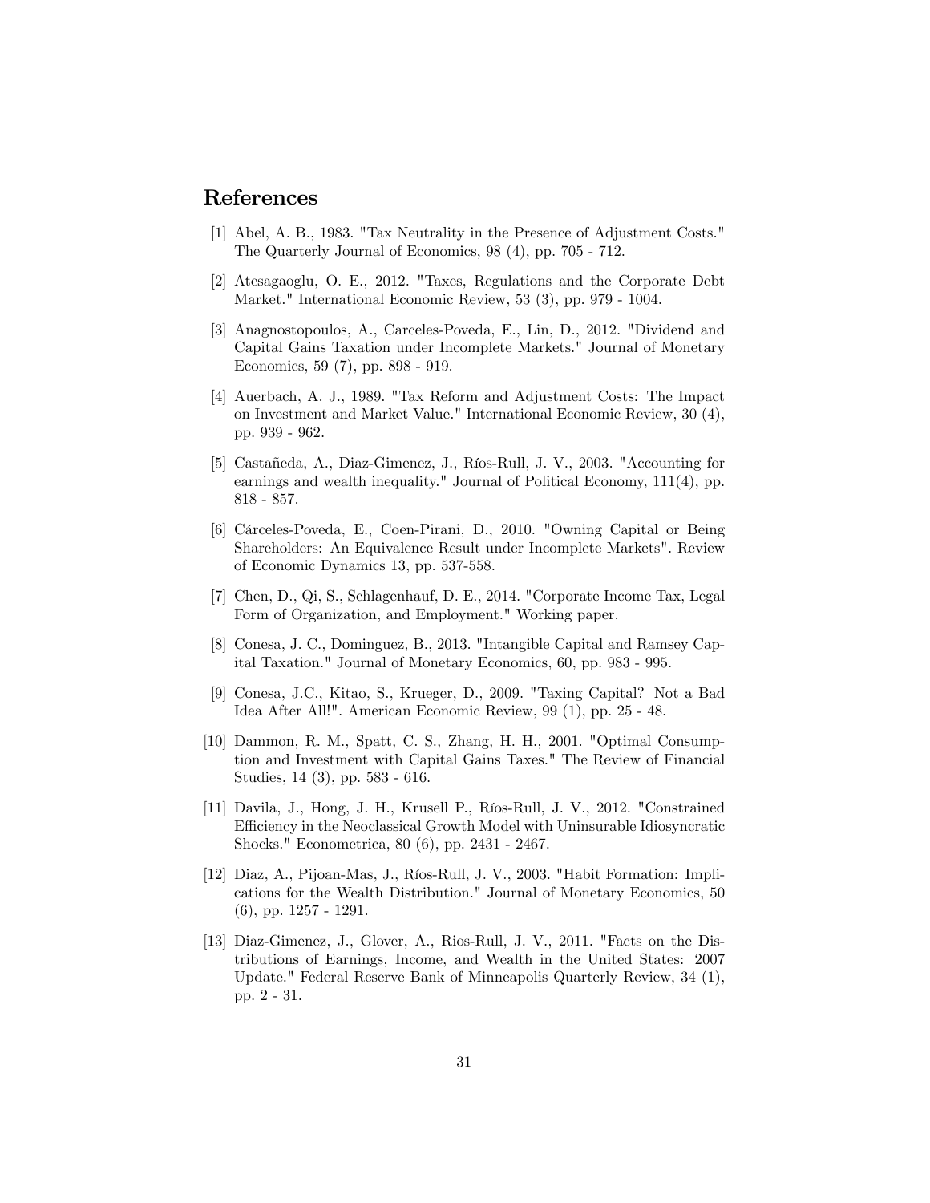## References

[1] Abel, A. B., 1983. "Tax Neutrality in the Presence of Adjustment Costs." The Quarterly Journal of Economics, 98 (4), pp. 705 - 712.

[2] Atesagaoglu, O. E., 2012. "Taxes, Regulations and the Corporate Debt Market." International Economic Review, 53 (3), pp. 979 - 1004.

[3] Anagnostopoulos, A., Carceles-Poveda, E., Lin, D., 2012. "Dividend and Capital Gains Taxation under Incomplete Markets." Journal of Monetary Economics, 59 (7), pp. 898 - 919.

[4] Auerbach, A. J., 1989. "Tax Reform and Adjustment Costs: The Impact on Investment and Market Value." International Economic Review, 30 (4), pp. 939 - 962.

[5] Castañeda, A., Diaz-Gimenez, J., Ríos-Rull, J. V., 2003. "Accounting for earnings and wealth inequality." Journal of Political Economy, 111(4), pp. 818 - 857.

[6] Cárceles-Poveda, E., Coen-Pirani, D., 2010. "Owning Capital or Being Shareholders: An Equivalence Result under Incomplete Markets". Review of Economic Dynamics 13, pp. 537-558.

[7] Chen, D., Qi, S., Schlagenhauf, D. E., 2014. "Corporate Income Tax, Legal Form of Organization, and Employment." Working paper.

[8] Conesa, J. C., Dominguez, B., 2013. "Intangible Capital and Ramsey Capital Taxation." Journal of Monetary Economics, 60, pp. 983 - 995.

[9] Conesa, J.C., Kitao, S., Krueger, D., 2009. "Taxing Capital? Not a Bad Idea After All!". American Economic Review, 99 (1), pp. 25 - 48.

[10] Dammon, R. M., Spatt, C. S., Zhang, H. H., 2001. "Optimal Consumption and Investment with Capital Gains Taxes." The Review of Financial Studies, 14 (3), pp. 583 - 616.

[11] Davila, J., Hong, J. H., Krusell P., Ríos-Rull, J. V., 2012. "Constrained Efficiency in the Neoclassical Growth Model with Uninsurable Idiosyncratic Shocks." Econometrica, 80 (6), pp. 2431 - 2467.

[12] Diaz, A., Pijoan-Mas, J., Ríos-Rull, J. V., 2003. "Habit Formation: Implications for the Wealth Distribution." Journal of Monetary Economics, 50 (6), pp. 1257 - 1291.

[13] Diaz-Gimenez, J., Glover, A., Rios-Rull, J. V., 2011. "Facts on the Distributions of Earnings, Income, and Wealth in the United States: 2007 Update." Federal Reserve Bank of Minneapolis Quarterly Review, 34 (1), pp. 2 - 31.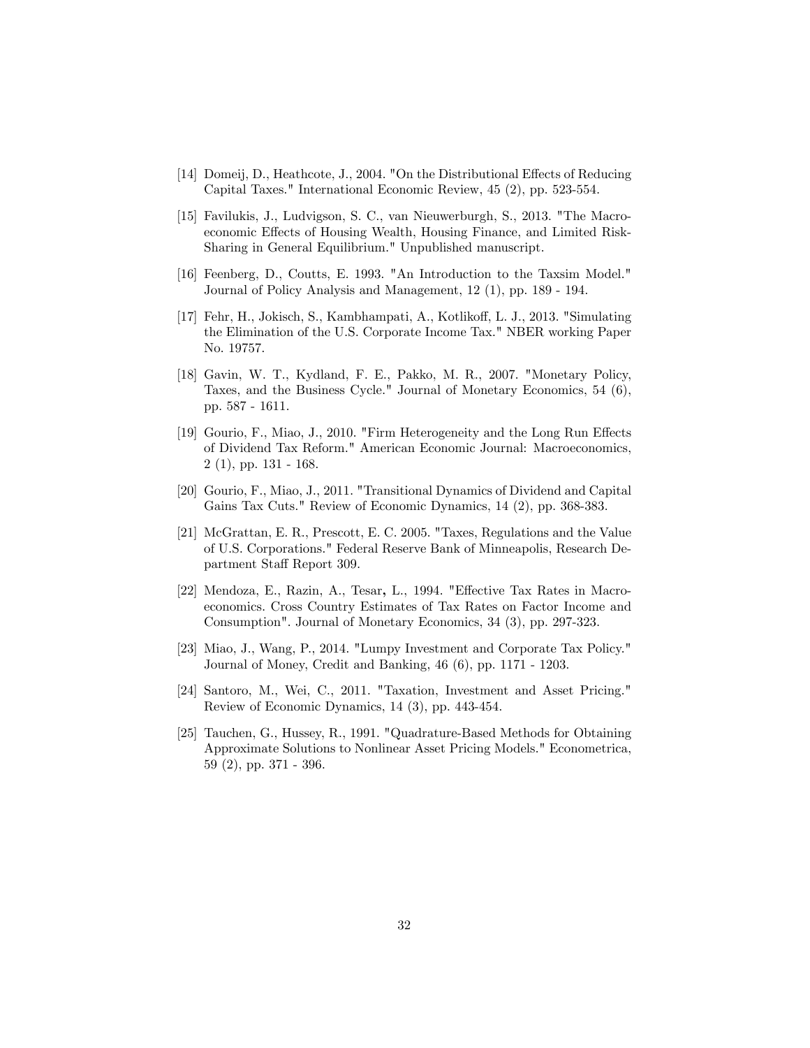[14] Domeij, D., Heathcote, J., 2004. "On the Distributional Effects of Reducing Capital Taxes." International Economic Review, 45 (2), pp. 523-554.

[15] Favilukis, J., Ludvigson, S. C., van Nieuwerburgh, S., 2013. "The Macroeconomic Effects of Housing Wealth, Housing Finance, and Limited Risk-Sharing in General Equilibrium." Unpublished manuscript.

[16] Feenberg, D., Coutts, E. 1993. "An Introduction to the Taxsim Model." Journal of Policy Analysis and Management, 12 (1), pp. 189 - 194.

[17] Fehr, H., Jokisch, S., Kambhampati, A., Kotlikoff, L. J., 2013. "Simulating the Elimination of the U.S. Corporate Income Tax." NBER working Paper No. 19757.

[18] Gavin, W. T., Kydland, F. E., Pakko, M. R., 2007. "Monetary Policy, Taxes, and the Business Cycle." Journal of Monetary Economics, 54 (6), pp. 587 - 1611.

[19] Gourio, F., Miao, J., 2010. "Firm Heterogeneity and the Long Run Effects of Dividend Tax Reform." American Economic Journal: Macroeconomics, 2 (1), pp. 131 - 168.

[20] Gourio, F., Miao, J., 2011. "Transitional Dynamics of Dividend and Capital Gains Tax Cuts." Review of Economic Dynamics, 14 (2), pp. 368-383.

[21] McGrattan, E. R., Prescott, E. C. 2005. "Taxes, Regulations and the Value of U.S. Corporations." Federal Reserve Bank of Minneapolis, Research Department Staff Report 309.

[22] Mendoza, E., Razin, A., Tesar, L., 1994. "Effective Tax Rates in Macroeconomics. Cross Country Estimates of Tax Rates on Factor Income and Consumption". Journal of Monetary Economics, 34 (3), pp. 297-323.

[23] Miao, J., Wang, P., 2014. "Lumpy Investment and Corporate Tax Policy." Journal of Money, Credit and Banking, 46 (6), pp. 1171 - 1203.

[24] Santoro, M., Wei, C., 2011. "Taxation, Investment and Asset Pricing." Review of Economic Dynamics, 14 (3), pp. 443-454.

[25] Tauchen, G., Hussey, R., 1991. "Quadrature-Based Methods for Obtaining Approximate Solutions to Nonlinear Asset Pricing Models." Econometrica, 59 (2), pp. 371 - 396.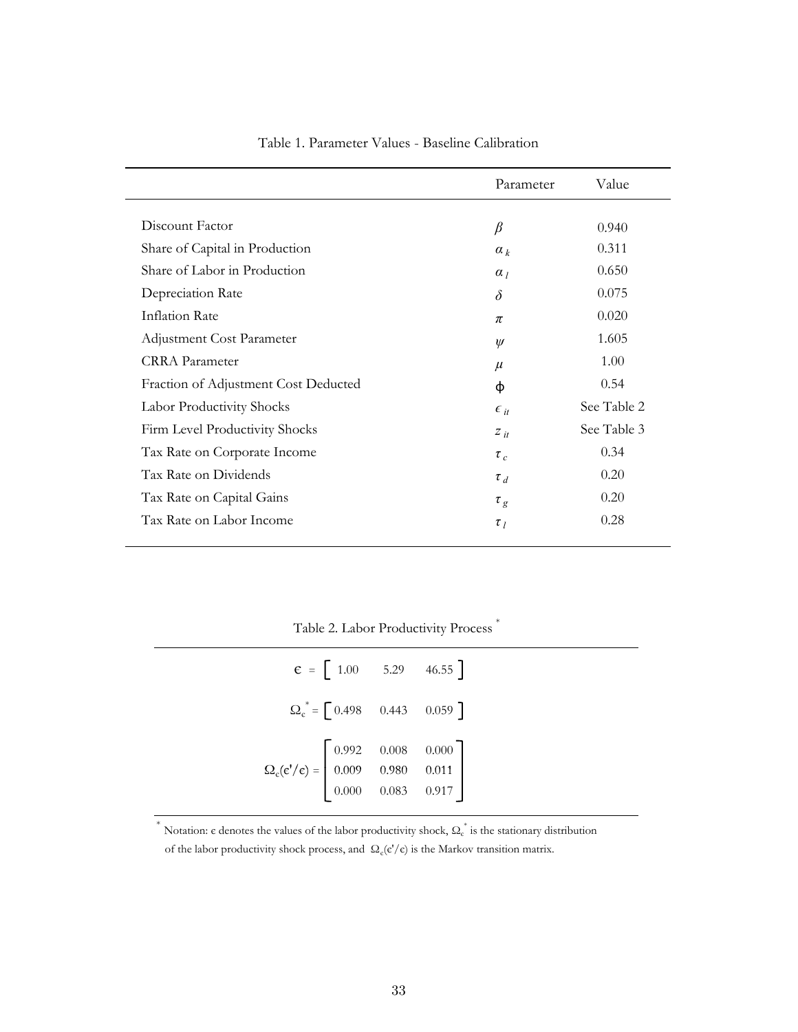Table 1. Parameter Values - Baseline Calibration

| | Parameter | Value |
|---|---|---|
| Discount Factor | $\beta$ | 0.940 |
| Share of Capital in Production | $\alpha_k$ | 0.311 |
| Share of Labor in Production | $\alpha_l$ | 0.650 |
| Depreciation Rate | $\delta$ | 0.075 |
| Inflation Rate | $\pi$ | 0.020 |
| Adjustment Cost Parameter | $\psi$ | 1.605 |
| CRRA Parameter | $\mu$ | 1.00 |
| Fraction of Adjustment Cost Deducted | $\phi$ | 0.54 |
| Labor Productivity Shocks | $\epsilon_{it}$ | See Table 2 |
| Firm Level Productivity Shocks | $z_{it}$ | See Table 3 |
| Tax Rate on Corporate Income | $\tau_c$ | 0.34 |
| Tax Rate on Dividends | $\tau_d$ | 0.20 |
| Tax Rate on Capital Gains | $\tau_g$ | 0.20 |
| Tax Rate on Labor Income | $\tau_l$ | 0.28 |

Table 2. Labor Productivity Process [*]

$$\epsilon = \begin{bmatrix} 1.00 & 5.29 & 46.55 \end{bmatrix}$$

$$\Omega_{\epsilon}^{*} = \begin{bmatrix} 0.498 & 0.443 & 0.059 \end{bmatrix}$$

$$\Omega_{\epsilon}(\epsilon'/\epsilon) = \begin{bmatrix} 0.992 & 0.008 & 0.000 \\ 0.009 & 0.980 & 0.011 \\ 0.000 & 0.083 & 0.917 \end{bmatrix}$$

[*] Notation: $\epsilon$ denotes the values of the labor productivity shock, $\Omega_{\epsilon}^{*}$ is the stationary distribution of the labor productivity shock process, and $\Omega_{\epsilon}(\epsilon'/\epsilon)$ is the Markov transition matrix.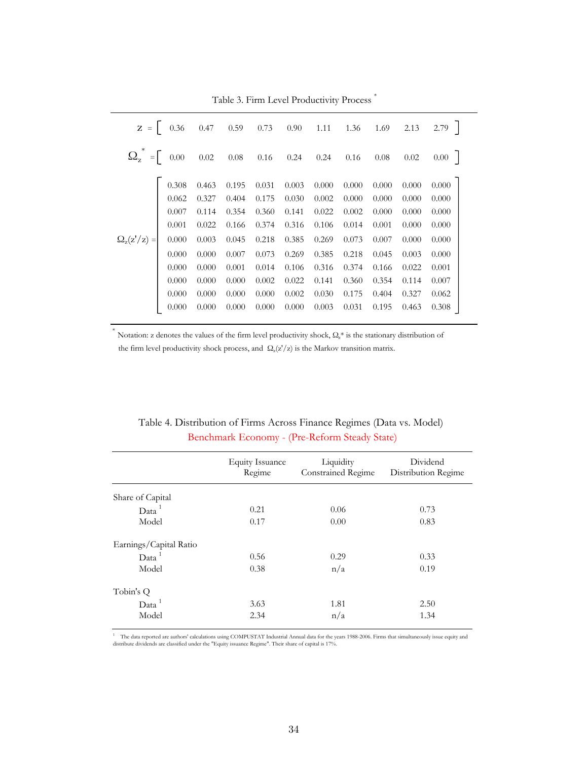Table 3. Firm Level Productivity Process *

$$z = \begin{bmatrix} 0.36 & 0.47 & 0.59 & 0.73 & 0.90 & 1.11 & 1.36 & 1.69 & 2.13 & 2.79 \end{bmatrix}$$

$$\Omega_z^* = \begin{bmatrix} 0.00 & 0.02 & 0.08 & 0.16 & 0.24 & 0.24 & 0.16 & 0.08 & 0.02 & 0.00 \end{bmatrix}$$

$$\Omega_z(z'/z) = \begin{bmatrix} 0.308 & 0.463 & 0.195 & 0.031 & 0.003 & 0.000 & 0.000 & 0.000 & 0.000 & 0.000 \\ 0.062 & 0.327 & 0.404 & 0.175 & 0.030 & 0.002 & 0.000 & 0.000 & 0.000 & 0.000 \\ 0.007 & 0.114 & 0.354 & 0.360 & 0.141 & 0.022 & 0.002 & 0.000 & 0.000 & 0.000 \\ 0.001 & 0.022 & 0.166 & 0.374 & 0.316 & 0.106 & 0.014 & 0.001 & 0.000 & 0.000 \\ 0.000 & 0.003 & 0.045 & 0.218 & 0.385 & 0.269 & 0.073 & 0.007 & 0.000 & 0.000 \\ 0.000 & 0.000 & 0.007 & 0.073 & 0.269 & 0.385 & 0.218 & 0.045 & 0.003 & 0.000 \\ 0.000 & 0.000 & 0.001 & 0.014 & 0.106 & 0.316 & 0.374 & 0.166 & 0.022 & 0.001 \\ 0.000 & 0.000 & 0.000 & 0.002 & 0.022 & 0.141 & 0.360 & 0.354 & 0.114 & 0.007 \\ 0.000 & 0.000 & 0.000 & 0.000 & 0.002 & 0.030 & 0.175 & 0.404 & 0.327 & 0.062 \\ 0.000 & 0.000 & 0.000 & 0.000 & 0.000 & 0.003 & 0.031 & 0.195 & 0.463 & 0.308 \end{bmatrix}$$

* Notation: z denotes the values of the firm level productivity shock, $\Omega_z^*$ is the stationary distribution of the firm level productivity shock process, and $\Omega_z(z'/z)$ is the Markov transition matrix.

Table 4. Distribution of Firms Across Finance Regimes (Data vs. Model)
Benchmark Economy - (Pre-Reform Steady State)

| | Equity Issuance Regime | Liquidity Constrained Regime | Dividend Distribution Regime |
|---|---|---|---|
| Share of Capital | | | |
| Data [1] | 0.21 | 0.06 | 0.73 |
| Model | 0.17 | 0.00 | 0.83 |
| Earnings/Capital Ratio | | | |
| Data [1] | 0.56 | 0.29 | 0.33 |
| Model | 0.38 | n/a | 0.19 |
| Tobin's Q | | | |
| Data [1] | 3.63 | 1.81 | 2.50 |
| Model | 2.34 | n/a | 1.34 |

[1] The data reported are authors' calculations using COMPUSTAT Industrial Annual data for the years 1988-2006. Firms that simultaneously issue equity and distribute dividends are classified under the "Equity issuance Regime". Their share of capital is 17%.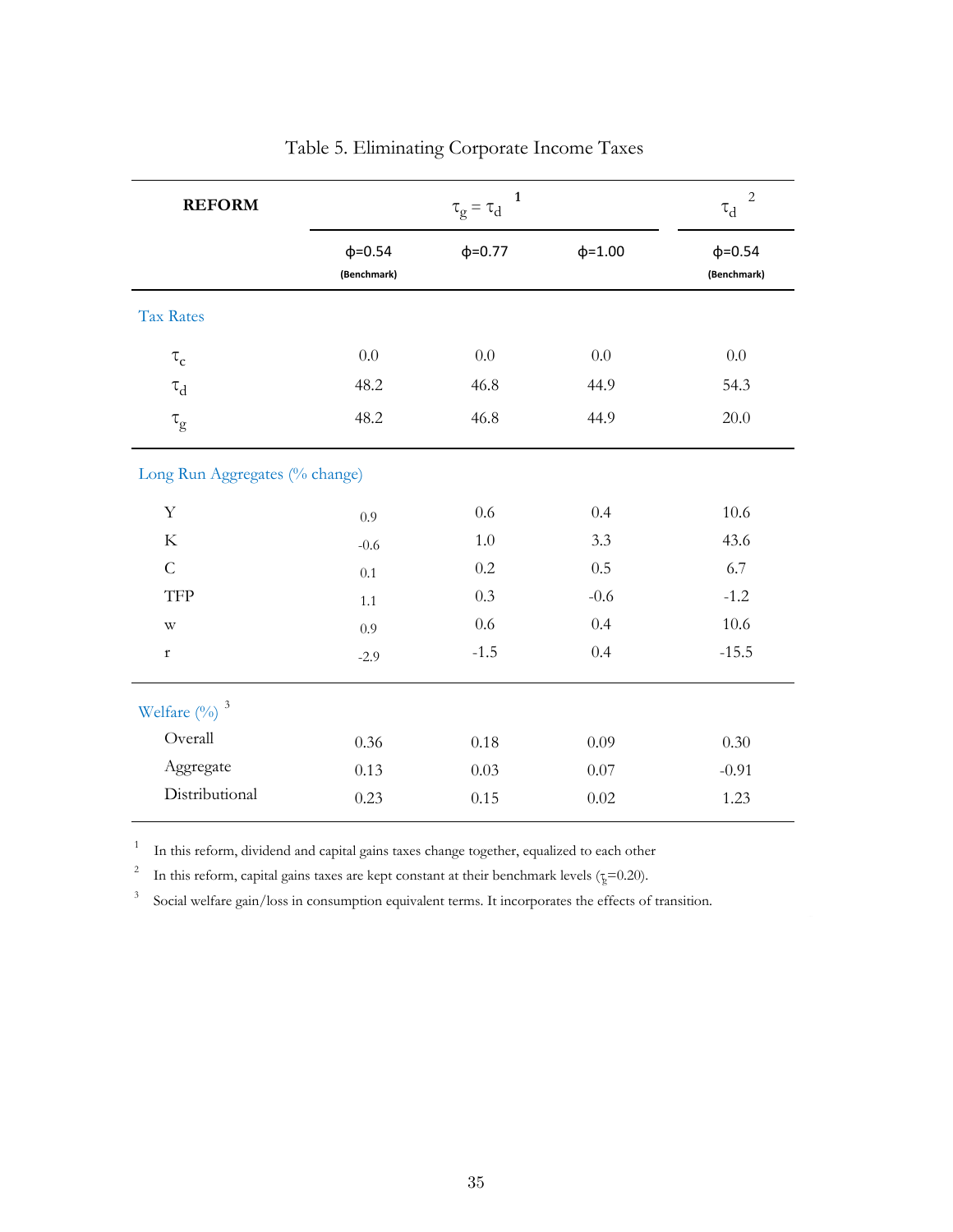Table 5. Eliminating Corporate Income Taxes

| REFORM | $\tau_g = \tau_d$ [1] | | | $\tau_d$ [2] |
|---|---|---|---|---|
| | ϕ=0.54 (Benchmark) | ϕ=0.77 | ϕ=1.00 | ϕ=0.54 (Benchmark) |
| **Tax Rates** | | | | |
| $\tau_c$ | 0.0 | 0.0 | 0.0 | 0.0 |
| $\tau_d$ | 48.2 | 46.8 | 44.9 | 54.3 |
| $\tau_g$ | 48.2 | 46.8 | 44.9 | 20.0 |
| **Long Run Aggregates (% change)** | | | | |
| Y | 0.9 | 0.6 | 0.4 | 10.6 |
| K | -0.6 | 1.0 | 3.3 | 43.6 |
| C | 0.1 | 0.2 | 0.5 | 6.7 |
| TFP | 1.1 | 0.3 | -0.6 | -1.2 |
| w | 0.9 | 0.6 | 0.4 | 10.6 |
| r | -2.9 | -1.5 | 0.4 | -15.5 |
| **Welfare (%)** [3] | | | | |
| Overall | 0.36 | 0.18 | 0.09 | 0.30 |
| Aggregate | 0.13 | 0.03 | 0.07 | -0.91 |
| Distributional | 0.23 | 0.15 | 0.02 | 1.23 |

[1] In this reform, dividend and capital gains taxes change together, equalized to each other

[2] In this reform, capital gains taxes are kept constant at their benchmark levels ($\tau_g$=0.20).

[3] Social welfare gain/loss in consumption equivalent terms. It incorporates the effects of transition.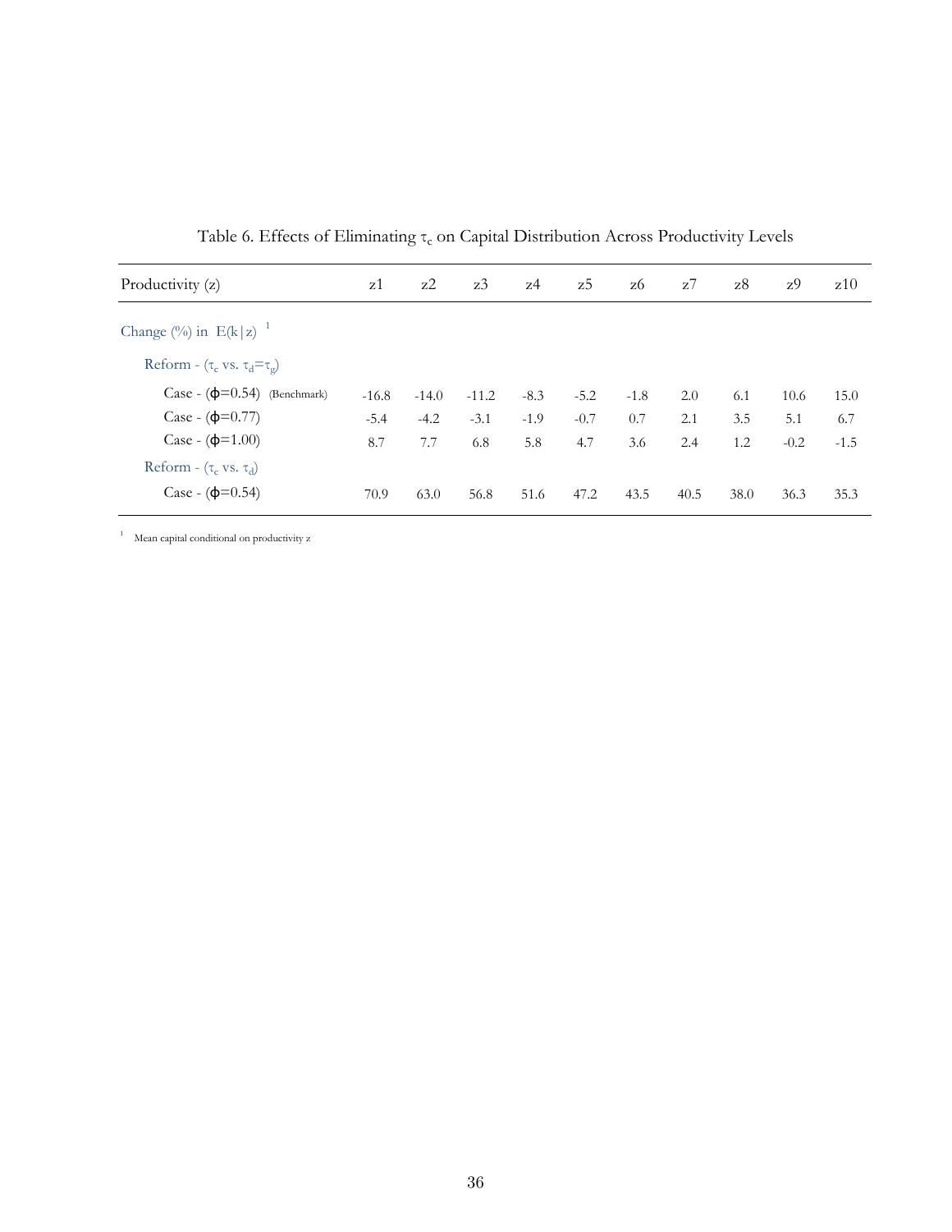Table 6. Effects of Eliminating $\tau_c$ on Capital Distribution Across Productivity Levels

| Productivity (z) | z1 | z2 | z3 | z4 | z5 | z6 | z7 | z8 | z9 | z10 |
|---|---|---|---|---|---|---|---|---|---|---|
| Change (%) in E(k\|z) [1] | | | | | | | | | | |
| Reform - ($\tau_c$ vs. $\tau_d$=$\tau_g$) | | | | | | | | | | |
| Case - ($\phi$=0.54) (Benchmark) | -16.8 | -14.0 | -11.2 | -8.3 | -5.2 | -1.8 | 2.0 | 6.1 | 10.6 | 15.0 |
| Case - ($\phi$=0.77) | -5.4 | -4.2 | -3.1 | -1.9 | -0.7 | 0.7 | 2.1 | 3.5 | 5.1 | 6.7 |
| Case - ($\phi$=1.00) | 8.7 | 7.7 | 6.8 | 5.8 | 4.7 | 3.6 | 2.4 | 1.2 | -0.2 | -1.5 |
| Reform - ($\tau_c$ vs. $\tau_d$) | | | | | | | | | | |
| Case - ($\phi$=0.54) | 70.9 | 63.0 | 56.8 | 51.6 | 47.2 | 43.5 | 40.5 | 38.0 | 36.3 | 35.3 |

[1] Mean capital conditional on productivity z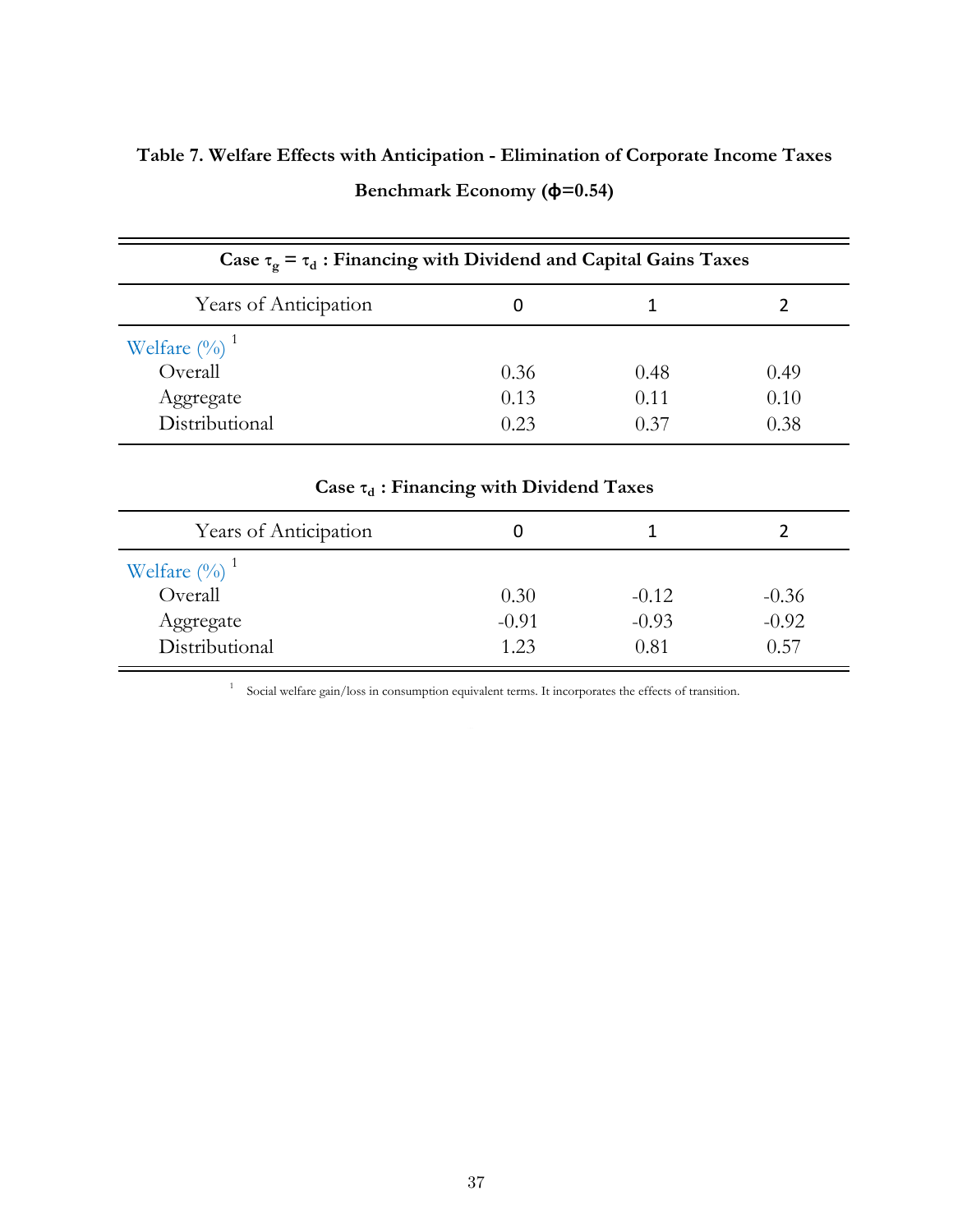**Table 7. Welfare Effects with Anticipation - Elimination of Corporate Income Taxes**

**Benchmark Economy ($\phi$=0.54)**

**Case $\tau_g = \tau_d$ : Financing with Dividend and Capital Gains Taxes**

| Years of Anticipation | 0 | 1 | 2 |
|---|---|---|---|
| Welfare (%) [1] | | | |
| Overall | 0.36 | 0.48 | 0.49 |
| Aggregate | 0.13 | 0.11 | 0.10 |
| Distributional | 0.23 | 0.37 | 0.38 |

**Case $\tau_d$ : Financing with Dividend Taxes**

| Years of Anticipation | 0 | 1 | 2 |
|---|---|---|---|
| Welfare (%) [1] | | | |
| Overall | 0.30 | -0.12 | -0.36 |
| Aggregate | -0.91 | -0.93 | -0.92 |
| Distributional | 1.23 | 0.81 | 0.57 |

[1] Social welfare gain/loss in consumption equivalent terms. It incorporates the effects of transition.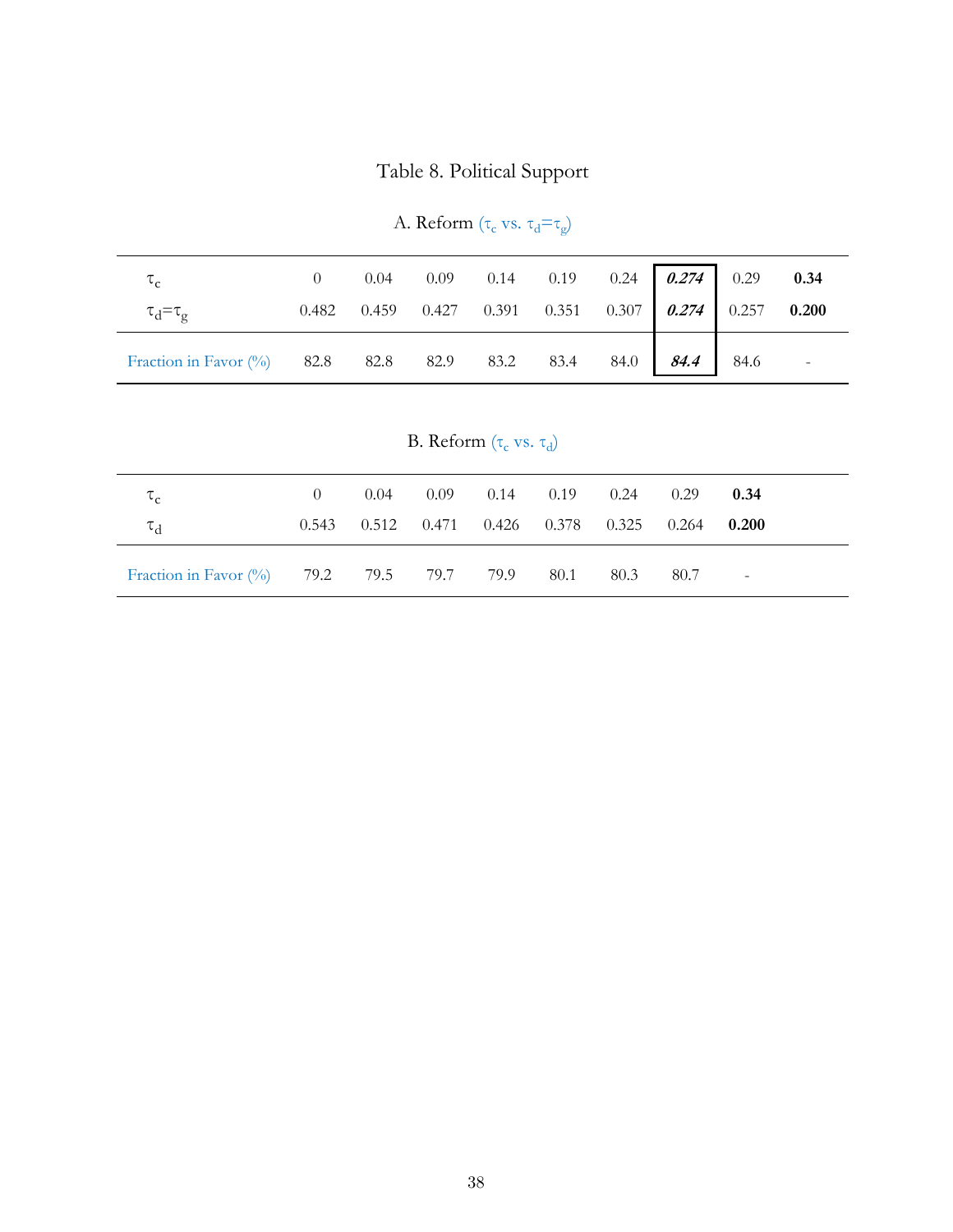# Table 8. Political Support

### A. Reform ($\tau_c$ vs. $\tau_d$=$\tau_g$)

| | | | | | | | | | |
|---|---|---|---|---|---|---|---|---|---|
| $\tau_c$ | 0 | 0.04 | 0.09 | 0.14 | 0.19 | 0.24 | ***0.274*** | 0.29 | **0.34** |
| $\tau_d$=$\tau_g$ | 0.482 | 0.459 | 0.427 | 0.391 | 0.351 | 0.307 | ***0.274*** | 0.257 | **0.200** |
| Fraction in Favor (%) | 82.8 | 82.8 | 82.9 | 83.2 | 83.4 | 84.0 | ***84.4*** | 84.6 | - |

### B. Reform ($\tau_c$ vs. $\tau_d$)

| | | | | | | | | |
|---|---|---|---|---|---|---|---|---|
| $\tau_c$ | 0 | 0.04 | 0.09 | 0.14 | 0.19 | 0.24 | 0.29 | **0.34** |
| $\tau_d$ | 0.543 | 0.512 | 0.471 | 0.426 | 0.378 | 0.325 | 0.264 | **0.200** |
| Fraction in Favor (%) | 79.2 | 79.5 | 79.7 | 79.9 | 80.1 | 80.3 | 80.7 | - |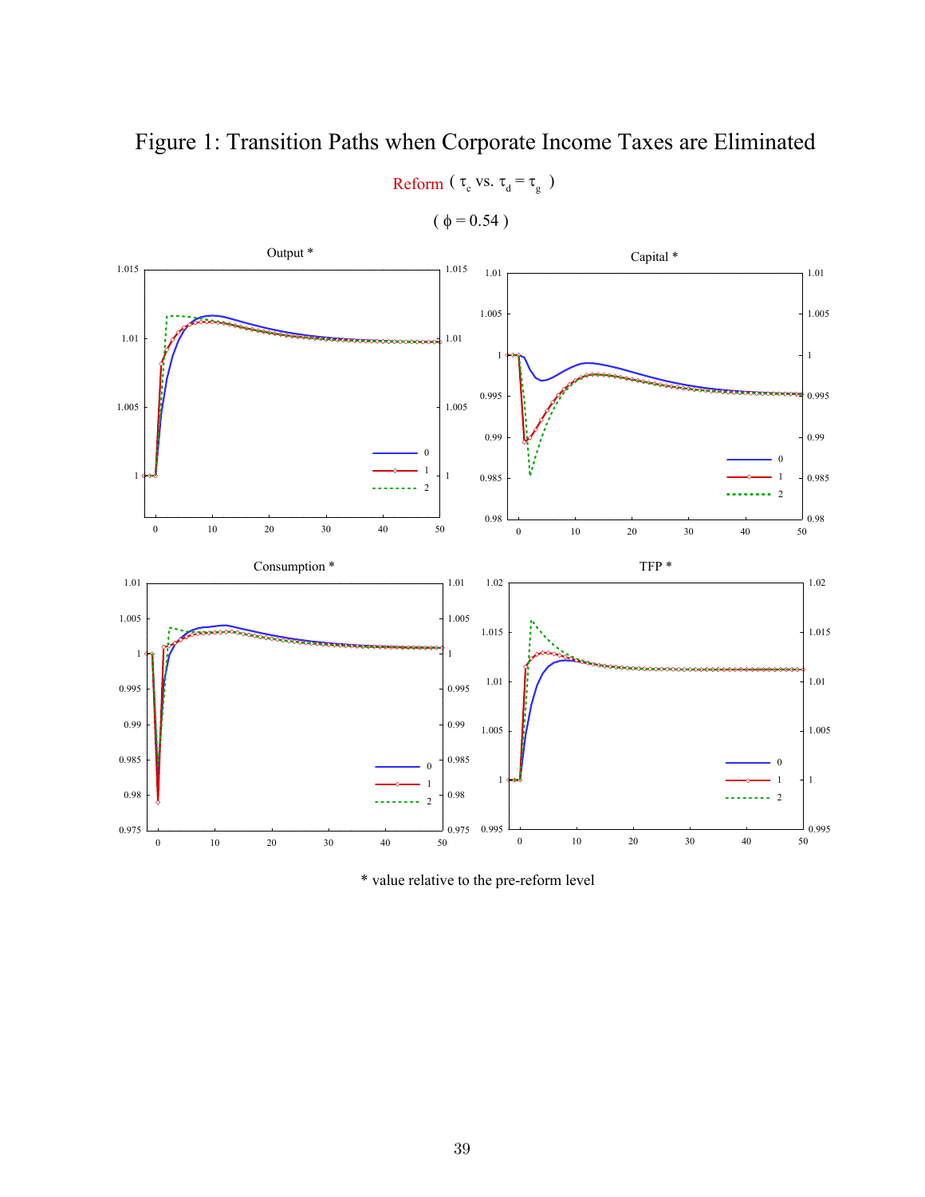# Figure 1: Transition Paths when Corporate Income Taxes are Eliminated

Reform ( $\tau_c$ vs. $\tau_d = \tau_g$ )

( $\phi = 0.54$ )

* value relative to the pre-reform level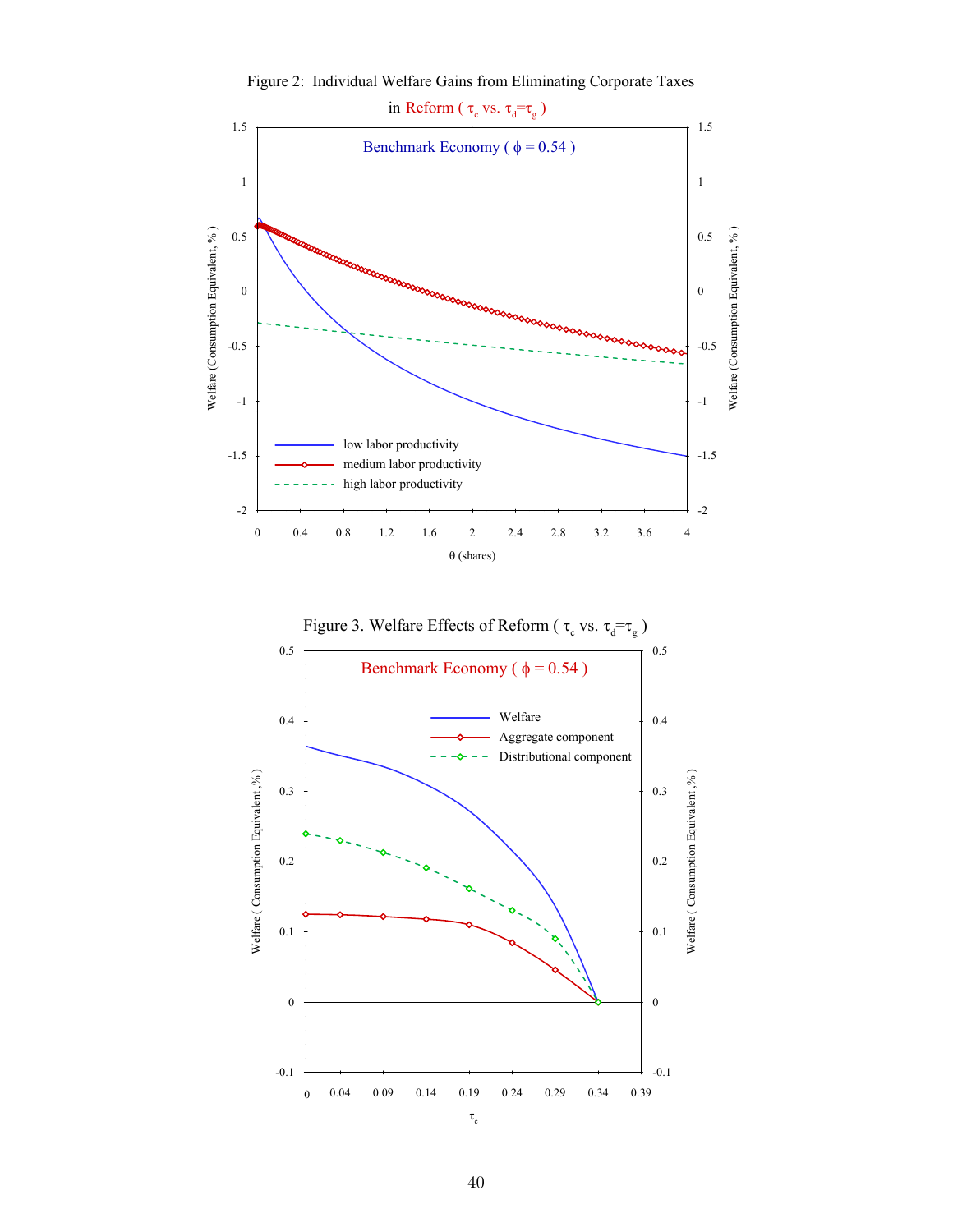Figure 2: Individual Welfare Gains from Eliminating Corporate Taxes in Reform ( $\tau_c$ vs. $\tau_d$=$\tau_g$ )

Benchmark Economy ( $\phi$ = 0.54 )

low labor productivity

medium labor productivity

high labor productivity

Welfare (Consumption Equivalent, % )

$\theta$ (shares)

Figure 3. Welfare Effects of Reform ( $\tau_c$ vs. $\tau_d$=$\tau_g$ )

Benchmark Economy ( $\phi$ = 0.54 )

Welfare

Aggregate component

Distributional component

Welfare ( Consumption Equivalent ,% )

$\tau_c$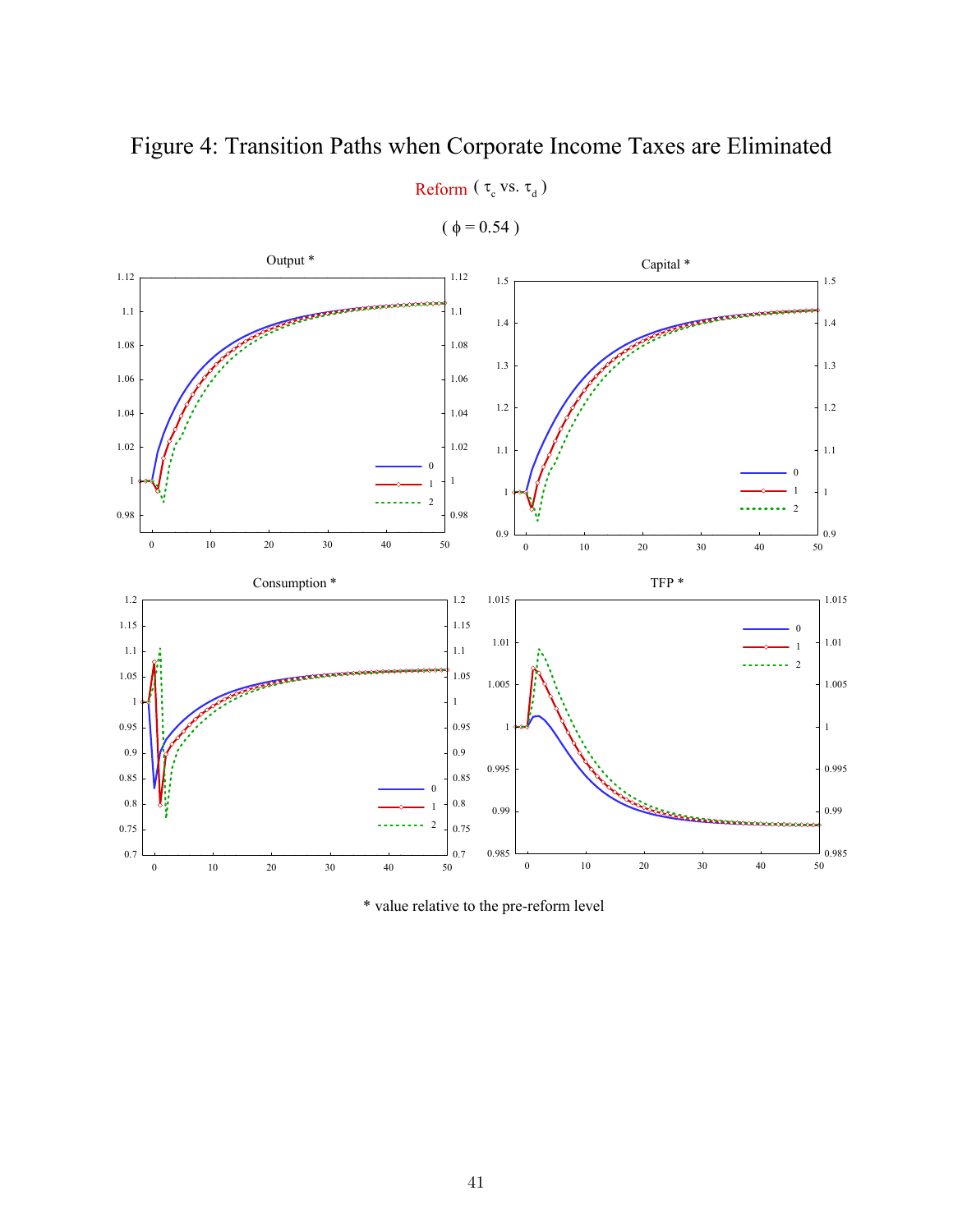# Figure 4: Transition Paths when Corporate Income Taxes are Eliminated

Reform ( $\tau_c$ vs. $\tau_d$ )

( $\phi = 0.54$ )

\* value relative to the pre-reform level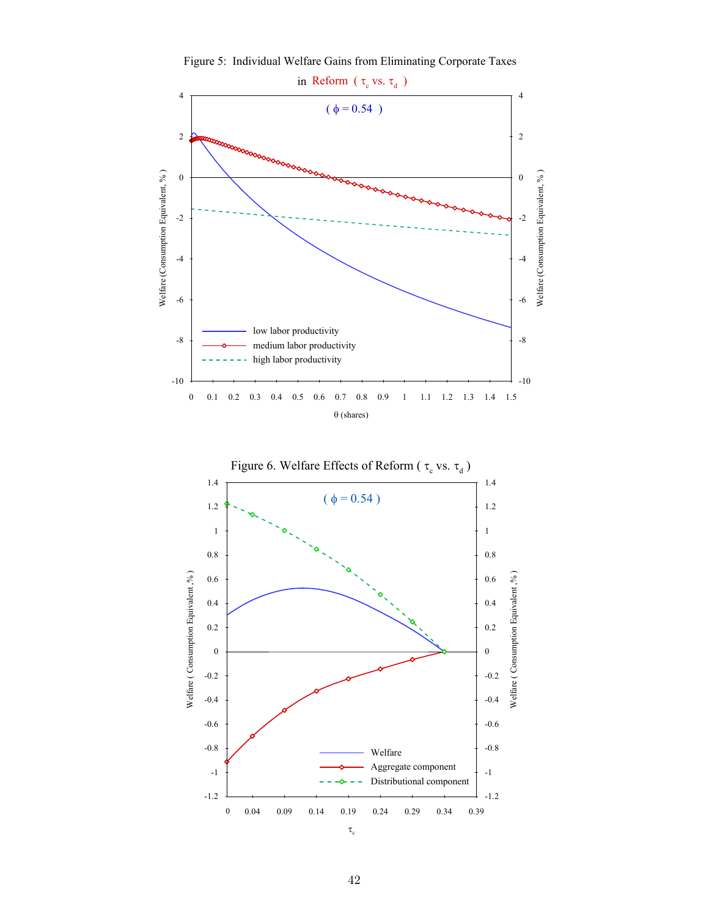Figure 5: Individual Welfare Gains from Eliminating Corporate Taxes in Reform ( $\tau_c$ vs. $\tau_d$ )

( $\phi = 0.54$ )

Welfare (Consumption Equivalent, % )

4
2
0
-2
-4
-6
-8
-10

0 0.1 0.2 0.3 0.4 0.5 0.6 0.7 0.8 0.9 1 1.1 1.2 1.3 1.4 1.5

$\theta$ (shares)

low labor productivity

medium labor productivity

high labor productivity

Figure 6. Welfare Effects of Reform ( $\tau_c$ vs. $\tau_d$ )

( $\phi = 0.54$ )

Welfare ( Consumption Equivalent, % )

1.4
1.2
1
0.8
0.6
0.4
0.2
0
-0.2
-0.4
-0.6
-0.8
-1
-1.2

0 0.04 0.09 0.14 0.19 0.24 0.29 0.34 0.39

$\tau_c$

Welfare

Aggregate component

Distributional component